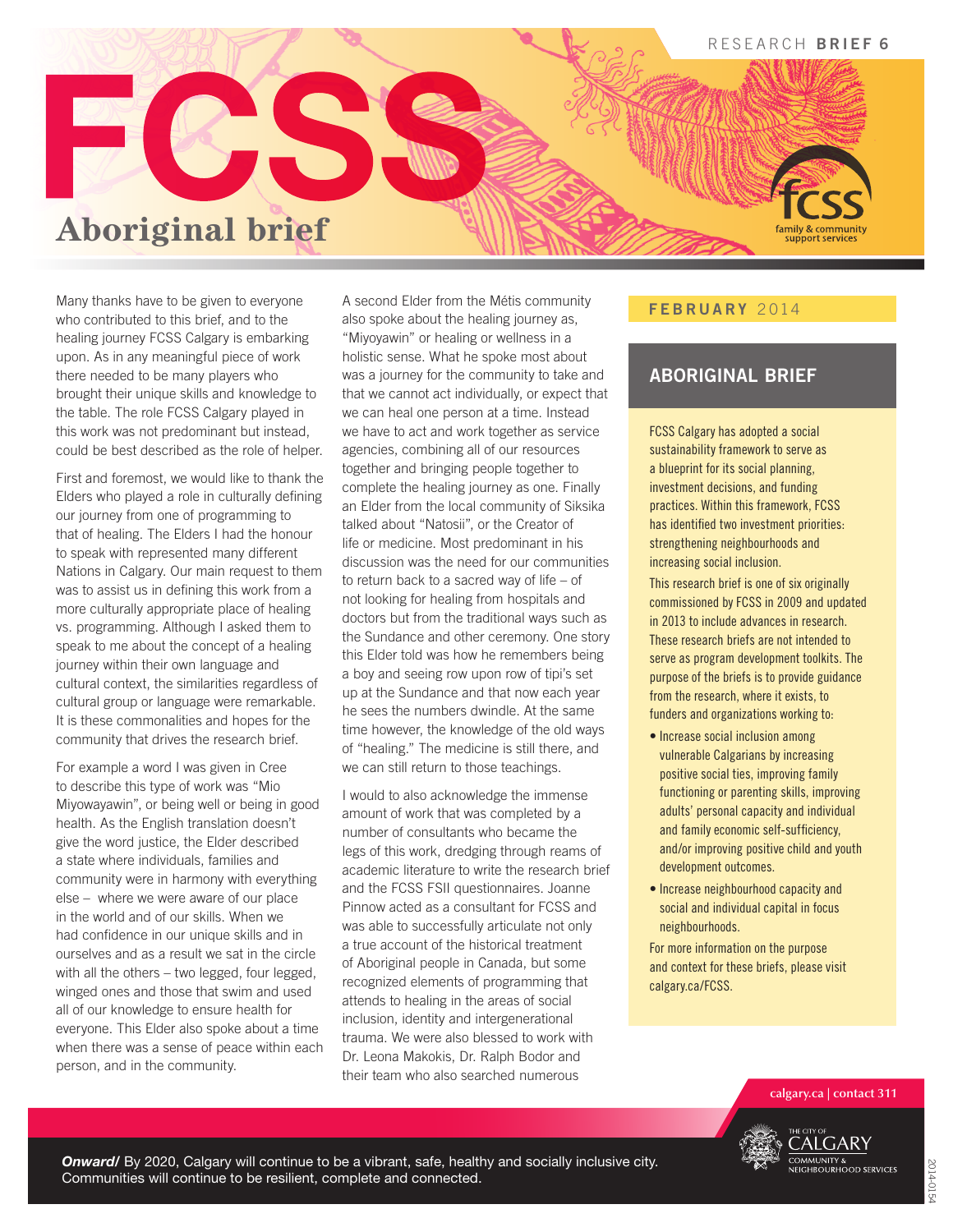RESEARCH **BRIEF 6**

# FCSS

## Aboriginal brief

Many thanks have to be given to everyone who contributed to this brief, and to the healing journey FCSS Calgary is embarking upon. As in any meaningful piece of work there needed to be many players who brought their unique skills and knowledge to the table. The role FCSS Calgary played in this work was not predominant but instead, could be best described as the role of helper.

First and foremost, we would like to thank the Elders who played a role in culturally defining our journey from one of programming to that of healing. The Elders I had the honour to speak with represented many different Nations in Calgary. Our main request to them was to assist us in defining this work from a more culturally appropriate place of healing vs. programming. Although I asked them to speak to me about the concept of a healing journey within their own language and cultural context, the similarities regardless of cultural group or language were remarkable. It is these commonalities and hopes for the community that drives the research brief.

For example a word I was given in Cree to describe this type of work was "Mio Miyowayawin", or being well or being in good health. As the English translation doesn't give the word justice, the Elder described a state where individuals, families and community were in harmony with everything else – where we were aware of our place in the world and of our skills. When we had confidence in our unique skills and in ourselves and as a result we sat in the circle with all the others – two legged, four legged, winged ones and those that swim and used all of our knowledge to ensure health for everyone. This Elder also spoke about a time when there was a sense of peace within each person, and in the community.

A second Elder from the Métis community also spoke about the healing journey as, "Miyoyawin" or healing or wellness in a holistic sense. What he spoke most about was a journey for the community to take and that we cannot act individually, or expect that we can heal one person at a time. Instead we have to act and work together as service agencies, combining all of our resources together and bringing people together to complete the healing journey as one. Finally an Elder from the local community of Siksika talked about "Natosii", or the Creator of life or medicine. Most predominant in his discussion was the need for our communities to return back to a sacred way of life – of not looking for healing from hospitals and doctors but from the traditional ways such as the Sundance and other ceremony. One story this Elder told was how he remembers being a boy and seeing row upon row of tipi's set up at the Sundance and that now each year he sees the numbers dwindle. At the same time however, the knowledge of the old ways of "healing." The medicine is still there, and we can still return to those teachings.

I would to also acknowledge the immense amount of work that was completed by a number of consultants who became the legs of this work, dredging through reams of academic literature to write the research brief and the FCSS FSII questionnaires. Joanne Pinnow acted as a consultant for FCSS and was able to successfully articulate not only a true account of the historical treatment of Aboriginal people in Canada, but some recognized elements of programming that attends to healing in the areas of social inclusion, identity and intergenerational trauma. We were also blessed to work with Dr. Leona Makokis, Dr. Ralph Bodor and their team who also searched numerous

**FEBRUARY** 2014

### ABORIGINAL BRIEF

FCSS Calgary has adopted a social sustainability framework to serve as a blueprint for its social planning, investment decisions, and funding practices. Within this framework, FCSS has identified two investment priorities: strengthening neighbourhoods and increasing social inclusion.

This research brief is one of six originally commissioned by FCSS in 2009 and updated in 2013 to include advances in research. These research briefs are not intended to serve as program development toolkits. The purpose of the briefs is to provide guidance from the research, where it exists, to funders and organizations working to:

- Increase social inclusion among vulnerable Calgarians by increasing positive social ties, improving family functioning or parenting skills, improving adults' personal capacity and individual and family economic self-sufficiency, and/or improving positive child and youth development outcomes.
- Increase neighbourhood capacity and social and individual capital in focus neighbourhoods.

For more information on the purpose and context for these briefs, please visit calgary.ca/FCSS.

calgary.ca | contact 311

***Onward/*** By 2020, Calgary will continue to be a vibrant, safe, healthy and socially inclusive city. Communities will continue to be resilient, complete and connected.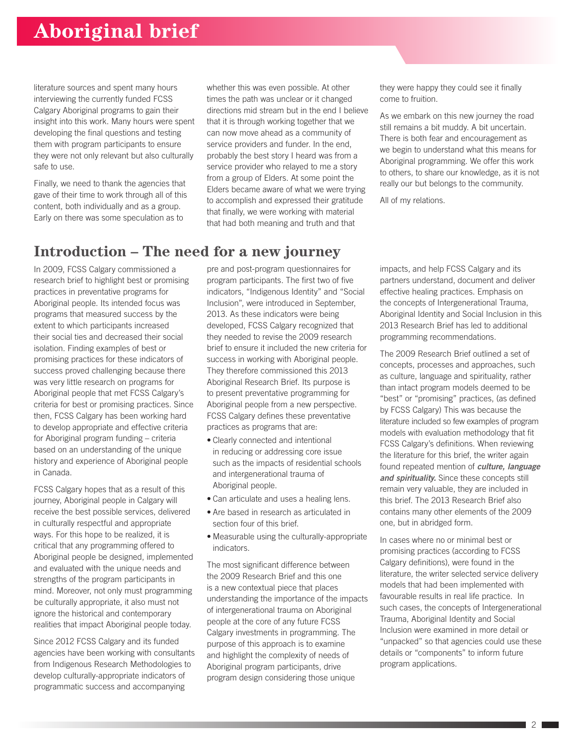literature sources and spent many hours interviewing the currently funded FCSS Calgary Aboriginal programs to gain their insight into this work. Many hours were spent developing the final questions and testing them with program participants to ensure they were not only relevant but also culturally safe to use.

Finally, we need to thank the agencies that gave of their time to work through all of this content, both individually and as a group. Early on there was some speculation as to whether this was even possible. At other times the path was unclear or it changed directions mid stream but in the end I believe that it is through working together that we can now move ahead as a community of service providers and funder. In the end, probably the best story I heard was from a service provider who relayed to me a story from a group of Elders. At some point the Elders became aware of what we were trying to accomplish and expressed their gratitude that finally, we were working with material that had both meaning and truth and that they were happy they could see it finally come to fruition.

As we embark on this new journey the road still remains a bit muddy. A bit uncertain. There is both fear and encouragement as we begin to understand what this means for Aboriginal programming. We offer this work to others, to share our knowledge, as it is not really our but belongs to the community.

All of my relations.

## Introduction – The need for a new journey

In 2009, FCSS Calgary commissioned a research brief to highlight best or promising practices in preventative programs for Aboriginal people. Its intended focus was programs that measured success by the extent to which participants increased their social ties and decreased their social isolation. Finding examples of best or promising practices for these indicators of success proved challenging because there was very little research on programs for Aboriginal people that met FCSS Calgary's criteria for best or promising practices. Since then, FCSS Calgary has been working hard to develop appropriate and effective criteria for Aboriginal program funding – criteria based on an understanding of the unique history and experience of Aboriginal people in Canada.

FCSS Calgary hopes that as a result of this journey, Aboriginal people in Calgary will receive the best possible services, delivered in culturally respectful and appropriate ways. For this hope to be realized, it is critical that any programming offered to Aboriginal people be designed, implemented and evaluated with the unique needs and strengths of the program participants in mind. Moreover, not only must programming be culturally appropriate, it also must not ignore the historical and contemporary realities that impact Aboriginal people today.

Since 2012 FCSS Calgary and its funded agencies have been working with consultants from Indigenous Research Methodologies to develop culturally-appropriate indicators of programmatic success and accompanying pre and post-program questionnaires for program participants. The first two of five indicators, "Indigenous Identity" and "Social Inclusion", were introduced in September, 2013. As these indicators were being developed, FCSS Calgary recognized that they needed to revise the 2009 research brief to ensure it included the new criteria for success in working with Aboriginal people. They therefore commissioned this 2013 Aboriginal Research Brief. Its purpose is to present preventative programming for Aboriginal people from a new perspective. FCSS Calgary defines these preventative practices as programs that are:

- Clearly connected and intentional in reducing or addressing core issue such as the impacts of residential schools and intergenerational trauma of Aboriginal people.
- Can articulate and uses a healing lens.
- Are based in research as articulated in section four of this brief.
- Measurable using the culturally-appropriate indicators.

The most significant difference between the 2009 Research Brief and this one is a new contextual piece that places understanding the importance of the impacts of intergenerational trauma on Aboriginal people at the core of any future FCSS Calgary investments in programming. The purpose of this approach is to examine and highlight the complexity of needs of Aboriginal program participants, drive program design considering those unique impacts, and help FCSS Calgary and its partners understand, document and deliver effective healing practices. Emphasis on the concepts of Intergenerational Trauma, Aboriginal Identity and Social Inclusion in this 2013 Research Brief has led to additional programming recommendations.

The 2009 Research Brief outlined a set of concepts, processes and approaches, such as culture, language and spirituality, rather than intact program models deemed to be "best" or "promising" practices, (as defined by FCSS Calgary) This was because the literature included so few examples of program models with evaluation methodology that fit FCSS Calgary's definitions. When reviewing the literature for this brief, the writer again found repeated mention of ***culture, language and spirituality.*** Since these concepts still remain very valuable, they are included in this brief. The 2013 Research Brief also contains many other elements of the 2009 one, but in abridged form.

In cases where no or minimal best or promising practices (according to FCSS Calgary definitions), were found in the literature, the writer selected service delivery models that had been implemented with favourable results in real life practice. In such cases, the concepts of Intergenerational Trauma, Aboriginal Identity and Social Inclusion were examined in more detail or "unpacked" so that agencies could use these details or "components" to inform future program applications.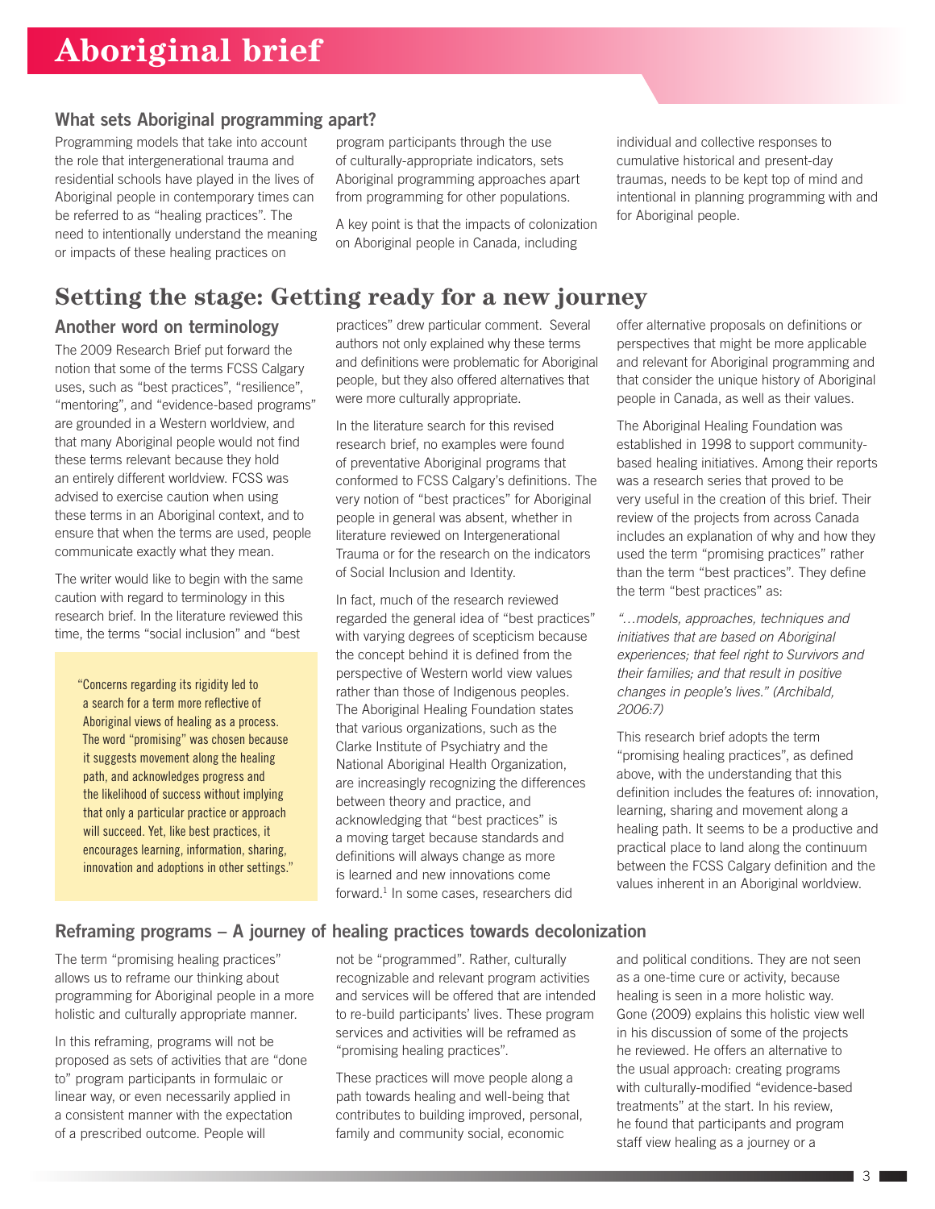# Aboriginal brief

## What sets Aboriginal programming apart?

Programming models that take into account the role that intergenerational trauma and residential schools have played in the lives of Aboriginal people in contemporary times can be referred to as "healing practices". The need to intentionally understand the meaning or impacts of these healing practices on program participants through the use of culturally-appropriate indicators, sets Aboriginal programming approaches apart from programming for other populations.

A key point is that the impacts of colonization on Aboriginal people in Canada, including individual and collective responses to cumulative historical and present-day traumas, needs to be kept top of mind and intentional in planning programming with and for Aboriginal people.

# Setting the stage: Getting ready for a new journey

## Another word on terminology

The 2009 Research Brief put forward the notion that some of the terms FCSS Calgary uses, such as "best practices", "resilience", "mentoring", and "evidence-based programs" are grounded in a Western worldview, and that many Aboriginal people would not find these terms relevant because they hold an entirely different worldview. FCSS was advised to exercise caution when using these terms in an Aboriginal context, and to ensure that when the terms are used, people communicate exactly what they mean.

The writer would like to begin with the same caution with regard to terminology in this research brief. In the literature reviewed this time, the terms "social inclusion" and "best practices" drew particular comment. Several authors not only explained why these terms and definitions were problematic for Aboriginal people, but they also offered alternatives that were more culturally appropriate.

> "Concerns regarding its rigidity led to a search for a term more reflective of Aboriginal views of healing as a process. The word "promising" was chosen because it suggests movement along the healing path, and acknowledges progress and the likelihood of success without implying that only a particular practice or approach will succeed. Yet, like best practices, it encourages learning, information, sharing, innovation and adoptions in other settings."

In the literature search for this revised research brief, no examples were found of preventative Aboriginal programs that conformed to FCSS Calgary's definitions. The very notion of "best practices" for Aboriginal people in general was absent, whether in literature reviewed on Intergenerational Trauma or for the research on the indicators of Social Inclusion and Identity.

In fact, much of the research reviewed regarded the general idea of "best practices" with varying degrees of scepticism because the concept behind it is defined from the perspective of Western world view values rather than those of Indigenous peoples. The Aboriginal Healing Foundation states that various organizations, such as the Clarke Institute of Psychiatry and the National Aboriginal Health Organization, are increasingly recognizing the differences between theory and practice, and acknowledging that "best practices" is a moving target because standards and definitions will always change as more is learned and new innovations come forward.[1] In some cases, researchers did offer alternative proposals on definitions or perspectives that might be more applicable and relevant for Aboriginal programming and that consider the unique history of Aboriginal people in Canada, as well as their values.

The Aboriginal Healing Foundation was established in 1998 to support community-based healing initiatives. Among their reports was a research series that proved to be very useful in the creation of this brief. Their review of the projects from across Canada includes an explanation of why and how they used the term "promising practices" rather than the term "best practices". They define the term "best practices" as:

*"…models, approaches, techniques and initiatives that are based on Aboriginal experiences; that feel right to Survivors and their families; and that result in positive changes in people's lives." (Archibald, 2006:7)*

This research brief adopts the term "promising healing practices", as defined above, with the understanding that this definition includes the features of: innovation, learning, sharing and movement along a healing path. It seems to be a productive and practical place to land along the continuum between the FCSS Calgary definition and the values inherent in an Aboriginal worldview.

## Reframing programs – A journey of healing practices towards decolonization

The term "promising healing practices" allows us to reframe our thinking about programming for Aboriginal people in a more holistic and culturally appropriate manner.

In this reframing, programs will not be proposed as sets of activities that are "done to" program participants in formulaic or linear way, or even necessarily applied in a consistent manner with the expectation of a prescribed outcome. People will not be "programmed". Rather, culturally recognizable and relevant program activities and services will be offered that are intended to re-build participants' lives. These program services and activities will be reframed as "promising healing practices".

These practices will move people along a path towards healing and well-being that contributes to building improved, personal, family and community social, economic and political conditions. They are not seen as a one-time cure or activity, because healing is seen in a more holistic way. Gone (2009) explains this holistic view well in his discussion of some of the projects he reviewed. He offers an alternative to the usual approach: creating programs with culturally-modified "evidence-based treatments" at the start. In his review, he found that participants and program staff view healing as a journey or a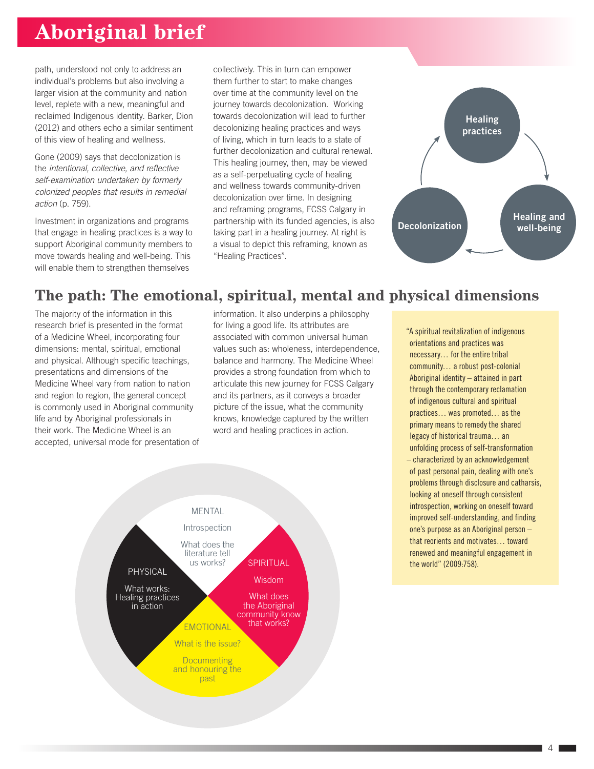path, understood not only to address an individual's problems but also involving a larger vision at the community and nation level, replete with a new, meaningful and reclaimed Indigenous identity. Barker, Dion (2012) and others echo a similar sentiment of this view of healing and wellness.

Gone (2009) says that decolonization is the *intentional, collective, and reflective self-examination undertaken by formerly colonized peoples that results in remedial action* (p. 759).

Investment in organizations and programs that engage in healing practices is a way to support Aboriginal community members to move towards healing and well-being. This will enable them to strengthen themselves collectively. This in turn can empower them further to start to make changes over time at the community level on the journey towards decolonization. Working towards decolonization will lead to further decolonizing healing practices and ways of living, which in turn leads to a state of further decolonization and cultural renewal. This healing journey, then, may be viewed as a self-perpetuating cycle of healing and wellness towards community-driven decolonization over time. In designing and reframing programs, FCSS Calgary in partnership with its funded agencies, is also taking part in a healing journey. At right is a visual to depict this reframing, known as "Healing Practices".

Healing practices → Healing and well-being → Decolonization → Healing practices

## The path: The emotional, spiritual, mental and physical dimensions

The majority of the information in this research brief is presented in the format of a Medicine Wheel, incorporating four dimensions: mental, spiritual, emotional and physical. Although specific teachings, presentations and dimensions of the Medicine Wheel vary from nation to nation and region to region, the general concept is commonly used in Aboriginal community life and by Aboriginal professionals in their work. The Medicine Wheel is an accepted, universal mode for presentation of information. It also underpins a philosophy for living a good life. Its attributes are associated with common universal human values such as: wholeness, interdependence, balance and harmony. The Medicine Wheel provides a strong foundation from which to articulate this new journey for FCSS Calgary and its partners, as it conveys a broader picture of the issue, what the community knows, knowledge captured by the written word and healing practices in action.

> "A spiritual revitalization of indigenous orientations and practices was necessary… for the entire tribal community… a robust post-colonial Aboriginal identity – attained in part through the contemporary reclamation of indigenous cultural and spiritual practices… was promoted… as the primary means to remedy the shared legacy of historical trauma… an unfolding process of self-transformation – characterized by an acknowledgement of past personal pain, dealing with one's problems through disclosure and catharsis, looking at oneself through consistent introspection, working on oneself toward improved self-understanding, and finding one's purpose as an Aboriginal person – that reorients and motivates… toward renewed and meaningful engagement in the world" (2009:758).

MENTAL
Introspection
What does the literature tell us works?

SPIRITUAL
Wisdom
What does the Aboriginal community know that works?

EMOTIONAL
What is the issue?
Documenting and honouring the past

PHYSICAL
What works: Healing practices in action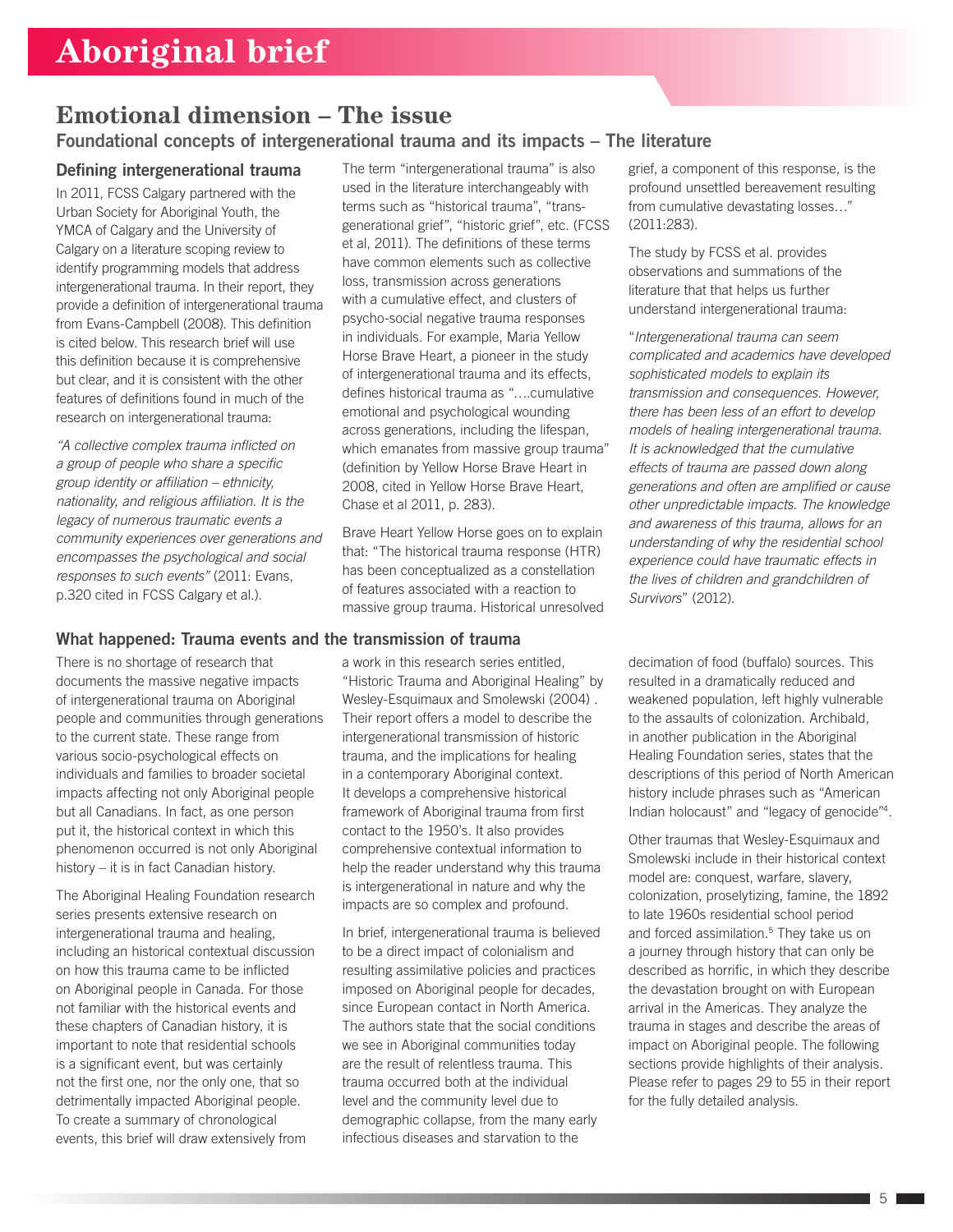# Aboriginal brief

## Emotional dimension – The issue

### Foundational concepts of intergenerational trauma and its impacts – The literature

#### Defining intergenerational trauma

In 2011, FCSS Calgary partnered with the Urban Society for Aboriginal Youth, the YMCA of Calgary and the University of Calgary on a literature scoping review to identify programming models that address intergenerational trauma. In their report, they provide a definition of intergenerational trauma from Evans-Campbell (2008). This definition is cited below. This research brief will use this definition because it is comprehensive but clear, and it is consistent with the other features of definitions found in much of the research on intergenerational trauma:

*"A collective complex trauma inflicted on a group of people who share a specific group identity or affiliation – ethnicity, nationality, and religious affiliation. It is the legacy of numerous traumatic events a community experiences over generations and encompasses the psychological and social responses to such events"* (2011: Evans, p.320 cited in FCSS Calgary et al.).

The term "intergenerational trauma" is also used in the literature interchangeably with terms such as "historical trauma", "trans-generational grief", "historic grief", etc. (FCSS et al, 2011). The definitions of these terms have common elements such as collective loss, transmission across generations with a cumulative effect, and clusters of psycho-social negative trauma responses in individuals. For example, Maria Yellow Horse Brave Heart, a pioneer in the study of intergenerational trauma and its effects, defines historical trauma as "….cumulative emotional and psychological wounding across generations, including the lifespan, which emanates from massive group trauma" (definition by Yellow Horse Brave Heart in 2008, cited in Yellow Horse Brave Heart, Chase et al 2011, p. 283).

Brave Heart Yellow Horse goes on to explain that: "The historical trauma response (HTR) has been conceptualized as a constellation of features associated with a reaction to massive group trauma. Historical unresolved grief, a component of this response, is the profound unsettled bereavement resulting from cumulative devastating losses…" (2011:283).

The study by FCSS et al. provides observations and summations of the literature that that helps us further understand intergenerational trauma:

"*Intergenerational trauma can seem complicated and academics have developed sophisticated models to explain its transmission and consequences. However, there has been less of an effort to develop models of healing intergenerational trauma. It is acknowledged that the cumulative effects of trauma are passed down along generations and often are amplified or cause other unpredictable impacts. The knowledge and awareness of this trauma, allows for an understanding of why the residential school experience could have traumatic effects in the lives of children and grandchildren of Survivors*" (2012).

### What happened: Trauma events and the transmission of trauma

There is no shortage of research that documents the massive negative impacts of intergenerational trauma on Aboriginal people and communities through generations to the current state. These range from various socio-psychological effects on individuals and families to broader societal impacts affecting not only Aboriginal people but all Canadians. In fact, as one person put it, the historical context in which this phenomenon occurred is not only Aboriginal history – it is in fact Canadian history.

The Aboriginal Healing Foundation research series presents extensive research on intergenerational trauma and healing, including an historical contextual discussion on how this trauma came to be inflicted on Aboriginal people in Canada. For those not familiar with the historical events and these chapters of Canadian history, it is important to note that residential schools is a significant event, but was certainly not the first one, nor the only one, that so detrimentally impacted Aboriginal people. To create a summary of chronological events, this brief will draw extensively from a work in this research series entitled, "Historic Trauma and Aboriginal Healing" by Wesley-Esquimaux and Smolewski (2004) . Their report offers a model to describe the intergenerational transmission of historic trauma, and the implications for healing in a contemporary Aboriginal context. It develops a comprehensive historical framework of Aboriginal trauma from first contact to the 1950's. It also provides comprehensive contextual information to help the reader understand why this trauma is intergenerational in nature and why the impacts are so complex and profound.

In brief, intergenerational trauma is believed to be a direct impact of colonialism and resulting assimilative policies and practices imposed on Aboriginal people for decades, since European contact in North America. The authors state that the social conditions we see in Aboriginal communities today are the result of relentless trauma. This trauma occurred both at the individual level and the community level due to demographic collapse, from the many early infectious diseases and starvation to the decimation of food (buffalo) sources. This resulted in a dramatically reduced and weakened population, left highly vulnerable to the assaults of colonization. Archibald, in another publication in the Aboriginal Healing Foundation series, states that the descriptions of this period of North American history include phrases such as "American Indian holocaust" and "legacy of genocide"[4].

Other traumas that Wesley-Esquimaux and Smolewski include in their historical context model are: conquest, warfare, slavery, colonization, proselytizing, famine, the 1892 to late 1960s residential school period and forced assimilation.[5] They take us on a journey through history that can only be described as horrific, in which they describe the devastation brought on with European arrival in the Americas. They analyze the trauma in stages and describe the areas of impact on Aboriginal people. The following sections provide highlights of their analysis. Please refer to pages 29 to 55 in their report for the fully detailed analysis.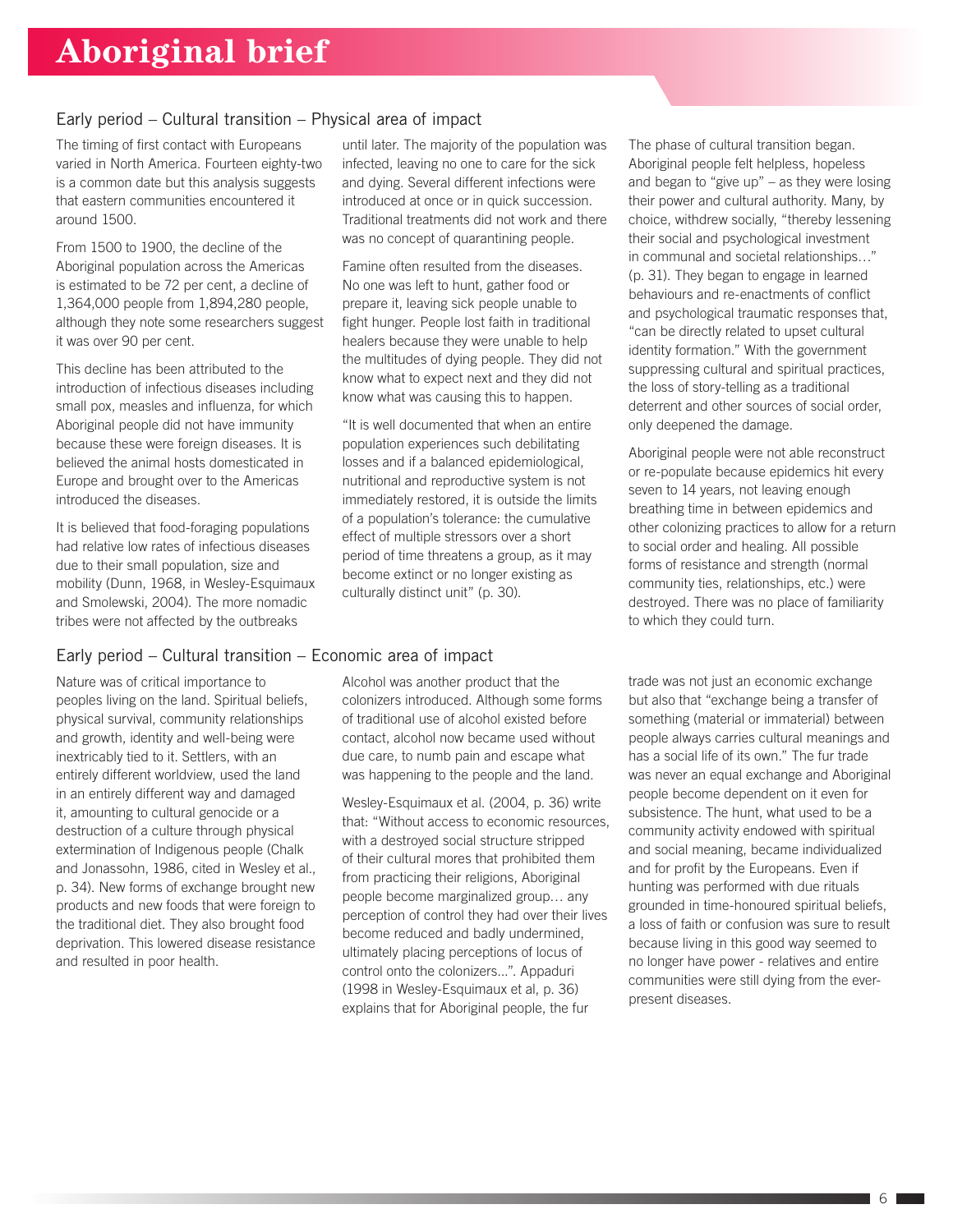# Aboriginal brief

## Early period – Cultural transition – Physical area of impact

The timing of first contact with Europeans varied in North America. Fourteen eighty-two is a common date but this analysis suggests that eastern communities encountered it around 1500.

From 1500 to 1900, the decline of the Aboriginal population across the Americas is estimated to be 72 per cent, a decline of 1,364,000 people from 1,894,280 people, although they note some researchers suggest it was over 90 per cent.

This decline has been attributed to the introduction of infectious diseases including small pox, measles and influenza, for which Aboriginal people did not have immunity because these were foreign diseases. It is believed the animal hosts domesticated in Europe and brought over to the Americas introduced the diseases.

It is believed that food-foraging populations had relative low rates of infectious diseases due to their small population, size and mobility (Dunn, 1968, in Wesley-Esquimaux and Smolewski, 2004). The more nomadic tribes were not affected by the outbreaks until later. The majority of the population was infected, leaving no one to care for the sick and dying. Several different infections were introduced at once or in quick succession. Traditional treatments did not work and there was no concept of quarantining people.

Famine often resulted from the diseases. No one was left to hunt, gather food or prepare it, leaving sick people unable to fight hunger. People lost faith in traditional healers because they were unable to help the multitudes of dying people. They did not know what to expect next and they did not know what was causing this to happen.

"It is well documented that when an entire population experiences such debilitating losses and if a balanced epidemiological, nutritional and reproductive system is not immediately restored, it is outside the limits of a population's tolerance: the cumulative effect of multiple stressors over a short period of time threatens a group, as it may become extinct or no longer existing as culturally distinct unit" (p. 30).

The phase of cultural transition began. Aboriginal people felt helpless, hopeless and began to "give up" – as they were losing their power and cultural authority. Many, by choice, withdrew socially, "thereby lessening their social and psychological investment in communal and societal relationships…" (p. 31). They began to engage in learned behaviours and re-enactments of conflict and psychological traumatic responses that, "can be directly related to upset cultural identity formation." With the government suppressing cultural and spiritual practices, the loss of story-telling as a traditional deterrent and other sources of social order, only deepened the damage.

Aboriginal people were not able reconstruct or re-populate because epidemics hit every seven to 14 years, not leaving enough breathing time in between epidemics and other colonizing practices to allow for a return to social order and healing. All possible forms of resistance and strength (normal community ties, relationships, etc.) were destroyed. There was no place of familiarity to which they could turn.

## Early period – Cultural transition – Economic area of impact

Nature was of critical importance to peoples living on the land. Spiritual beliefs, physical survival, community relationships and growth, identity and well-being were inextricably tied to it. Settlers, with an entirely different worldview, used the land in an entirely different way and damaged it, amounting to cultural genocide or a destruction of a culture through physical extermination of Indigenous people (Chalk and Jonassohn, 1986, cited in Wesley et al., p. 34). New forms of exchange brought new products and new foods that were foreign to the traditional diet. They also brought food deprivation. This lowered disease resistance and resulted in poor health.

Alcohol was another product that the colonizers introduced. Although some forms of traditional use of alcohol existed before contact, alcohol now became used without due care, to numb pain and escape what was happening to the people and the land.

Wesley-Esquimaux et al. (2004, p. 36) write that: "Without access to economic resources, with a destroyed social structure stripped of their cultural mores that prohibited them from practicing their religions, Aboriginal people become marginalized group… any perception of control they had over their lives become reduced and badly undermined, ultimately placing perceptions of locus of control onto the colonizers…". Appaduri (1998 in Wesley-Esquimaux et al, p. 36) explains that for Aboriginal people, the fur trade was not just an economic exchange but also that "exchange being a transfer of something (material or immaterial) between people always carries cultural meanings and has a social life of its own." The fur trade was never an equal exchange and Aboriginal people become dependent on it even for subsistence. The hunt, what used to be a community activity endowed with spiritual and social meaning, became individualized and for profit by the Europeans. Even if hunting was performed with due rituals grounded in time-honoured spiritual beliefs, a loss of faith or confusion was sure to result because living in this good way seemed to no longer have power - relatives and entire communities were still dying from the ever-present diseases.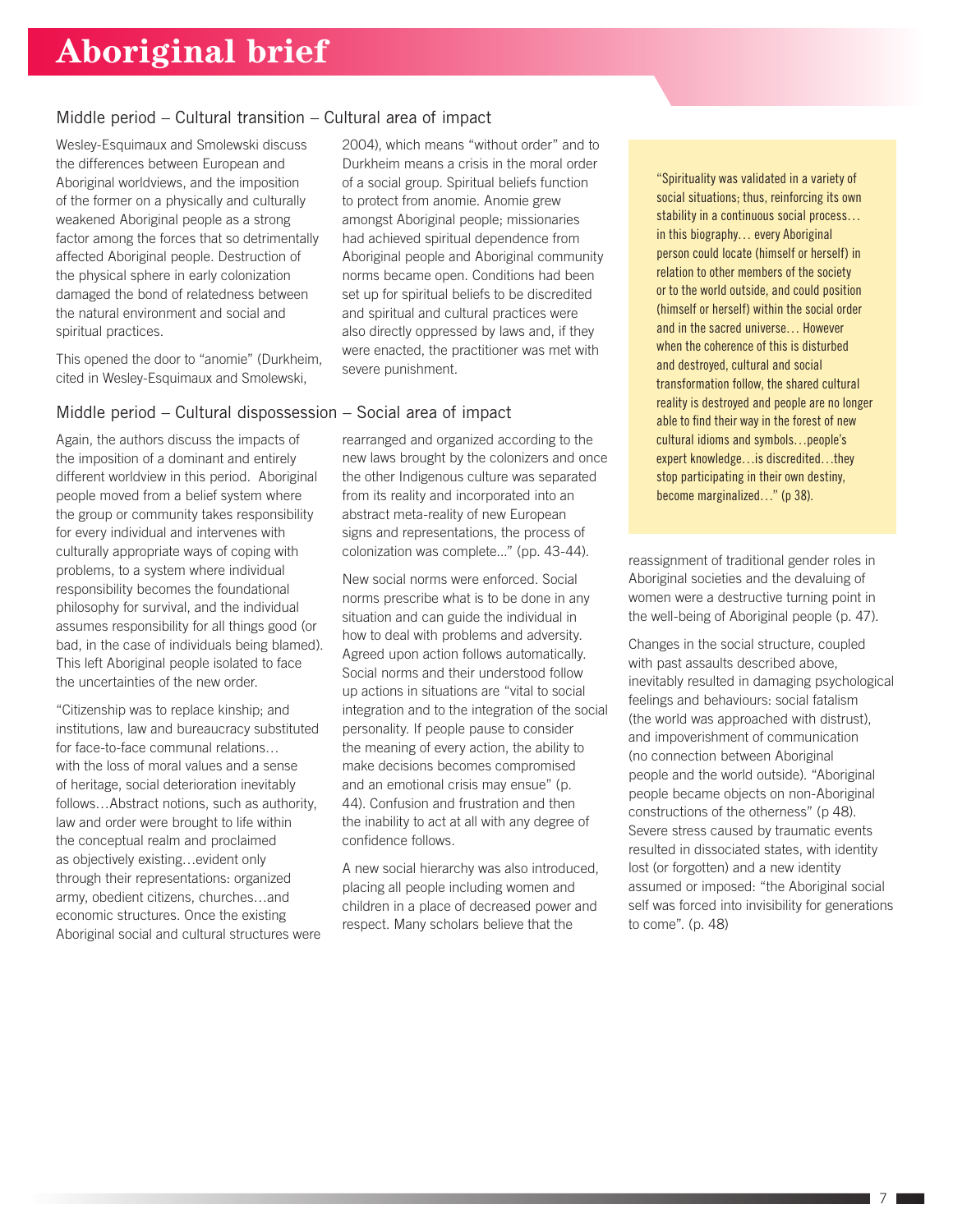## Middle period – Cultural transition – Cultural area of impact

Wesley-Esquimaux and Smolewski discuss the differences between European and Aboriginal worldviews, and the imposition of the former on a physically and culturally weakened Aboriginal people as a strong factor among the forces that so detrimentally affected Aboriginal people. Destruction of the physical sphere in early colonization damaged the bond of relatedness between the natural environment and social and spiritual practices.

This opened the door to "anomie" (Durkheim, cited in Wesley-Esquimaux and Smolewski, 2004), which means "without order" and to Durkheim means a crisis in the moral order of a social group. Spiritual beliefs function to protect from anomie. Anomie grew amongst Aboriginal people; missionaries had achieved spiritual dependence from Aboriginal people and Aboriginal community norms became open. Conditions had been set up for spiritual beliefs to be discredited and spiritual and cultural practices were also directly oppressed by laws and, if they were enacted, the practitioner was met with severe punishment.

> "Spirituality was validated in a variety of social situations; thus, reinforcing its own stability in a continuous social process… in this biography… every Aboriginal person could locate (himself or herself) in relation to other members of the society or to the world outside, and could position (himself or herself) within the social order and in the sacred universe… However when the coherence of this is disturbed and destroyed, cultural and social transformation follow, the shared cultural reality is destroyed and people are no longer able to find their way in the forest of new cultural idioms and symbols…people's expert knowledge…is discredited…they stop participating in their own destiny, become marginalized…" (p 38).

## Middle period – Cultural dispossession – Social area of impact

Again, the authors discuss the impacts of the imposition of a dominant and entirely different worldview in this period. Aboriginal people moved from a belief system where the group or community takes responsibility for every individual and intervenes with culturally appropriate ways of coping with problems, to a system where individual responsibility becomes the foundational philosophy for survival, and the individual assumes responsibility for all things good (or bad, in the case of individuals being blamed). This left Aboriginal people isolated to face the uncertainties of the new order.

"Citizenship was to replace kinship; and institutions, law and bureaucracy substituted for face-to-face communal relations… with the loss of moral values and a sense of heritage, social deterioration inevitably follows…Abstract notions, such as authority, law and order were brought to life within the conceptual realm and proclaimed as objectively existing…evident only through their representations: organized army, obedient citizens, churches…and economic structures. Once the existing Aboriginal social and cultural structures were rearranged and organized according to the new laws brought by the colonizers and once the other Indigenous culture was separated from its reality and incorporated into an abstract meta-reality of new European signs and representations, the process of colonization was complete..." (pp. 43-44).

New social norms were enforced. Social norms prescribe what is to be done in any situation and can guide the individual in how to deal with problems and adversity. Agreed upon action follows automatically. Social norms and their understood follow up actions in situations are "vital to social integration and to the integration of the social personality. If people pause to consider the meaning of every action, the ability to make decisions becomes compromised and an emotional crisis may ensue" (p. 44). Confusion and frustration and then the inability to act at all with any degree of confidence follows.

A new social hierarchy was also introduced, placing all people including women and children in a place of decreased power and respect. Many scholars believe that the reassignment of traditional gender roles in Aboriginal societies and the devaluing of women were a destructive turning point in the well-being of Aboriginal people (p. 47).

Changes in the social structure, coupled with past assaults described above, inevitably resulted in damaging psychological feelings and behaviours: social fatalism (the world was approached with distrust), and impoverishment of communication (no connection between Aboriginal people and the world outside). "Aboriginal people became objects on non-Aboriginal constructions of the otherness" (p 48). Severe stress caused by traumatic events resulted in dissociated states, with identity lost (or forgotten) and a new identity assumed or imposed: "the Aboriginal social self was forced into invisibility for generations to come". (p. 48)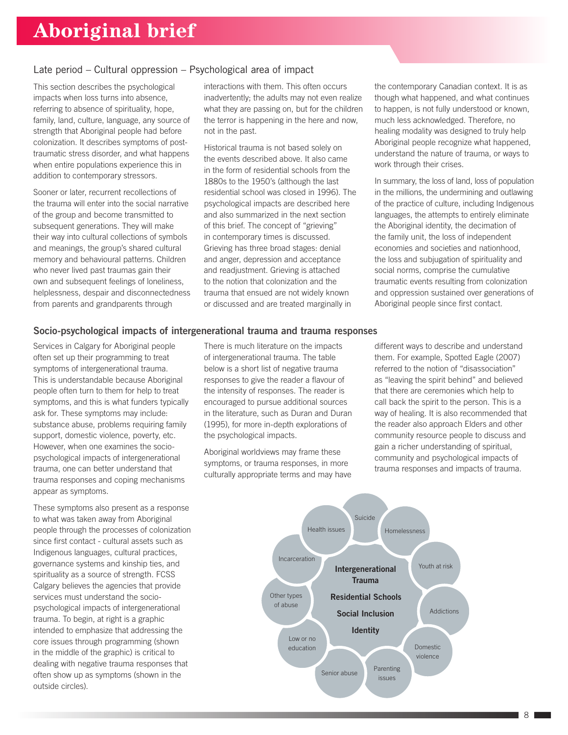# Aboriginal brief

## Late period – Cultural oppression – Psychological area of impact

This section describes the psychological impacts when loss turns into absence, referring to absence of spirituality, hope, family, land, culture, language, any source of strength that Aboriginal people had before colonization. It describes symptoms of post-traumatic stress disorder, and what happens when entire populations experience this in addition to contemporary stressors.

Sooner or later, recurrent recollections of the trauma will enter into the social narrative of the group and become transmitted to subsequent generations. They will make their way into cultural collections of symbols and meanings, the group's shared cultural memory and behavioural patterns. Children who never lived past traumas gain their own and subsequent feelings of loneliness, helplessness, despair and disconnectedness from parents and grandparents through interactions with them. This often occurs inadvertently; the adults may not even realize what they are passing on, but for the children the terror is happening in the here and now, not in the past.

Historical trauma is not based solely on the events described above. It also came in the form of residential schools from the 1880s to the 1950's (although the last residential school was closed in 1996). The psychological impacts are described here and also summarized in the next section of this brief. The concept of "grieving" in contemporary times is discussed. Grieving has three broad stages: denial and anger, depression and acceptance and readjustment. Grieving is attached to the notion that colonization and the trauma that ensued are not widely known or discussed and are treated marginally in the contemporary Canadian context. It is as though what happened, and what continues to happen, is not fully understood or known, much less acknowledged. Therefore, no healing modality was designed to truly help Aboriginal people recognize what happened, understand the nature of trauma, or ways to work through their crises.

In summary, the loss of land, loss of population in the millions, the undermining and outlawing of the practice of culture, including Indigenous languages, the attempts to entirely eliminate the Aboriginal identity, the decimation of the family unit, the loss of independent economies and societies and nationhood, the loss and subjugation of spirituality and social norms, comprise the cumulative traumatic events resulting from colonization and oppression sustained over generations of Aboriginal people since first contact.

## Socio-psychological impacts of intergenerational trauma and trauma responses

Services in Calgary for Aboriginal people often set up their programming to treat symptoms of intergenerational trauma. This is understandable because Aboriginal people often turn to them for help to treat symptoms, and this is what funders typically ask for. These symptoms may include: substance abuse, problems requiring family support, domestic violence, poverty, etc. However, when one examines the socio-psychological impacts of intergenerational trauma, one can better understand that trauma responses and coping mechanisms appear as symptoms.

These symptoms also present as a response to what was taken away from Aboriginal people through the processes of colonization since first contact - cultural assets such as Indigenous languages, cultural practices, governance systems and kinship ties, and spirituality as a source of strength. FCSS Calgary believes the agencies that provide services must understand the socio-psychological impacts of intergenerational trauma. To begin, at right is a graphic intended to emphasize that addressing the core issues through programming (shown in the middle of the graphic) is critical to dealing with negative trauma responses that often show up as symptoms (shown in the outside circles).

There is much literature on the impacts of intergenerational trauma. The table below is a short list of negative trauma responses to give the reader a flavour of the intensity of responses. The reader is encouraged to pursue additional sources in the literature, such as Duran and Duran (1995), for more in-depth explorations of the psychological impacts.

Aboriginal worldviews may frame these symptoms, or trauma responses, in more culturally appropriate terms and may have different ways to describe and understand them. For example, Spotted Eagle (2007) referred to the notion of "disassociation" as "leaving the spirit behind" and believed that there are ceremonies which help to call back the spirit to the person. This is a way of healing. It is also recommended that the reader also approach Elders and other community resource people to discuss and gain a richer understanding of spiritual, community and psychological impacts of trauma responses and impacts of trauma.

**Intergenerational Trauma**

**Residential Schools**

**Social Inclusion**

**Identity**

- Suicide
- Homelessness
- Youth at risk
- Addictions
- Domestic violence
- Parenting issues
- Senior abuse
- Low or no education
- Other types of abuse
- Incarceration
- Health issues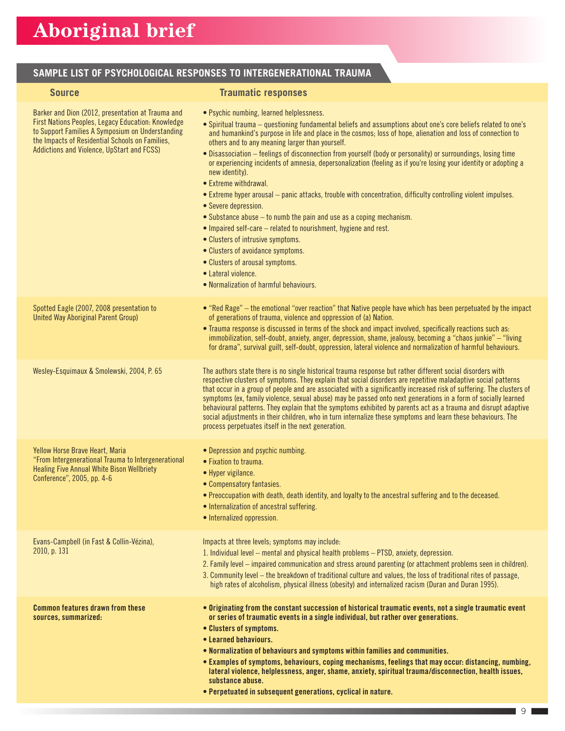## SAMPLE LIST OF PSYCHOLOGICAL RESPONSES TO INTERGENERATIONAL TRAUMA

| Source | Traumatic responses |
|---|---|
| Barker and Dion (2012, presentation at Trauma and First Nations Peoples, Legacy Education: Knowledge to Support Families A Symposium on Understanding the Impacts of Residential Schools on Families, Addictions and Violence, UpStart and FCSS) | • Psychic numbing, learned helplessness.<br>• Spiritual trauma – questioning fundamental beliefs and assumptions about one's core beliefs related to one's and humankind's purpose in life and place in the cosmos; loss of hope, alienation and loss of connection to others and to any meaning larger than yourself.<br>• Disassociation – feelings of disconnection from yourself (body or personality) or surroundings, losing time or experiencing incidents of amnesia, depersonalization (feeling as if you're losing your identity or adopting a new identity).<br>• Extreme withdrawal.<br>• Extreme hyper arousal – panic attacks, trouble with concentration, difficulty controlling violent impulses.<br>• Severe depression.<br>• Substance abuse – to numb the pain and use as a coping mechanism.<br>• Impaired self-care – related to nourishment, hygiene and rest.<br>• Clusters of intrusive symptoms.<br>• Clusters of avoidance symptoms.<br>• Clusters of arousal symptoms.<br>• Lateral violence.<br>• Normalization of harmful behaviours. |
| Spotted Eagle (2007, 2008 presentation to United Way Aboriginal Parent Group) | • "Red Rage" – the emotional "over reaction" that Native people have which has been perpetuated by the impact of generations of trauma, violence and oppression of (a) Nation.<br>• Trauma response is discussed in terms of the shock and impact involved, specifically reactions such as: immobilization, self-doubt, anxiety, anger, depression, shame, jealousy, becoming a "chaos junkie" – "living for drama", survival guilt, self-doubt, oppression, lateral violence and normalization of harmful behaviours. |
| Wesley-Esquimaux & Smolewski, 2004, P. 65 | The authors state there is no single historical trauma response but rather different social disorders with respective clusters of symptoms. They explain that social disorders are repetitive maladaptive social patterns that occur in a group of people and are associated with a significantly increased risk of suffering. The clusters of symptoms (ex, family violence, sexual abuse) may be passed onto next generations in a form of socially learned behavioural patterns. They explain that the symptoms exhibited by parents act as a trauma and disrupt adaptive social adjustments in their children, who in turn internalize these symptoms and learn these behaviours. The process perpetuates itself in the next generation. |
| Yellow Horse Brave Heart, Maria "From Intergenerational Trauma to Intergenerational Healing Five Annual White Bison Wellbriety Conference", 2005, pp. 4-6 | • Depression and psychic numbing.<br>• Fixation to trauma.<br>• Hyper vigilance.<br>• Compensatory fantasies.<br>• Preoccupation with death, death identity, and loyalty to the ancestral suffering and to the deceased.<br>• Internalization of ancestral suffering.<br>• Internalized oppression. |
| Evans-Campbell (in Fast & Collin-Vézina), 2010, p. 131 | Impacts at three levels; symptoms may include:<br>1. Individual level – mental and physical health problems – PTSD, anxiety, depression.<br>2. Family level – impaired communication and stress around parenting (or attachment problems seen in children).<br>3. Community level – the breakdown of traditional culture and values, the loss of traditional rites of passage, high rates of alcoholism, physical illness (obesity) and internalized racism (Duran and Duran 1995). |
| **Common features drawn from these sources, summarized:** | • **Originating from the constant succession of historical traumatic events, not a single traumatic event or series of traumatic events in a single individual, but rather over generations.**<br>• **Clusters of symptoms.**<br>• **Learned behaviours.**<br>• **Normalization of behaviours and symptoms within families and communities.**<br>• **Examples of symptoms, behaviours, coping mechanisms, feelings that may occur: distancing, numbing, lateral violence, helplessness, anger, shame, anxiety, spiritual trauma/disconnection, health issues, substance abuse.**<br>• **Perpetuated in subsequent generations, cyclical in nature.** |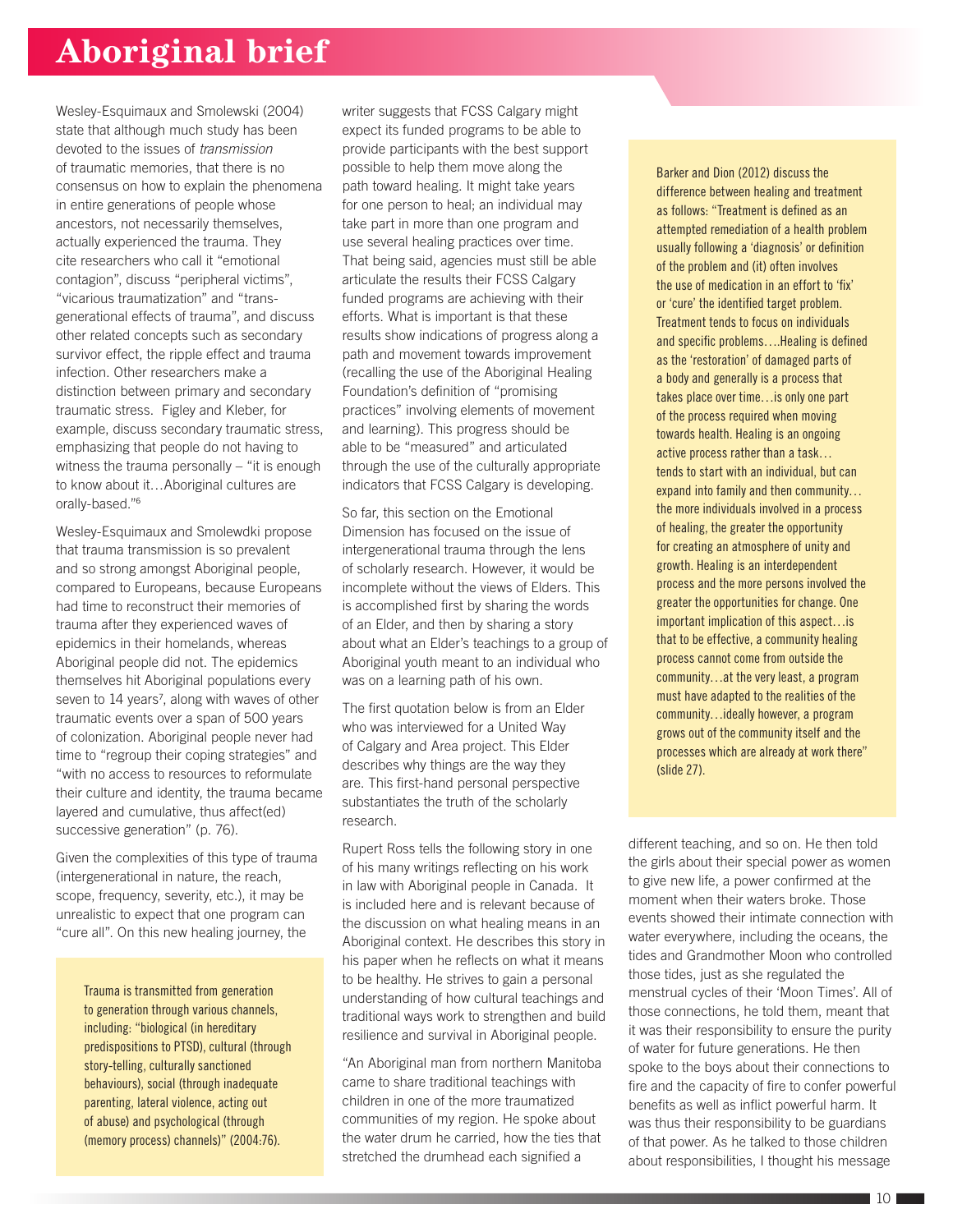# Aboriginal brief

Wesley-Esquimaux and Smolewski (2004) state that although much study has been devoted to the issues of *transmission* of traumatic memories, that there is no consensus on how to explain the phenomena in entire generations of people whose ancestors, not necessarily themselves, actually experienced the trauma. They cite researchers who call it "emotional contagion", discuss "peripheral victims", "vicarious traumatization" and "trans-generational effects of trauma", and discuss other related concepts such as secondary survivor effect, the ripple effect and trauma infection. Other researchers make a distinction between primary and secondary traumatic stress. Figley and Kleber, for example, discuss secondary traumatic stress, emphasizing that people do not having to witness the trauma personally – "it is enough to know about it…Aboriginal cultures are orally-based."[6]

Wesley-Esquimaux and Smolewdki propose that trauma transmission is so prevalent and so strong amongst Aboriginal people, compared to Europeans, because Europeans had time to reconstruct their memories of trauma after they experienced waves of epidemics in their homelands, whereas Aboriginal people did not. The epidemics themselves hit Aboriginal populations every seven to 14 years[7], along with waves of other traumatic events over a span of 500 years of colonization. Aboriginal people never had time to "regroup their coping strategies" and "with no access to resources to reformulate their culture and identity, the trauma became layered and cumulative, thus affect(ed) successive generation" (p. 76).

Given the complexities of this type of trauma (intergenerational in nature, the reach, scope, frequency, severity, etc.), it may be unrealistic to expect that one program can "cure all". On this new healing journey, the writer suggests that FCSS Calgary might expect its funded programs to be able to provide participants with the best support possible to help them move along the path toward healing. It might take years for one person to heal; an individual may take part in more than one program and use several healing practices over time. That being said, agencies must still be able articulate the results their FCSS Calgary funded programs are achieving with their efforts. What is important is that these results show indications of progress along a path and movement towards improvement (recalling the use of the Aboriginal Healing Foundation's definition of "promising practices" involving elements of movement and learning). This progress should be able to be "measured" and articulated through the use of the culturally appropriate indicators that FCSS Calgary is developing.

> Trauma is transmitted from generation to generation through various channels, including: "biological (in hereditary predispositions to PTSD), cultural (through story-telling, culturally sanctioned behaviours), social (through inadequate parenting, lateral violence, acting out of abuse) and psychological (through (memory process) channels)" (2004:76).

So far, this section on the Emotional Dimension has focused on the issue of intergenerational trauma through the lens of scholarly research. However, it would be incomplete without the views of Elders. This is accomplished first by sharing the words of an Elder, and then by sharing a story about what an Elder's teachings to a group of Aboriginal youth meant to an individual who was on a learning path of his own.

The first quotation below is from an Elder who was interviewed for a United Way of Calgary and Area project. This Elder describes why things are the way they are. This first-hand personal perspective substantiates the truth of the scholarly research.

Rupert Ross tells the following story in one of his many writings reflecting on his work in law with Aboriginal people in Canada. It is included here and is relevant because of the discussion on what healing means in an Aboriginal context. He describes this story in his paper when he reflects on what it means to be healthy. He strives to gain a personal understanding of how cultural teachings and traditional ways work to strengthen and build resilience and survival in Aboriginal people.

> Barker and Dion (2012) discuss the difference between healing and treatment as follows: "Treatment is defined as an attempted remediation of a health problem usually following a 'diagnosis' or definition of the problem and (it) often involves the use of medication in an effort to 'fix' or 'cure' the identified target problem. Treatment tends to focus on individuals and specific problems….Healing is defined as the 'restoration' of damaged parts of a body and generally is a process that takes place over time…is only one part of the process required when moving towards health. Healing is an ongoing active process rather than a task… tends to start with an individual, but can expand into family and then community… the more individuals involved in a process of healing, the greater the opportunity for creating an atmosphere of unity and growth. Healing is an interdependent process and the more persons involved the greater the opportunities for change. One important implication of this aspect…is that to be effective, a community healing process cannot come from outside the community…at the very least, a program must have adapted to the realities of the community…ideally however, a program grows out of the community itself and the processes which are already at work there" (slide 27).

"An Aboriginal man from northern Manitoba came to share traditional teachings with children in one of the more traumatized communities of my region. He spoke about the water drum he carried, how the ties that stretched the drumhead each signified a different teaching, and so on. He then told the girls about their special power as women to give new life, a power confirmed at the moment when their waters broke. Those events showed their intimate connection with water everywhere, including the oceans, the tides and Grandmother Moon who controlled those tides, just as she regulated the menstrual cycles of their 'Moon Times'. All of those connections, he told them, meant that it was their responsibility to ensure the purity of water for future generations. He then spoke to the boys about their connections to fire and the capacity of fire to confer powerful benefits as well as inflict powerful harm. It was thus their responsibility to be guardians of that power. As he talked to those children about responsibilities, I thought his message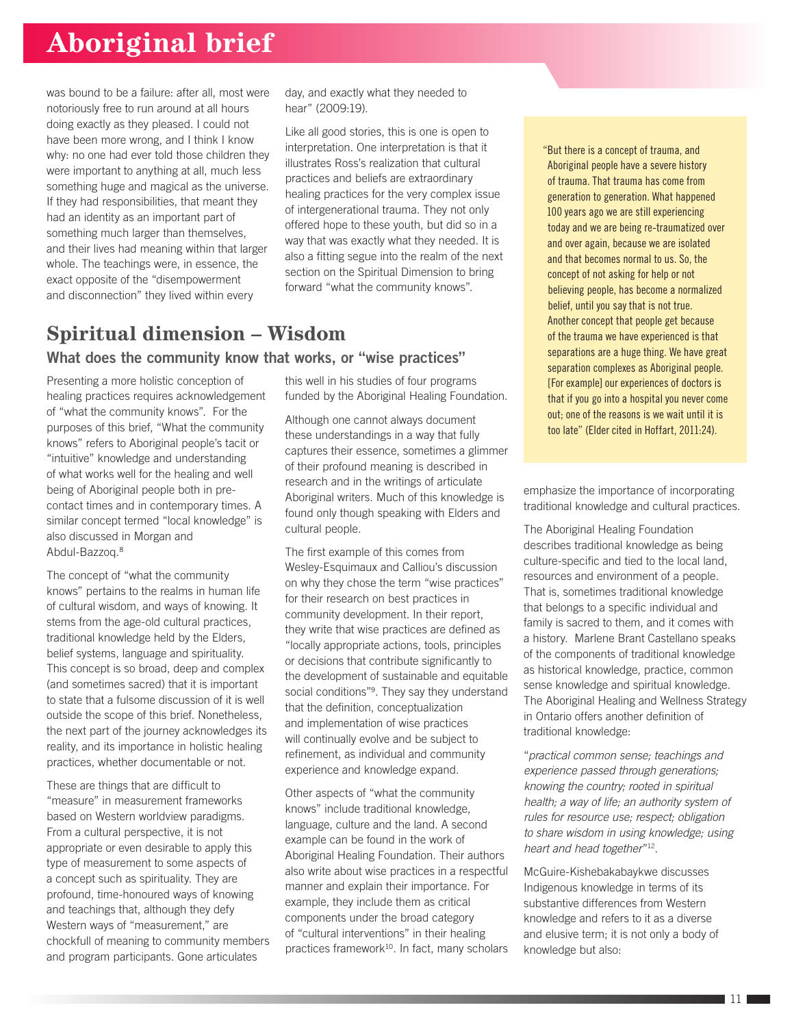was bound to be a failure: after all, most were notoriously free to run around at all hours doing exactly as they pleased. I could not have been more wrong, and I think I know why: no one had ever told those children they were important to anything at all, much less something huge and magical as the universe. If they had responsibilities, that meant they had an identity as an important part of something much larger than themselves, and their lives had meaning within that larger whole. The teachings were, in essence, the exact opposite of the "disempowerment and disconnection" they lived within every day, and exactly what they needed to hear" (2009:19).

Like all good stories, this is one is open to interpretation. One interpretation is that it illustrates Ross's realization that cultural practices and beliefs are extraordinary healing practices for the very complex issue of intergenerational trauma. They not only offered hope to these youth, but did so in a way that was exactly what they needed. It is also a fitting segue into the realm of the next section on the Spiritual Dimension to bring forward "what the community knows".

## Spiritual dimension – Wisdom

### What does the community know that works, or "wise practices"

Presenting a more holistic conception of healing practices requires acknowledgement of "what the community knows". For the purposes of this brief, "What the community knows" refers to Aboriginal people's tacit or "intuitive" knowledge and understanding of what works well for the healing and well being of Aboriginal people both in pre-contact times and in contemporary times. A similar concept termed "local knowledge" is also discussed in Morgan and Abdul-Bazzoq.[8]

The concept of "what the community knows" pertains to the realms in human life of cultural wisdom, and ways of knowing. It stems from the age-old cultural practices, traditional knowledge held by the Elders, belief systems, language and spirituality. This concept is so broad, deep and complex (and sometimes sacred) that it is important to state that a fulsome discussion of it is well outside the scope of this brief. Nonetheless, the next part of the journey acknowledges its reality, and its importance in holistic healing practices, whether documentable or not.

These are things that are difficult to "measure" in measurement frameworks based on Western worldview paradigms. From a cultural perspective, it is not appropriate or even desirable to apply this type of measurement to some aspects of a concept such as spirituality. They are profound, time-honoured ways of knowing and teachings that, although they defy Western ways of "measurement," are chockfull of meaning to community members and program participants. Gone articulates this well in his studies of four programs funded by the Aboriginal Healing Foundation.

Although one cannot always document these understandings in a way that fully captures their essence, sometimes a glimmer of their profound meaning is described in research and in the writings of articulate Aboriginal writers. Much of this knowledge is found only though speaking with Elders and cultural people.

The first example of this comes from Wesley-Esquimaux and Calliou's discussion on why they chose the term "wise practices" for their research on best practices in community development. In their report, they write that wise practices are defined as "locally appropriate actions, tools, principles or decisions that contribute significantly to the development of sustainable and equitable social conditions"[9]. They say they understand that the definition, conceptualization and implementation of wise practices will continually evolve and be subject to refinement, as individual and community experience and knowledge expand.

Other aspects of "what the community knows" include traditional knowledge, language, culture and the land. A second example can be found in the work of Aboriginal Healing Foundation. Their authors also write about wise practices in a respectful manner and explain their importance. For example, they include them as critical components under the broad category of "cultural interventions" in their healing practices framework[10]. In fact, many scholars emphasize the importance of incorporating traditional knowledge and cultural practices.

> "But there is a concept of trauma, and Aboriginal people have a severe history of trauma. That trauma has come from generation to generation. What happened 100 years ago we are still experiencing today and we are being re-traumatized over and over again, because we are isolated and that becomes normal to us. So, the concept of not asking for help or not believing people, has become a normalized belief, until you say that is not true. Another concept that people get because of the trauma we have experienced is that separations are a huge thing. We have great separation complexes as Aboriginal people. [For example] our experiences of doctors is that if you go into a hospital you never come out; one of the reasons is we wait until it is too late" (Elder cited in Hoffart, 2011:24).

The Aboriginal Healing Foundation describes traditional knowledge as being culture-specific and tied to the local land, resources and environment of a people. That is, sometimes traditional knowledge that belongs to a specific individual and family is sacred to them, and it comes with a history. Marlene Brant Castellano speaks of the components of traditional knowledge as historical knowledge, practice, common sense knowledge and spiritual knowledge. The Aboriginal Healing and Wellness Strategy in Ontario offers another definition of traditional knowledge:

"*practical common sense; teachings and experience passed through generations; knowing the country; rooted in spiritual health; a way of life; an authority system of rules for resource use; respect; obligation to share wisdom in using knowledge; using heart and head together*"[12].

McGuire-Kishebakabaykwe discusses Indigenous knowledge in terms of its substantive differences from Western knowledge and refers to it as a diverse and elusive term; it is not only a body of knowledge but also: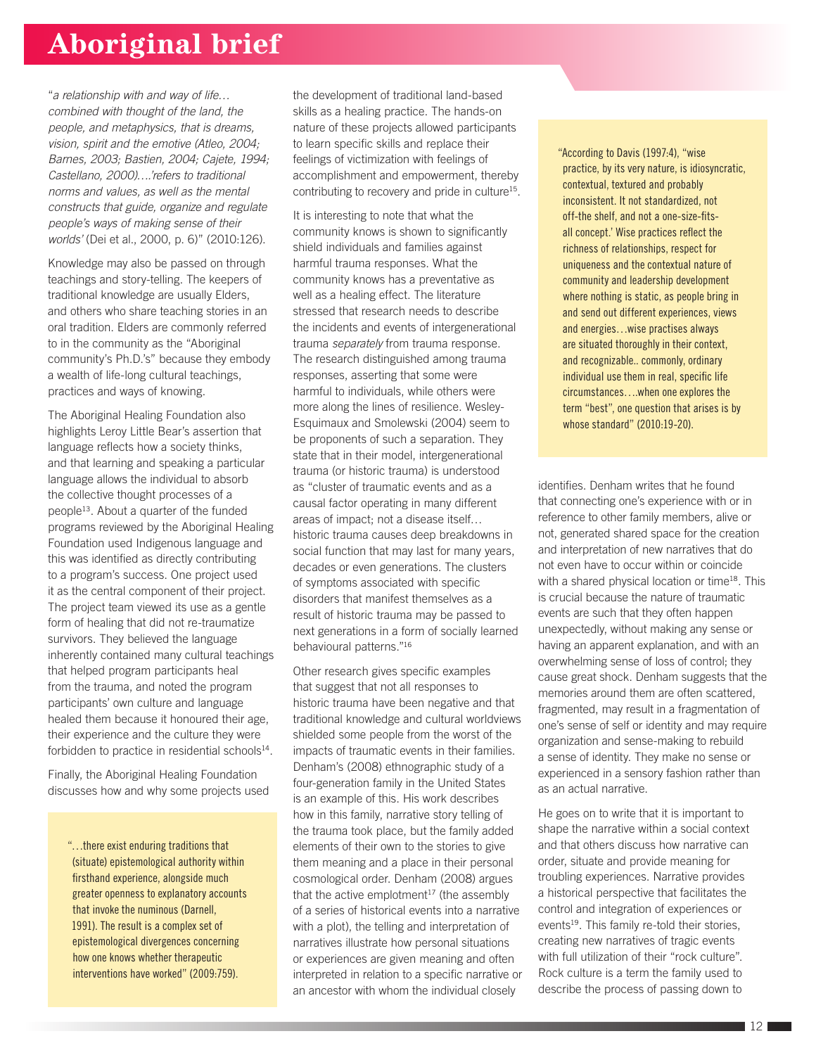# Aboriginal brief

"*a relationship with and way of life… combined with thought of the land, the people, and metaphysics, that is dreams, vision, spirit and the emotive (Atleo, 2004; Barnes, 2003; Bastien, 2004; Cajete, 1994; Castellano, 2000)….'refers to traditional norms and values, as well as the mental constructs that guide, organize and regulate people's ways of making sense of their worlds'* (Dei et al., 2000, p. 6)" (2010:126).

Knowledge may also be passed on through teachings and story-telling. The keepers of traditional knowledge are usually Elders, and others who share teaching stories in an oral tradition. Elders are commonly referred to in the community as the "Aboriginal community's Ph.D.'s" because they embody a wealth of life-long cultural teachings, practices and ways of knowing.

The Aboriginal Healing Foundation also highlights Leroy Little Bear's assertion that language reflects how a society thinks, and that learning and speaking a particular language allows the individual to absorb the collective thought processes of a people[13]. About a quarter of the funded programs reviewed by the Aboriginal Healing Foundation used Indigenous language and this was identified as directly contributing to a program's success. One project used it as the central component of their project. The project team viewed its use as a gentle form of healing that did not re-traumatize survivors. They believed the language inherently contained many cultural teachings that helped program participants heal from the trauma, and noted the program participants' own culture and language healed them because it honoured their age, their experience and the culture they were forbidden to practice in residential schools[14].

Finally, the Aboriginal Healing Foundation discusses how and why some projects used the development of traditional land-based skills as a healing practice. The hands-on nature of these projects allowed participants to learn specific skills and replace their feelings of victimization with feelings of accomplishment and empowerment, thereby contributing to recovery and pride in culture[15].

> "…there exist enduring traditions that (situate) epistemological authority within firsthand experience, alongside much greater openness to explanatory accounts that invoke the numinous (Darnell, 1991). The result is a complex set of epistemological divergences concerning how one knows whether therapeutic interventions have worked" (2009:759).

It is interesting to note that what the community knows is shown to significantly shield individuals and families against harmful trauma responses. What the community knows has a preventative as well as a healing effect. The literature stressed that research needs to describe the incidents and events of intergenerational trauma *separately* from trauma response. The research distinguished among trauma responses, asserting that some were harmful to individuals, while others were more along the lines of resilience. Wesley-Esquimaux and Smolewski (2004) seem to be proponents of such a separation. They state that in their model, intergenerational trauma (or historic trauma) is understood as "cluster of traumatic events and as a causal factor operating in many different areas of impact; not a disease itself… historic trauma causes deep breakdowns in social function that may last for many years, decades or even generations. The clusters of symptoms associated with specific disorders that manifest themselves as a result of historic trauma may be passed to next generations in a form of socially learned behavioural patterns."[16]

Other research gives specific examples that suggest that not all responses to historic trauma have been negative and that traditional knowledge and cultural worldviews shielded some people from the worst of the impacts of traumatic events in their families. Denham's (2008) ethnographic study of a four-generation family in the United States is an example of this. His work describes how in this family, narrative story telling of the trauma took place, but the family added elements of their own to the stories to give them meaning and a place in their personal cosmological order. Denham (2008) argues that the active emplotment[17] (the assembly of a series of historical events into a narrative with a plot), the telling and interpretation of narratives illustrate how personal situations or experiences are given meaning and often interpreted in relation to a specific narrative or an ancestor with whom the individual closely identifies. Denham writes that he found that connecting one's experience with or in reference to other family members, alive or not, generated shared space for the creation and interpretation of new narratives that do not even have to occur within or coincide with a shared physical location or time[18]. This is crucial because the nature of traumatic events are such that they often happen unexpectedly, without making any sense or having an apparent explanation, and with an overwhelming sense of loss of control; they cause great shock. Denham suggests that the memories around them are often scattered, fragmented, may result in a fragmentation of one's sense of self or identity and may require organization and sense-making to rebuild a sense of identity. They make no sense or experienced in a sensory fashion rather than as an actual narrative.

> "According to Davis (1997:4), "wise practice, by its very nature, is idiosyncratic, contextual, textured and probably inconsistent. It not standardized, not off-the shelf, and not a one-size-fits-all concept.' Wise practices reflect the richness of relationships, respect for uniqueness and the contextual nature of community and leadership development where nothing is static, as people bring in and send out different experiences, views and energies…wise practises always are situated thoroughly in their context, and recognizable.. commonly, ordinary individual use them in real, specific life circumstances….when one explores the term "best", one question that arises is by whose standard" (2010:19-20).

He goes on to write that it is important to shape the narrative within a social context and that others discuss how narrative can order, situate and provide meaning for troubling experiences. Narrative provides a historical perspective that facilitates the control and integration of experiences or events[19]. This family re-told their stories, creating new narratives of tragic events with full utilization of their "rock culture". Rock culture is a term the family used to describe the process of passing down to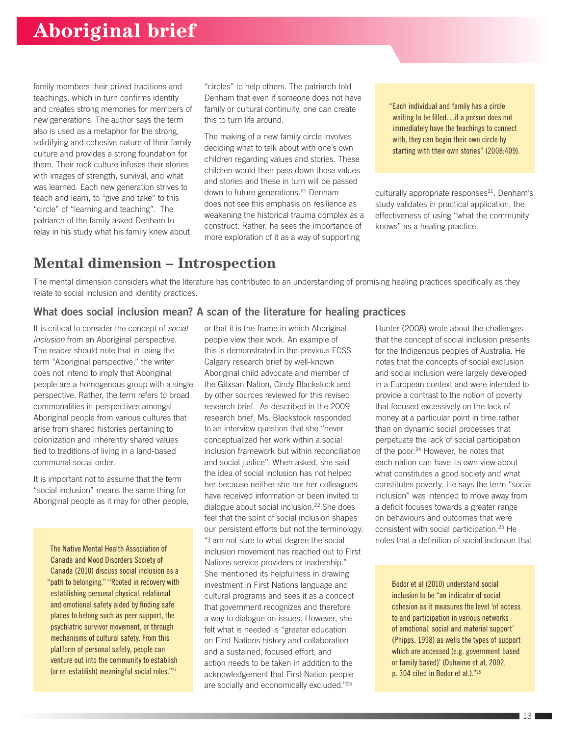family members their prized traditions and teachings, which in turn confirms identity and creates strong memories for members of new generations. The author says the term also is used as a metaphor for the strong, solidifying and cohesive nature of their family culture and provides a strong foundation for them. Their rock culture infuses their stories with images of strength, survival, and what was learned. Each new generation strives to teach and learn, to "give and take" to this "circle" of "learning and teaching". The patriarch of the family asked Denham to relay in his study what his family knew about "circles" to help others. The patriarch told Denham that even if someone does not have family or cultural continuity, one can create this to turn life around.

The making of a new family circle involves deciding what to talk about with one's own children regarding values and stories. These children would then pass down those values and stories and these in turn will be passed down to future generations.[21] Denham does not see this emphasis on resilience as weakening the historical trauma complex as a construct. Rather, he sees the importance of more exploration of it as a way of supporting culturally appropriate responses[21]. Denham's study validates in practical application, the effectiveness of using "what the community knows" as a healing practice.

> "Each individual and family has a circle waiting to be filled…if a person does not immediately have the teachings to connect with, they can begin their own circle by starting with their own stories" (2008:409).

# Mental dimension – Introspection

The mental dimension considers what the literature has contributed to an understanding of promising healing practices specifically as they relate to social inclusion and identity practices.

## What does social inclusion mean? A scan of the literature for healing practices

It is critical to consider the concept of *social inclusion* from an Aboriginal perspective. The reader should note that in using the term "Aboriginal perspective," the writer does not intend to imply that Aboriginal people are a homogenous group with a single perspective. Rather, the term refers to broad commonalities in perspectives amongst Aboriginal people from various cultures that arise from shared histories pertaining to colonization and inherently shared values tied to traditions of living in a land-based communal social order.

It is important not to assume that the term "social inclusion" means the same thing for Aboriginal people as it may for other people, or that it is the frame in which Aboriginal people view their work. An example of this is demonstrated in the previous FCSS Calgary research brief by well-known Aboriginal child advocate and member of the Gitxsan Nation, Cindy Blackstock and by other sources reviewed for this revised research brief. As described in the 2009 research brief, Ms. Blackstock responded to an interview question that she "never conceptualized her work within a social inclusion framework but within reconciliation and social justice". When asked, she said the idea of social inclusion has not helped her because neither she nor her colleagues have received information or been invited to dialogue about social inclusion.[22] She does feel that the spirit of social inclusion shapes our persistent efforts but not the terminology. "I am not sure to what degree the social inclusion movement has reached out to First Nations service providers or leadership." She mentioned its helpfulness in drawing investment in First Nations language and cultural programs and sees it as a concept that government recognizes and therefore a way to dialogue on issues. However, she felt what is needed is "greater education on First Nations history and collaboration and a sustained, focused effort, and action needs to be taken in addition to the acknowledgement that First Nation people are socially and economically excluded."[23]

> The Native Mental Health Association of Canada and Mood Disorders Society of Canada (2010) discuss social inclusion as a "path to belonging." "Rooted in recovery with establishing personal physical, relational and emotional safety aided by finding safe places to belong such as peer support, the psychiatric survivor movement, or through mechanisms of cultural safety. From this platform of personal safety, people can venture out into the community to establish (or re-establish) meaningful social roles."[27]

Hunter (2008) wrote about the challenges that the concept of social inclusion presents for the Indigenous peoples of Australia. He notes that the concepts of social exclusion and social inclusion were largely developed in a European context and were intended to provide a contrast to the notion of poverty that focused excessively on the lack of money at a particular point in time rather than on dynamic social processes that perpetuate the lack of social participation of the poor.[24] However, he notes that each nation can have its own view about what constitutes a good society and what constitutes poverty. He says the term "social inclusion" was intended to move away from a deficit focuses towards a greater range on behaviours and outcomes that were consistent with social participation.[25] He notes that a definition of social inclusion that

> Bodor et al (2010) understand social inclusion to be "an indicator of social cohesion as it measures the level 'of access to and participation in various networks of emotional, social and material support' (Phipps, 1998) as wells the types of support which are accessed (e.g. government based or family based)' (Duhaime et al, 2002, p. 304 cited in Bodor et al.)."[28]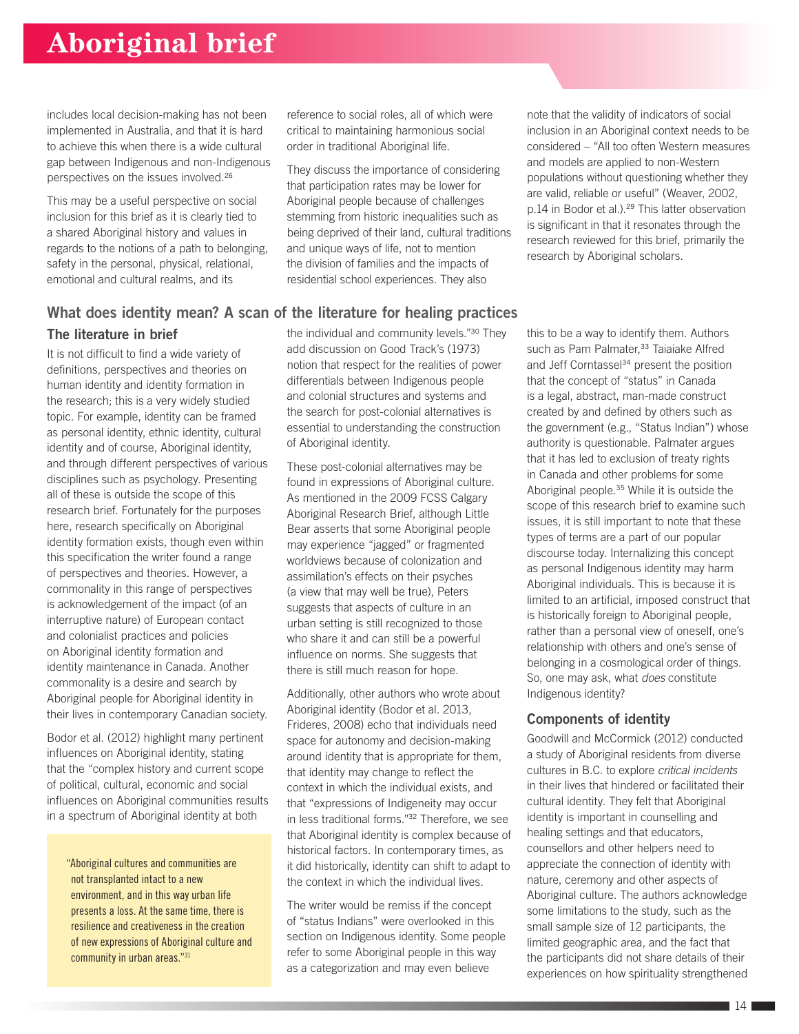includes local decision-making has not been implemented in Australia, and that it is hard to achieve this when there is a wide cultural gap between Indigenous and non-Indigenous perspectives on the issues involved.[26]

This may be a useful perspective on social inclusion for this brief as it is clearly tied to a shared Aboriginal history and values in regards to the notions of a path to belonging, safety in the personal, physical, relational, emotional and cultural realms, and its reference to social roles, all of which were critical to maintaining harmonious social order in traditional Aboriginal life.

They discuss the importance of considering that participation rates may be lower for Aboriginal people because of challenges stemming from historic inequalities such as being deprived of their land, cultural traditions and unique ways of life, not to mention the division of families and the impacts of residential school experiences. They also note that the validity of indicators of social inclusion in an Aboriginal context needs to be considered – "All too often Western measures and models are applied to non-Western populations without questioning whether they are valid, reliable or useful" (Weaver, 2002, p.14 in Bodor et al.).[29] This latter observation is significant in that it resonates through the research reviewed for this brief, primarily the research by Aboriginal scholars.

## What does identity mean? A scan of the literature for healing practices

### The literature in brief

It is not difficult to find a wide variety of definitions, perspectives and theories on human identity and identity formation in the research; this is a very widely studied topic. For example, identity can be framed as personal identity, ethnic identity, cultural identity and of course, Aboriginal identity, and through different perspectives of various disciplines such as psychology. Presenting all of these is outside the scope of this research brief. Fortunately for the purposes here, research specifically on Aboriginal identity formation exists, though even within this specification the writer found a range of perspectives and theories. However, a commonality in this range of perspectives is acknowledgement of the impact (of an interruptive nature) of European contact and colonialist practices and policies on Aboriginal identity formation and identity maintenance in Canada. Another commonality is a desire and search by Aboriginal people for Aboriginal identity in their lives in contemporary Canadian society.

Bodor et al. (2012) highlight many pertinent influences on Aboriginal identity, stating that the "complex history and current scope of political, cultural, economic and social influences on Aboriginal communities results in a spectrum of Aboriginal identity at both the individual and community levels."[30] They add discussion on Good Track's (1973) notion that respect for the realities of power differentials between Indigenous people and colonial structures and systems and the search for post-colonial alternatives is essential to understanding the construction of Aboriginal identity.

> "Aboriginal cultures and communities are not transplanted intact to a new environment, and in this way urban life presents a loss. At the same time, there is resilience and creativeness in the creation of new expressions of Aboriginal culture and community in urban areas."[31]

These post-colonial alternatives may be found in expressions of Aboriginal culture. As mentioned in the 2009 FCSS Calgary Aboriginal Research Brief, although Little Bear asserts that some Aboriginal people may experience "jagged" or fragmented worldviews because of colonization and assimilation's effects on their psyches (a view that may well be true), Peters suggests that aspects of culture in an urban setting is still recognized to those who share it and can still be a powerful influence on norms. She suggests that there is still much reason for hope.

Additionally, other authors who wrote about Aboriginal identity (Bodor et al. 2013, Frideres, 2008) echo that individuals need space for autonomy and decision-making around identity that is appropriate for them, that identity may change to reflect the context in which the individual exists, and that "expressions of Indigeneity may occur in less traditional forms."[32] Therefore, we see that Aboriginal identity is complex because of historical factors. In contemporary times, as it did historically, identity can shift to adapt to the context in which the individual lives.

The writer would be remiss if the concept of "status Indians" were overlooked in this section on Indigenous identity. Some people refer to some Aboriginal people in this way as a categorization and may even believe this to be a way to identify them. Authors such as Pam Palmater,[33] Taiaiake Alfred and Jeff Corntassel[34] present the position that the concept of "status" in Canada is a legal, abstract, man-made construct created by and defined by others such as the government (e.g., "Status Indian") whose authority is questionable. Palmater argues that it has led to exclusion of treaty rights in Canada and other problems for some Aboriginal people.[35] While it is outside the scope of this research brief to examine such issues, it is still important to note that these types of terms are a part of our popular discourse today. Internalizing this concept as personal Indigenous identity may harm Aboriginal individuals. This is because it is limited to an artificial, imposed construct that is historically foreign to Aboriginal people, rather than a personal view of oneself, one's relationship with others and one's sense of belonging in a cosmological order of things. So, one may ask, what *does* constitute Indigenous identity?

### Components of identity

Goodwill and McCormick (2012) conducted a study of Aboriginal residents from diverse cultures in B.C. to explore *critical incidents* in their lives that hindered or facilitated their cultural identity. They felt that Aboriginal identity is important in counselling and healing settings and that educators, counsellors and other helpers need to appreciate the connection of identity with nature, ceremony and other aspects of Aboriginal culture. The authors acknowledge some limitations to the study, such as the small sample size of 12 participants, the limited geographic area, and the fact that the participants did not share details of their experiences on how spirituality strengthened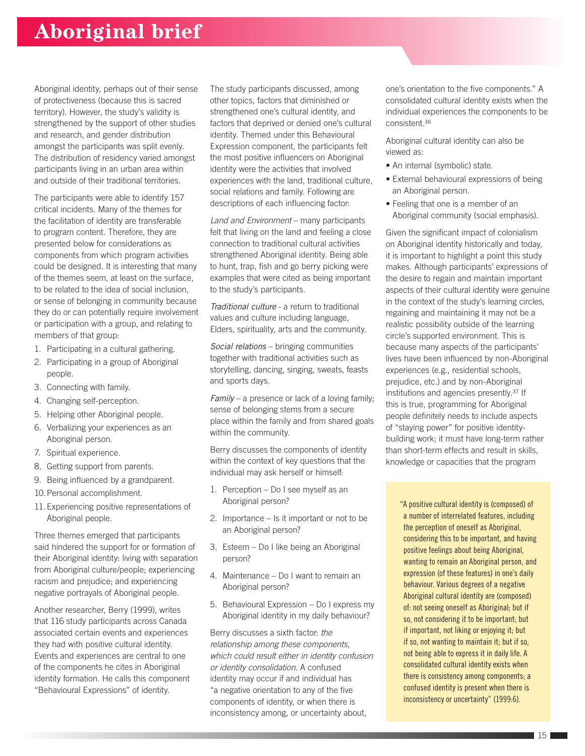# Aboriginal brief

Aboriginal identity, perhaps out of their sense of protectiveness (because this is sacred territory). However, the study's validity is strengthened by the support of other studies and research, and gender distribution amongst the participants was split evenly. The distribution of residency varied amongst participants living in an urban area within and outside of their traditional territories.

The participants were able to identify 157 critical incidents. Many of the themes for the facilitation of identity are transferable to program content. Therefore, they are presented below for considerations as components from which program activities could be designed. It is interesting that many of the themes seem, at least on the surface, to be related to the idea of social inclusion, or sense of belonging in community because they do or can potentially require involvement or participation with a group, and relating to members of that group:

1. Participating in a cultural gathering.
2. Participating in a group of Aboriginal people.
3. Connecting with family.
4. Changing self-perception.
5. Helping other Aboriginal people.
6. Verbalizing your experiences as an Aboriginal person.
7. Spiritual experience.
8. Getting support from parents.
9. Being influenced by a grandparent.
10. Personal accomplishment.
11. Experiencing positive representations of Aboriginal people.

Three themes emerged that participants said hindered the support for or formation of their Aboriginal identity: living with separation from Aboriginal culture/people; experiencing racism and prejudice; and experiencing negative portrayals of Aboriginal people.

Another researcher, Berry (1999), writes that 116 study participants across Canada associated certain events and experiences they had with positive cultural identity. Events and experiences are central to one of the components he cites in Aboriginal identity formation. He calls this component "Behavioural Expressions" of identity.

The study participants discussed, among other topics, factors that diminished or strengthened one's cultural identity, and factors that deprived or denied one's cultural identity. Themed under this Behavioural Expression component, the participants felt the most positive influencers on Aboriginal identity were the activities that involved experiences with the land, traditional culture, social relations and family. Following are descriptions of each influencing factor:

*Land and Environment* – many participants felt that living on the land and feeling a close connection to traditional cultural activities strengthened Aboriginal identity. Being able to hunt, trap, fish and go berry picking were examples that were cited as being important to the study's participants.

*Traditional culture* - a return to traditional values and culture including language, Elders, spirituality, arts and the community.

*Social relations* – bringing communities together with traditional activities such as storytelling, dancing, singing, sweats, feasts and sports days.

*Family* – a presence or lack of a loving family; sense of belonging stems from a secure place within the family and from shared goals within the community.

Berry discusses the components of identity within the context of key questions that the individual may ask herself or himself:

1. Perception – Do I see myself as an Aboriginal person?
2. Importance – Is it important or not to be an Aboriginal person?
3. Esteem – Do I like being an Aboriginal person?
4. Maintenance – Do I want to remain an Aboriginal person?
5. Behavioural Expression – Do I express my Aboriginal identity in my daily behaviour?

Berry discusses a sixth factor: *the relationship among these components, which could result either in identity confusion or identity consolidation.* A confused identity may occur if and individual has "a negative orientation to any of the five components of identity, or when there is inconsistency among, or uncertainty about, one's orientation to the five components." A consolidated cultural identity exists when the individual experiences the components to be consistent.[36]

Aboriginal cultural identity can also be viewed as:

- An internal (symbolic) state.
- External behavioural expressions of being an Aboriginal person.
- Feeling that one is a member of an Aboriginal community (social emphasis).

Given the significant impact of colonialism on Aboriginal identity historically and today, it is important to highlight a point this study makes. Although participants' expressions of the desire to regain and maintain important aspects of their cultural identity were genuine in the context of the study's learning circles, regaining and maintaining it may not be a realistic possibility outside of the learning circle's supported environment. This is because many aspects of the participants' lives have been influenced by non-Aboriginal experiences (e.g., residential schools, prejudice, etc.) and by non-Aboriginal institutions and agencies presently.[37] If this is true, programming for Aboriginal people definitely needs to include aspects of "staying power" for positive identity-building work; it must have long-term rather than short-term effects and result in skills, knowledge or capacities that the program

> "A positive cultural identity is (composed) of a number of interrelated features, including the perception of oneself as Aboriginal, considering this to be important, and having positive feelings about being Aboriginal, wanting to remain an Aboriginal person, and expression (of these features) in one's daily behaviour. Various degrees of a negative Aboriginal cultural identity are (composed) of: not seeing oneself as Aboriginal; but if so, not considering it to be important; but if important, not liking or enjoying it; but if so, not wanting to maintain it; but if so, not being able to express it in daily life. A consolidated cultural identity exists when there is consistency among components; a confused identity is present when there is inconsistency or uncertainty" (1999:6).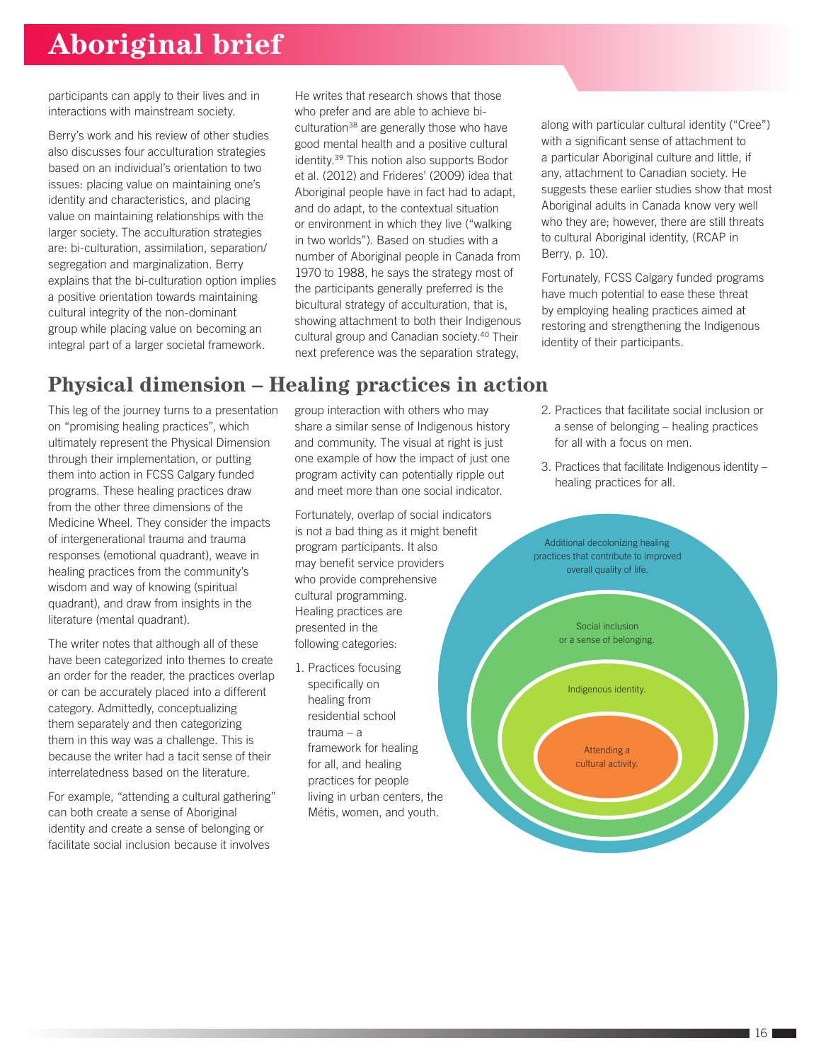participants can apply to their lives and in interactions with mainstream society.

Berry's work and his review of other studies also discusses four acculturation strategies based on an individual's orientation to two issues: placing value on maintaining one's identity and characteristics, and placing value on maintaining relationships with the larger society. The acculturation strategies are: bi-culturation, assimilation, separation/ segregation and marginalization. Berry explains that the bi-culturation option implies a positive orientation towards maintaining cultural integrity of the non-dominant group while placing value on becoming an integral part of a larger societal framework. He writes that research shows that those who prefer and are able to achieve bi-culturation[38] are generally those who have good mental health and a positive cultural identity.[39] This notion also supports Bodor et al. (2012) and Frideres' (2009) idea that Aboriginal people have in fact had to adapt, and do adapt, to the contextual situation or environment in which they live ("walking in two worlds"). Based on studies with a number of Aboriginal people in Canada from 1970 to 1988, he says the strategy most of the participants generally preferred is the bicultural strategy of acculturation, that is, showing attachment to both their Indigenous cultural group and Canadian society.[40] Their next preference was the separation strategy, along with particular cultural identity ("Cree") with a significant sense of attachment to a particular Aboriginal culture and little, if any, attachment to Canadian society. He suggests these earlier studies show that most Aboriginal adults in Canada know very well who they are; however, there are still threats to cultural Aboriginal identity, (RCAP in Berry, p. 10).

Fortunately, FCSS Calgary funded programs have much potential to ease these threat by employing healing practices aimed at restoring and strengthening the Indigenous identity of their participants.

## Physical dimension – Healing practices in action

This leg of the journey turns to a presentation on "promising healing practices", which ultimately represent the Physical Dimension through their implementation, or putting them into action in FCSS Calgary funded programs. These healing practices draw from the other three dimensions of the Medicine Wheel. They consider the impacts of intergenerational trauma and trauma responses (emotional quadrant), weave in healing practices from the community's wisdom and way of knowing (spiritual quadrant), and draw from insights in the literature (mental quadrant).

The writer notes that although all of these have been categorized into themes to create an order for the reader, the practices overlap or can be accurately placed into a different category. Admittedly, conceptualizing them separately and then categorizing them in this way was a challenge. This is because the writer had a tacit sense of their interrelatedness based on the literature.

For example, "attending a cultural gathering" can both create a sense of Aboriginal identity and create a sense of belonging or facilitate social inclusion because it involves group interaction with others who may share a similar sense of Indigenous history and community. The visual at right is just one example of how the impact of just one program activity can potentially ripple out and meet more than one social indicator.

Fortunately, overlap of social indicators is not a bad thing as it might benefit program participants. It also may benefit service providers who provide comprehensive cultural programming. Healing practices are presented in the following categories:

1. Practices focusing specifically on healing from residential school trauma – a framework for healing for all, and healing practices for people living in urban centers, the Métis, women, and youth.
2. Practices that facilitate social inclusion or a sense of belonging – healing practices for all with a focus on men.
3. Practices that facilitate Indigenous identity – healing practices for all.

Additional decolonizing healing practices that contribute to improved overall quality of life.

Social inclusion or a sense of belonging.

Indigenous identity.

Attending a cultural activity.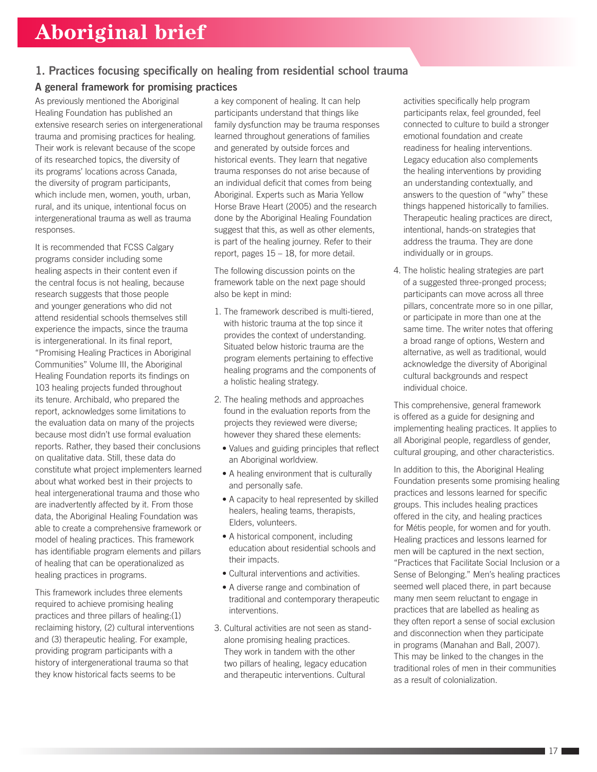# Aboriginal brief

## 1. Practices focusing specifically on healing from residential school trauma

### A general framework for promising practices

As previously mentioned the Aboriginal Healing Foundation has published an extensive research series on intergenerational trauma and promising practices for healing. Their work is relevant because of the scope of its researched topics, the diversity of its programs' locations across Canada, the diversity of program participants, which include men, women, youth, urban, rural, and its unique, intentional focus on intergenerational trauma as well as trauma responses.

It is recommended that FCSS Calgary programs consider including some healing aspects in their content even if the central focus is not healing, because research suggests that those people and younger generations who did not attend residential schools themselves still experience the impacts, since the trauma is intergenerational. In its final report, "Promising Healing Practices in Aboriginal Communities" Volume III, the Aboriginal Healing Foundation reports its findings on 103 healing projects funded throughout its tenure. Archibald, who prepared the report, acknowledges some limitations to the evaluation data on many of the projects because most didn't use formal evaluation reports. Rather, they based their conclusions on qualitative data. Still, these data do constitute what project implementers learned about what worked best in their projects to heal intergenerational trauma and those who are inadvertently affected by it. From those data, the Aboriginal Healing Foundation was able to create a comprehensive framework or model of healing practices. This framework has identifiable program elements and pillars of healing that can be operationalized as healing practices in programs.

This framework includes three elements required to achieve promising healing practices and three pillars of healing:(1) reclaiming history, (2) cultural interventions and (3) therapeutic healing. For example, providing program participants with a history of intergenerational trauma so that they know historical facts seems to be a key component of healing. It can help participants understand that things like family dysfunction may be trauma responses learned throughout generations of families and generated by outside forces and historical events. They learn that negative trauma responses do not arise because of an individual deficit that comes from being Aboriginal. Experts such as Maria Yellow Horse Brave Heart (2005) and the research done by the Aboriginal Healing Foundation suggest that this, as well as other elements, is part of the healing journey. Refer to their report, pages 15 – 18, for more detail.

The following discussion points on the framework table on the next page should also be kept in mind:

1. The framework described is multi-tiered, with historic trauma at the top since it provides the context of understanding. Situated below historic trauma are the program elements pertaining to effective healing programs and the components of a holistic healing strategy.
2. The healing methods and approaches found in the evaluation reports from the projects they reviewed were diverse; however they shared these elements:
   - Values and guiding principles that reflect an Aboriginal worldview.
   - A healing environment that is culturally and personally safe.
   - A capacity to heal represented by skilled healers, healing teams, therapists, Elders, volunteers.
   - A historical component, including education about residential schools and their impacts.
   - Cultural interventions and activities.
   - A diverse range and combination of traditional and contemporary therapeutic interventions.
3. Cultural activities are not seen as stand-alone promising healing practices. They work in tandem with the other two pillars of healing, legacy education and therapeutic interventions. Cultural activities specifically help program participants relax, feel grounded, feel connected to culture to build a stronger emotional foundation and create readiness for healing interventions. Legacy education also complements the healing interventions by providing an understanding contextually, and answers to the question of "why" these things happened historically to families. Therapeutic healing practices are direct, intentional, hands-on strategies that address the trauma. They are done individually or in groups.
4. The holistic healing strategies are part of a suggested three-pronged process; participants can move across all three pillars, concentrate more so in one pillar, or participate in more than one at the same time. The writer notes that offering a broad range of options, Western and alternative, as well as traditional, would acknowledge the diversity of Aboriginal cultural backgrounds and respect individual choice.

This comprehensive, general framework is offered as a guide for designing and implementing healing practices. It applies to all Aboriginal people, regardless of gender, cultural grouping, and other characteristics.

In addition to this, the Aboriginal Healing Foundation presents some promising healing practices and lessons learned for specific groups. This includes healing practices offered in the city, and healing practices for Métis people, for women and for youth. Healing practices and lessons learned for men will be captured in the next section, "Practices that Facilitate Social Inclusion or a Sense of Belonging." Men's healing practices seemed well placed there, in part because many men seem reluctant to engage in practices that are labelled as healing as they often report a sense of social exclusion and disconnection when they participate in programs (Manahan and Ball, 2007). This may be linked to the changes in the traditional roles of men in their communities as a result of colonialization.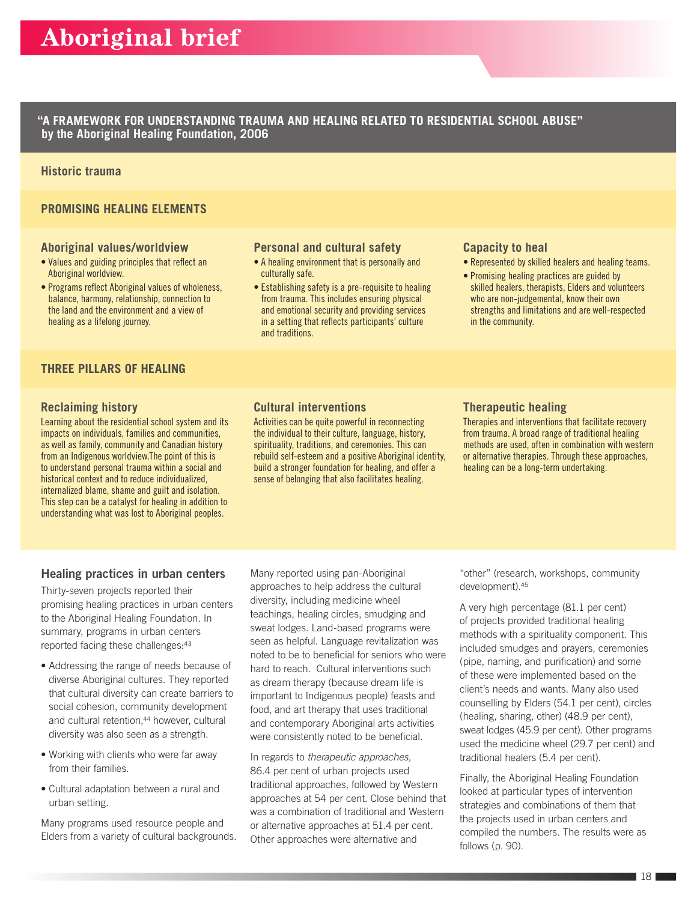# Aboriginal brief

**"A FRAMEWORK FOR UNDERSTANDING TRAUMA AND HEALING RELATED TO RESIDENTIAL SCHOOL ABUSE" by the Aboriginal Healing Foundation, 2006**

### Historic trauma

### PROMISING HEALING ELEMENTS

#### Aboriginal values/worldview

- Values and guiding principles that reflect an Aboriginal worldview.
- Programs reflect Aboriginal values of wholeness, balance, harmony, relationship, connection to the land and the environment and a view of healing as a lifelong journey.

#### Personal and cultural safety

- A healing environment that is personally and culturally safe.
- Establishing safety is a pre-requisite to healing from trauma. This includes ensuring physical and emotional security and providing services in a setting that reflects participants' culture and traditions.

#### Capacity to heal

- Represented by skilled healers and healing teams.
- Promising healing practices are guided by skilled healers, therapists, Elders and volunteers who are non-judgemental, know their own strengths and limitations and are well-respected in the community.

### THREE PILLARS OF HEALING

#### Reclaiming history

Learning about the residential school system and its impacts on individuals, families and communities, as well as family, community and Canadian history from an Indigenous worldview.The point of this is to understand personal trauma within a social and historical context and to reduce individualized, internalized blame, shame and guilt and isolation. This step can be a catalyst for healing in addition to understanding what was lost to Aboriginal peoples.

#### Cultural interventions

Activities can be quite powerful in reconnecting the individual to their culture, language, history, spirituality, traditions, and ceremonies. This can rebuild self-esteem and a positive Aboriginal identity, build a stronger foundation for healing, and offer a sense of belonging that also facilitates healing.

#### Therapeutic healing

Therapies and interventions that facilitate recovery from trauma. A broad range of traditional healing methods are used, often in combination with western or alternative therapies. Through these approaches, healing can be a long-term undertaking.

## Healing practices in urban centers

Thirty-seven projects reported their promising healing practices in urban centers to the Aboriginal Healing Foundation. In summary, programs in urban centers reported facing these challenges:[43]

- Addressing the range of needs because of diverse Aboriginal cultures. They reported that cultural diversity can create barriers to social cohesion, community development and cultural retention,[44] however, cultural diversity was also seen as a strength.
- Working with clients who were far away from their families.
- Cultural adaptation between a rural and urban setting.

Many programs used resource people and Elders from a variety of cultural backgrounds. Many reported using pan-Aboriginal approaches to help address the cultural diversity, including medicine wheel teachings, healing circles, smudging and sweat lodges. Land-based programs were seen as helpful. Language revitalization was noted to be to beneficial for seniors who were hard to reach. Cultural interventions such as dream therapy (because dream life is important to Indigenous people) feasts and food, and art therapy that uses traditional and contemporary Aboriginal arts activities were consistently noted to be beneficial.

In regards to *therapeutic approaches*, 86.4 per cent of urban projects used traditional approaches, followed by Western approaches at 54 per cent. Close behind that was a combination of traditional and Western or alternative approaches at 51.4 per cent. Other approaches were alternative and "other" (research, workshops, community development).[45]

A very high percentage (81.1 per cent) of projects provided traditional healing methods with a spirituality component. This included smudges and prayers, ceremonies (pipe, naming, and purification) and some of these were implemented based on the client's needs and wants. Many also used counselling by Elders (54.1 per cent), circles (healing, sharing, other) (48.9 per cent), sweat lodges (45.9 per cent). Other programs used the medicine wheel (29.7 per cent) and traditional healers (5.4 per cent).

Finally, the Aboriginal Healing Foundation looked at particular types of intervention strategies and combinations of them that the projects used in urban centers and compiled the numbers. The results were as follows (p. 90).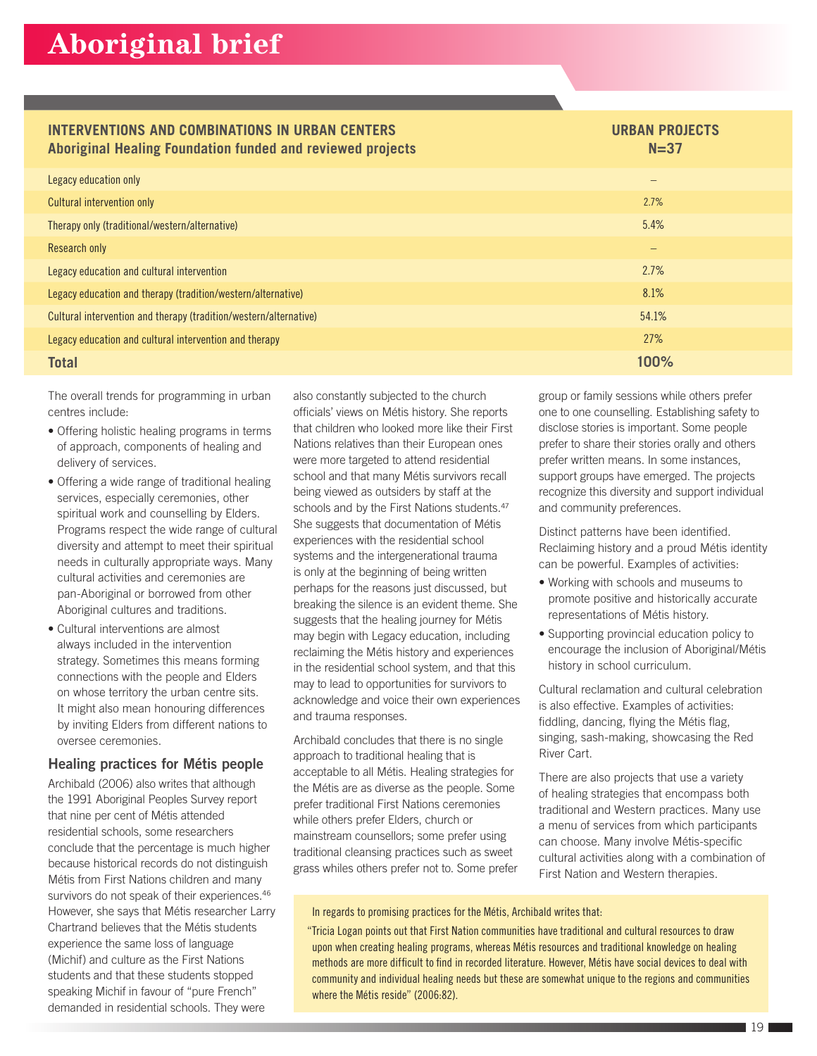# Aboriginal brief

| INTERVENTIONS AND COMBINATIONS IN URBAN CENTERS Aboriginal Healing Foundation funded and reviewed projects | URBAN PROJECTS N=37 |
|---|---|
| Legacy education only | – |
| Cultural intervention only | 2.7% |
| Therapy only (traditional/western/alternative) | 5.4% |
| Research only | – |
| Legacy education and cultural intervention | 2.7% |
| Legacy education and therapy (tradition/western/alternative) | 8.1% |
| Cultural intervention and therapy (tradition/western/alternative) | 54.1% |
| Legacy education and cultural intervention and therapy | 27% |
| **Total** | **100%** |

The overall trends for programming in urban centres include:

- Offering holistic healing programs in terms of approach, components of healing and delivery of services.
- Offering a wide range of traditional healing services, especially ceremonies, other spiritual work and counselling by Elders. Programs respect the wide range of cultural diversity and attempt to meet their spiritual needs in culturally appropriate ways. Many cultural activities and ceremonies are pan-Aboriginal or borrowed from other Aboriginal cultures and traditions.
- Cultural interventions are almost always included in the intervention strategy. Sometimes this means forming connections with the people and Elders on whose territory the urban centre sits. It might also mean honouring differences by inviting Elders from different nations to oversee ceremonies.

## Healing practices for Métis people

Archibald (2006) also writes that although the 1991 Aboriginal Peoples Survey report that nine per cent of Métis attended residential schools, some researchers conclude that the percentage is much higher because historical records do not distinguish Métis from First Nations children and many survivors do not speak of their experiences.[46] However, she says that Métis researcher Larry Chartrand believes that the Métis students experience the same loss of language (Michif) and culture as the First Nations students and that these students stopped speaking Michif in favour of "pure French" demanded in residential schools. They were also constantly subjected to the church officials' views on Métis history. She reports that children who looked more like their First Nations relatives than their European ones were more targeted to attend residential school and that many Métis survivors recall being viewed as outsiders by staff at the schools and by the First Nations students.[47] She suggests that documentation of Métis experiences with the residential school systems and the intergenerational trauma is only at the beginning of being written perhaps for the reasons just discussed, but breaking the silence is an evident theme. She suggests that the healing journey for Métis may begin with Legacy education, including reclaiming the Métis history and experiences in the residential school system, and that this may to lead to opportunities for survivors to acknowledge and voice their own experiences and trauma responses.

Archibald concludes that there is no single approach to traditional healing that is acceptable to all Métis. Healing strategies for the Métis are as diverse as the people. Some prefer traditional First Nations ceremonies while others prefer Elders, church or mainstream counsellors; some prefer using traditional cleansing practices such as sweet grass whiles others prefer not to. Some prefer group or family sessions while others prefer one to one counselling. Establishing safety to disclose stories is important. Some people prefer to share their stories orally and others prefer written means. In some instances, support groups have emerged. The projects recognize this diversity and support individual and community preferences.

Distinct patterns have been identified. Reclaiming history and a proud Métis identity can be powerful. Examples of activities:

- Working with schools and museums to promote positive and historically accurate representations of Métis history.
- Supporting provincial education policy to encourage the inclusion of Aboriginal/Métis history in school curriculum.

Cultural reclamation and cultural celebration is also effective. Examples of activities: fiddling, dancing, flying the Métis flag, singing, sash-making, showcasing the Red River Cart.

There are also projects that use a variety of healing strategies that encompass both traditional and Western practices. Many use a menu of services from which participants can choose. Many involve Métis-specific cultural activities along with a combination of First Nation and Western therapies.

> In regards to promising practices for the Métis, Archibald writes that:
>
> "Tricia Logan points out that First Nation communities have traditional and cultural resources to draw upon when creating healing programs, whereas Métis resources and traditional knowledge on healing methods are more difficult to find in recorded literature. However, Métis have social devices to deal with community and individual healing needs but these are somewhat unique to the regions and communities where the Métis reside" (2006:82).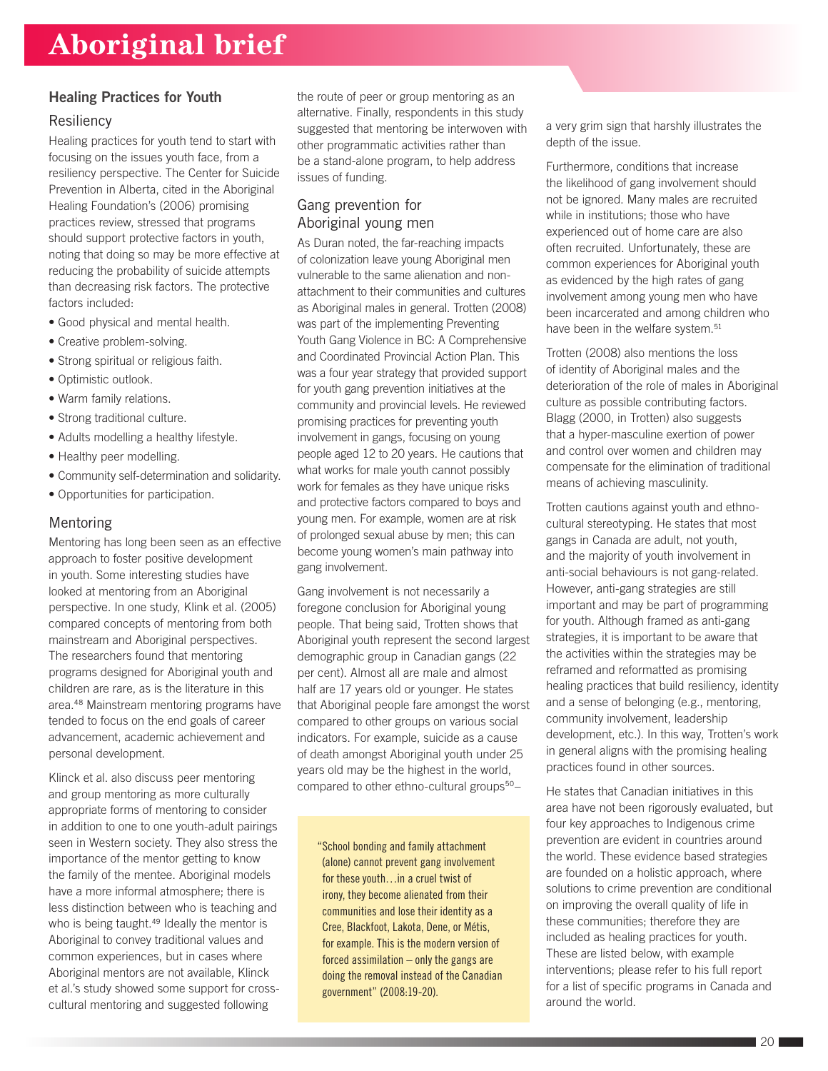# Aboriginal brief

## Healing Practices for Youth

### Resiliency

Healing practices for youth tend to start with focusing on the issues youth face, from a resiliency perspective. The Center for Suicide Prevention in Alberta, cited in the Aboriginal Healing Foundation's (2006) promising practices review, stressed that programs should support protective factors in youth, noting that doing so may be more effective at reducing the probability of suicide attempts than decreasing risk factors. The protective factors included:

- Good physical and mental health.
- Creative problem-solving.
- Strong spiritual or religious faith.
- Optimistic outlook.
- Warm family relations.
- Strong traditional culture.
- Adults modelling a healthy lifestyle.
- Healthy peer modelling.
- Community self-determination and solidarity.
- Opportunities for participation.

### Mentoring

Mentoring has long been seen as an effective approach to foster positive development in youth. Some interesting studies have looked at mentoring from an Aboriginal perspective. In one study, Klink et al. (2005) compared concepts of mentoring from both mainstream and Aboriginal perspectives. The researchers found that mentoring programs designed for Aboriginal youth and children are rare, as is the literature in this area.[48] Mainstream mentoring programs have tended to focus on the end goals of career advancement, academic achievement and personal development.

Klinck et al. also discuss peer mentoring and group mentoring as more culturally appropriate forms of mentoring to consider in addition to one to one youth-adult pairings seen in Western society. They also stress the importance of the mentor getting to know the family of the mentee. Aboriginal models have a more informal atmosphere; there is less distinction between who is teaching and who is being taught.[49] Ideally the mentor is Aboriginal to convey traditional values and common experiences, but in cases where Aboriginal mentors are not available, Klinck et al.'s study showed some support for cross-cultural mentoring and suggested following the route of peer or group mentoring as an alternative. Finally, respondents in this study suggested that mentoring be interwoven with other programmatic activities rather than be a stand-alone program, to help address issues of funding.

### Gang prevention for Aboriginal young men

As Duran noted, the far-reaching impacts of colonization leave young Aboriginal men vulnerable to the same alienation and non-attachment to their communities and cultures as Aboriginal males in general. Trotten (2008) was part of the implementing Preventing Youth Gang Violence in BC: A Comprehensive and Coordinated Provincial Action Plan. This was a four year strategy that provided support for youth gang prevention initiatives at the community and provincial levels. He reviewed promising practices for preventing youth involvement in gangs, focusing on young people aged 12 to 20 years. He cautions that what works for male youth cannot possibly work for females as they have unique risks and protective factors compared to boys and young men. For example, women are at risk of prolonged sexual abuse by men; this can become young women's main pathway into gang involvement.

Gang involvement is not necessarily a foregone conclusion for Aboriginal young people. That being said, Trotten shows that Aboriginal youth represent the second largest demographic group in Canadian gangs (22 per cent). Almost all are male and almost half are 17 years old or younger. He states that Aboriginal people fare amongst the worst compared to other groups on various social indicators. For example, suicide as a cause of death amongst Aboriginal youth under 25 years old may be the highest in the world, compared to other ethno-cultural groups[50]– a very grim sign that harshly illustrates the depth of the issue.

> "School bonding and family attachment (alone) cannot prevent gang involvement for these youth…in a cruel twist of irony, they become alienated from their communities and lose their identity as a Cree, Blackfoot, Lakota, Dene, or Métis, for example. This is the modern version of forced assimilation – only the gangs are doing the removal instead of the Canadian government" (2008:19-20).

Furthermore, conditions that increase the likelihood of gang involvement should not be ignored. Many males are recruited while in institutions; those who have experienced out of home care are also often recruited. Unfortunately, these are common experiences for Aboriginal youth as evidenced by the high rates of gang involvement among young men who have been incarcerated and among children who have been in the welfare system.[51]

Trotten (2008) also mentions the loss of identity of Aboriginal males and the deterioration of the role of males in Aboriginal culture as possible contributing factors. Blagg (2000, in Trotten) also suggests that a hyper-masculine exertion of power and control over women and children may compensate for the elimination of traditional means of achieving masculinity.

Trotten cautions against youth and ethno-cultural stereotyping. He states that most gangs in Canada are adult, not youth, and the majority of youth involvement in anti-social behaviours is not gang-related. However, anti-gang strategies are still important and may be part of programming for youth. Although framed as anti-gang strategies, it is important to be aware that the activities within the strategies may be reframed and reformatted as promising healing practices that build resiliency, identity and a sense of belonging (e.g., mentoring, community involvement, leadership development, etc.). In this way, Trotten's work in general aligns with the promising healing practices found in other sources.

He states that Canadian initiatives in this area have not been rigorously evaluated, but four key approaches to Indigenous crime prevention are evident in countries around the world. These evidence based strategies are founded on a holistic approach, where solutions to crime prevention are conditional on improving the overall quality of life in these communities; therefore they are included as healing practices for youth. These are listed below, with example interventions; please refer to his full report for a list of specific programs in Canada and around the world.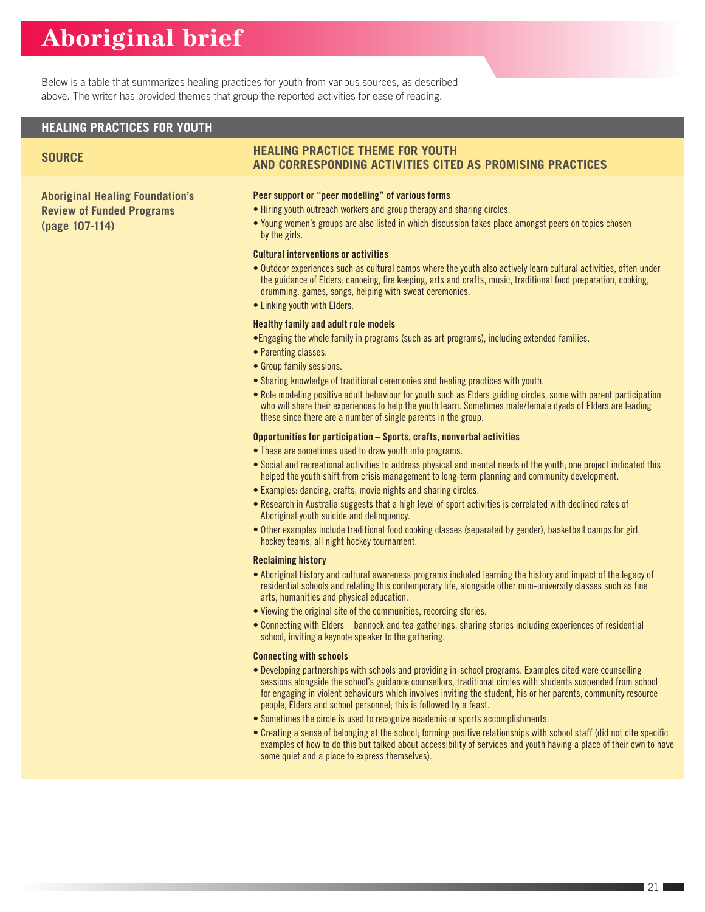# Aboriginal brief

Below is a table that summarizes healing practices for youth from various sources, as described above. The writer has provided themes that group the reported activities for ease of reading.

## HEALING PRACTICES FOR YOUTH

| SOURCE | HEALING PRACTICE THEME FOR YOUTH AND CORRESPONDING ACTIVITIES CITED AS PROMISING PRACTICES |
|---|---|
| **Aboriginal Healing Foundation's Review of Funded Programs (page 107-114)** | **Peer support or "peer modelling" of various forms**<br>• Hiring youth outreach workers and group therapy and sharing circles.<br>• Young women's groups are also listed in which discussion takes place amongst peers on topics chosen by the girls.<br><br>**Cultural interventions or activities**<br>• Outdoor experiences such as cultural camps where the youth also actively learn cultural activities, often under the guidance of Elders: canoeing, fire keeping, arts and crafts, music, traditional food preparation, cooking, drumming, games, songs, helping with sweat ceremonies.<br>• Linking youth with Elders.<br><br>**Healthy family and adult role models**<br>•Engaging the whole family in programs (such as art programs), including extended families.<br>• Parenting classes.<br>• Group family sessions.<br>• Sharing knowledge of traditional ceremonies and healing practices with youth.<br>• Role modeling positive adult behaviour for youth such as Elders guiding circles, some with parent participation who will share their experiences to help the youth learn. Sometimes male/female dyads of Elders are leading these since there are a number of single parents in the group.<br><br>**Opportunities for participation – Sports, crafts, nonverbal activities**<br>• These are sometimes used to draw youth into programs.<br>• Social and recreational activities to address physical and mental needs of the youth; one project indicated this helped the youth shift from crisis management to long-term planning and community development.<br>• Examples: dancing, crafts, movie nights and sharing circles.<br>• Research in Australia suggests that a high level of sport activities is correlated with declined rates of Aboriginal youth suicide and delinquency.<br>• Other examples include traditional food cooking classes (separated by gender), basketball camps for girl, hockey teams, all night hockey tournament.<br><br>**Reclaiming history**<br>• Aboriginal history and cultural awareness programs included learning the history and impact of the legacy of residential schools and relating this contemporary life, alongside other mini-university classes such as fine arts, humanities and physical education.<br>• Viewing the original site of the communities, recording stories.<br>• Connecting with Elders – bannock and tea gatherings, sharing stories including experiences of residential school, inviting a keynote speaker to the gathering.<br><br>**Connecting with schools**<br>• Developing partnerships with schools and providing in-school programs. Examples cited were counselling sessions alongside the school's guidance counsellors, traditional circles with students suspended from school for engaging in violent behaviours which involves inviting the student, his or her parents, community resource people, Elders and school personnel; this is followed by a feast.<br>• Sometimes the circle is used to recognize academic or sports accomplishments.<br>• Creating a sense of belonging at the school; forming positive relationships with school staff (did not cite specific examples of how to do this but talked about accessibility of services and youth having a place of their own to have some quiet and a place to express themselves). |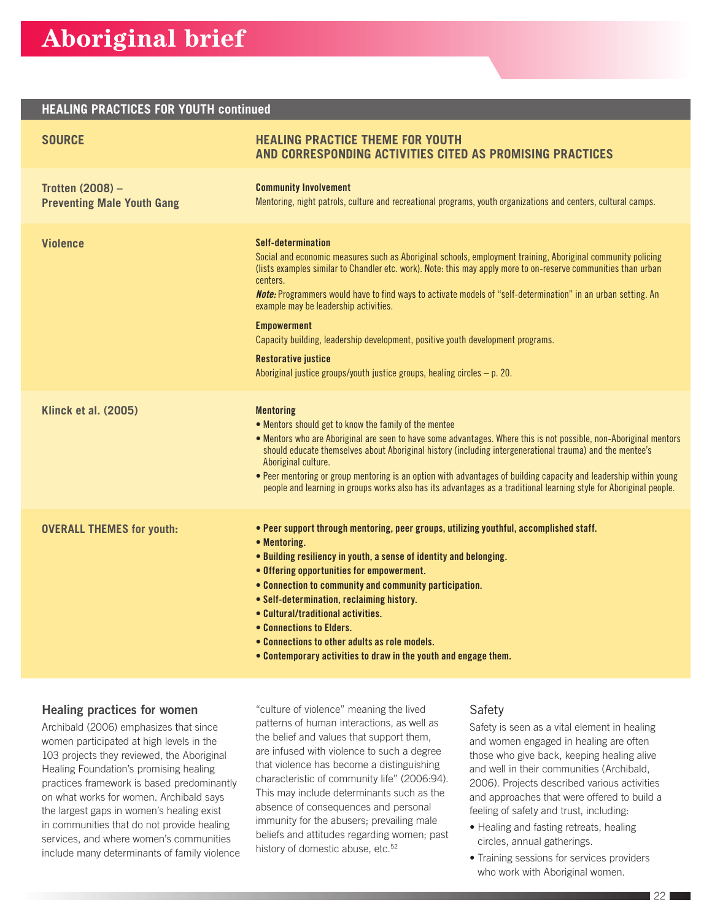**HEALING PRACTICES FOR YOUTH continued**

| SOURCE | HEALING PRACTICE THEME FOR YOUTH AND CORRESPONDING ACTIVITIES CITED AS PROMISING PRACTICES |
|---|---|
| **Trotten (2008) – Preventing Male Youth Gang Violence** | **Community Involvement**<br>Mentoring, night patrols, culture and recreational programs, youth organizations and centers, cultural camps.<br><br>**Self-determination**<br>Social and economic measures such as Aboriginal schools, employment training, Aboriginal community policing (lists examples similar to Chandler etc. work). Note: this may apply more to on-reserve communities than urban centers.<br>***Note:*** Programmers would have to find ways to activate models of "self-determination" in an urban setting. An example may be leadership activities.<br><br>**Empowerment**<br>Capacity building, leadership development, positive youth development programs.<br><br>**Restorative justice**<br>Aboriginal justice groups/youth justice groups, healing circles – p. 20. |
| **Klinck et al. (2005)** | **Mentoring**<br>• Mentors should get to know the family of the mentee<br>• Mentors who are Aboriginal are seen to have some advantages. Where this is not possible, non-Aboriginal mentors should educate themselves about Aboriginal history (including intergenerational trauma) and the mentee's Aboriginal culture.<br>• Peer mentoring or group mentoring is an option with advantages of building capacity and leadership within young people and learning in groups works also has its advantages as a traditional learning style for Aboriginal people. |
| **OVERALL THEMES for youth:** | **• Peer support through mentoring, peer groups, utilizing youthful, accomplished staff.**<br>**• Mentoring.**<br>**• Building resiliency in youth, a sense of identity and belonging.**<br>**• Offering opportunities for empowerment.**<br>**• Connection to community and community participation.**<br>**• Self-determination, reclaiming history.**<br>**• Cultural/traditional activities.**<br>**• Connections to Elders.**<br>**• Connections to other adults as role models.**<br>**• Contemporary activities to draw in the youth and engage them.** |

## Healing practices for women

Archibald (2006) emphasizes that since women participated at high levels in the 103 projects they reviewed, the Aboriginal Healing Foundation's promising healing practices framework is based predominantly on what works for women. Archibald says the largest gaps in women's healing exist in communities that do not provide healing services, and where women's communities include many determinants of family violence "culture of violence" meaning the lived patterns of human interactions, as well as the belief and values that support them, are infused with violence to such a degree that violence has become a distinguishing characteristic of community life" (2006:94). This may include determinants such as the absence of consequences and personal immunity for the abusers; prevailing male beliefs and attitudes regarding women; past history of domestic abuse, etc.[52]

### Safety

Safety is seen as a vital element in healing and women engaged in healing are often those who give back, keeping healing alive and well in their communities (Archibald, 2006). Projects described various activities and approaches that were offered to build a feeling of safety and trust, including:

- Healing and fasting retreats, healing circles, annual gatherings.
- Training sessions for services providers who work with Aboriginal women.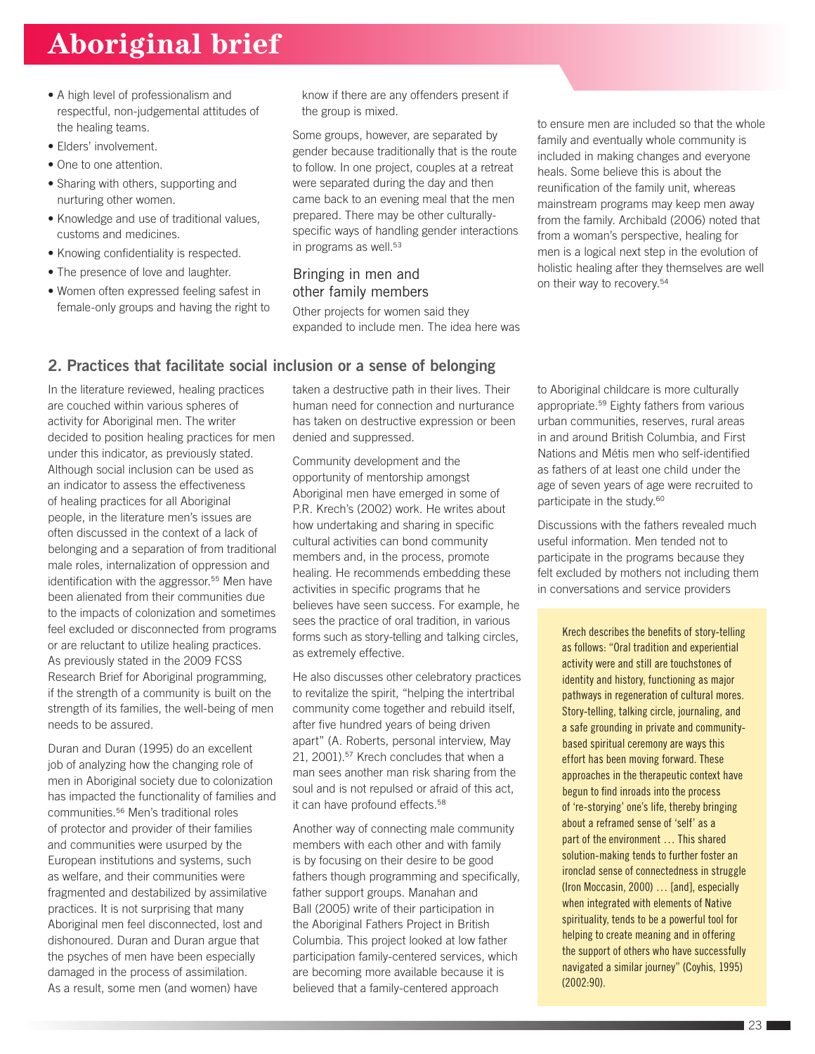- A high level of professionalism and respectful, non-judgemental attitudes of the healing teams.
- Elders' involvement.
- One to one attention.
- Sharing with others, supporting and nurturing other women.
- Knowledge and use of traditional values, customs and medicines.
- Knowing confidentiality is respected.
- The presence of love and laughter.
- Women often expressed feeling safest in female-only groups and having the right to know if there are any offenders present if the group is mixed.

Some groups, however, are separated by gender because traditionally that is the route to follow. In one project, couples at a retreat were separated during the day and then came back to an evening meal that the men prepared. There may be other culturally-specific ways of handling gender interactions in programs as well.[53]

### Bringing in men and other family members

Other projects for women said they expanded to include men. The idea here was to ensure men are included so that the whole family and eventually whole community is included in making changes and everyone heals. Some believe this is about the reunification of the family unit, whereas mainstream programs may keep men away from the family. Archibald (2006) noted that from a woman's perspective, healing for men is a logical next step in the evolution of holistic healing after they themselves are well on their way to recovery.[54]

## 2. Practices that facilitate social inclusion or a sense of belonging

In the literature reviewed, healing practices are couched within various spheres of activity for Aboriginal men. The writer decided to position healing practices for men under this indicator, as previously stated. Although social inclusion can be used as an indicator to assess the effectiveness of healing practices for all Aboriginal people, in the literature men's issues are often discussed in the context of a lack of belonging and a separation of from traditional male roles, internalization of oppression and identification with the aggressor.[55] Men have been alienated from their communities due to the impacts of colonization and sometimes feel excluded or disconnected from programs or are reluctant to utilize healing practices. As previously stated in the 2009 FCSS Research Brief for Aboriginal programming, if the strength of a community is built on the strength of its families, the well-being of men needs to be assured.

Duran and Duran (1995) do an excellent job of analyzing how the changing role of men in Aboriginal society due to colonization has impacted the functionality of families and communities.[56] Men's traditional roles of protector and provider of their families and communities were usurped by the European institutions and systems, such as welfare, and their communities were fragmented and destabilized by assimilative practices. It is not surprising that many Aboriginal men feel disconnected, lost and dishonoured. Duran and Duran argue that the psyches of men have been especially damaged in the process of assimilation. As a result, some men (and women) have taken a destructive path in their lives. Their human need for connection and nurturance has taken on destructive expression or been denied and suppressed.

Community development and the opportunity of mentorship amongst Aboriginal men have emerged in some of P.R. Krech's (2002) work. He writes about how undertaking and sharing in specific cultural activities can bond community members and, in the process, promote healing. He recommends embedding these activities in specific programs that he believes have seen success. For example, he sees the practice of oral tradition, in various forms such as story-telling and talking circles, as extremely effective.

He also discusses other celebratory practices to revitalize the spirit, "helping the intertribal community come together and rebuild itself, after five hundred years of being driven apart" (A. Roberts, personal interview, May 21, 2001).[57] Krech concludes that when a man sees another man risk sharing from the soul and is not repulsed or afraid of this act, it can have profound effects.[58]

Another way of connecting male community members with each other and with family is by focusing on their desire to be good fathers though programming and specifically, father support groups. Manahan and Ball (2005) write of their participation in the Aboriginal Fathers Project in British Columbia. This project looked at low father participation family-centered services, which are becoming more available because it is believed that a family-centered approach to Aboriginal childcare is more culturally appropriate.[59] Eighty fathers from various urban communities, reserves, rural areas in and around British Columbia, and First Nations and Métis men who self-identified as fathers of at least one child under the age of seven years of age were recruited to participate in the study.[60]

Discussions with the fathers revealed much useful information. Men tended not to participate in the programs because they felt excluded by mothers not including them in conversations and service providers

> Krech describes the benefits of story-telling as follows: "Oral tradition and experiential activity were and still are touchstones of identity and history, functioning as major pathways in regeneration of cultural mores. Story-telling, talking circle, journaling, and a safe grounding in private and community-based spiritual ceremony are ways this effort has been moving forward. These approaches in the therapeutic context have begun to find inroads into the process of 're-storying' one's life, thereby bringing about a reframed sense of 'self' as a part of the environment … This shared solution-making tends to further foster an ironclad sense of connectedness in struggle (Iron Moccasin, 2000) … [and], especially when integrated with elements of Native spirituality, tends to be a powerful tool for helping to create meaning and in offering the support of others who have successfully navigated a similar journey" (Coyhis, 1995) (2002:90).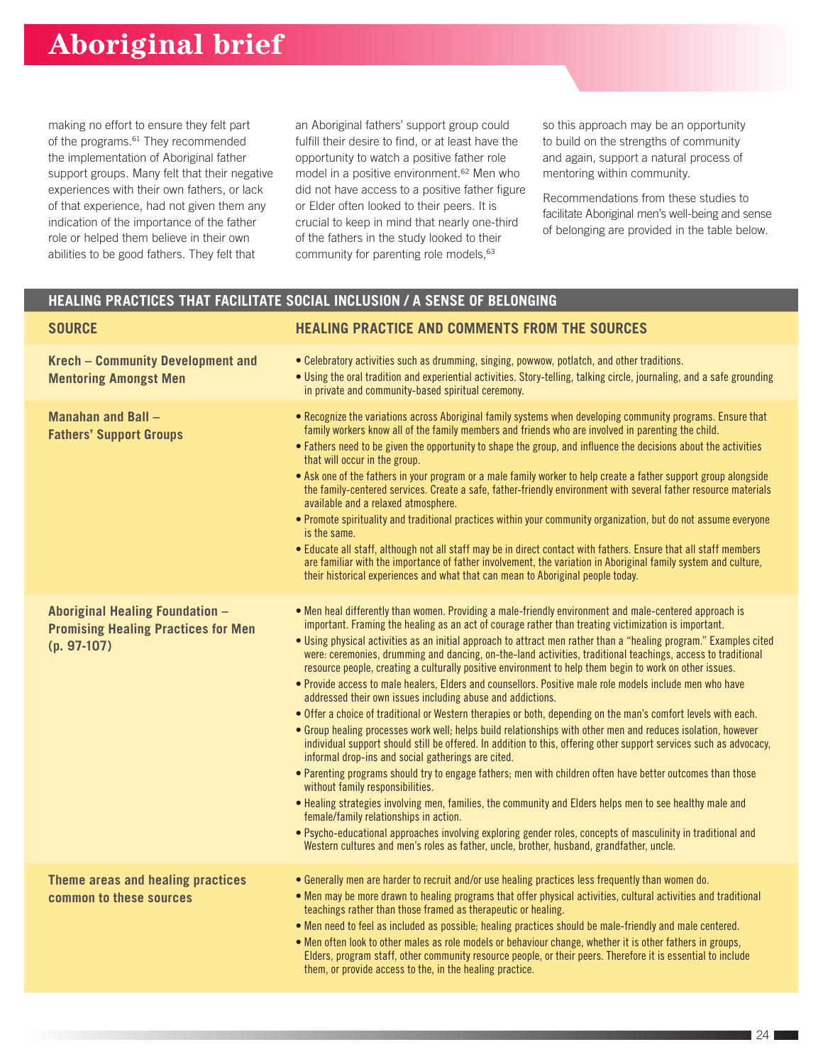making no effort to ensure they felt part of the programs.[61] They recommended the implementation of Aboriginal father support groups. Many felt that their negative experiences with their own fathers, or lack of that experience, had not given them any indication of the importance of the father role or helped them believe in their own abilities to be good fathers. They felt that an Aboriginal fathers' support group could fulfill their desire to find, or at least have the opportunity to watch a positive father role model in a positive environment.[62] Men who did not have access to a positive father figure or Elder often looked to their peers. It is crucial to keep in mind that nearly one-third of the fathers in the study looked to their community for parenting role models,[63] so this approach may be an opportunity to build on the strengths of community and again, support a natural process of mentoring within community.

Recommendations from these studies to facilitate Aboriginal men's well-being and sense of belonging are provided in the table below.

| HEALING PRACTICES THAT FACILITATE SOCIAL INCLUSION / A SENSE OF BELONGING | |
|---|---|
| **SOURCE** | **HEALING PRACTICE AND COMMENTS FROM THE SOURCES** |
| **Krech – Community Development and Mentoring Amongst Men** | • Celebratory activities such as drumming, singing, powwow, potlatch, and other traditions.<br>• Using the oral tradition and experiential activities. Story-telling, talking circle, journaling, and a safe grounding in private and community-based spiritual ceremony. |
| **Manahan and Ball – Fathers' Support Groups** | • Recognize the variations across Aboriginal family systems when developing community programs. Ensure that family workers know all of the family members and friends who are involved in parenting the child.<br>• Fathers need to be given the opportunity to shape the group, and influence the decisions about the activities that will occur in the group.<br>• Ask one of the fathers in your program or a male family worker to help create a father support group alongside the family-centered services. Create a safe, father-friendly environment with several father resource materials available and a relaxed atmosphere.<br>• Promote spirituality and traditional practices within your community organization, but do not assume everyone is the same.<br>• Educate all staff, although not all staff may be in direct contact with fathers. Ensure that all staff members are familiar with the importance of father involvement, the variation in Aboriginal family system and culture, their historical experiences and what that can mean to Aboriginal people today. |
| **Aboriginal Healing Foundation – Promising Healing Practices for Men (p. 97-107)** | • Men heal differently than women. Providing a male-friendly environment and male-centered approach is important. Framing the healing as an act of courage rather than treating victimization is important.<br>• Using physical activities as an initial approach to attract men rather than a "healing program." Examples cited were: ceremonies, drumming and dancing, on-the-land activities, traditional teachings, access to traditional resource people, creating a culturally positive environment to help them begin to work on other issues.<br>• Provide access to male healers, Elders and counsellors. Positive male role models include men who have addressed their own issues including abuse and addictions.<br>• Offer a choice of traditional or Western therapies or both, depending on the man's comfort levels with each.<br>• Group healing processes work well; helps build relationships with other men and reduces isolation, however individual support should still be offered. In addition to this, offering other support services such as advocacy, informal drop-ins and social gatherings are cited.<br>• Parenting programs should try to engage fathers; men with children often have better outcomes than those without family responsibilities.<br>• Healing strategies involving men, families, the community and Elders helps men to see healthy male and female/family relationships in action.<br>• Psycho-educational approaches involving exploring gender roles, concepts of masculinity in traditional and Western cultures and men's roles as father, uncle, brother, husband, grandfather, uncle. |
| **Theme areas and healing practices common to these sources** | • Generally men are harder to recruit and/or use healing practices less frequently than women do.<br>• Men may be more drawn to healing programs that offer physical activities, cultural activities and traditional teachings rather than those framed as therapeutic or healing.<br>• Men need to feel as included as possible; healing practices should be male-friendly and male centered.<br>• Men often look to other males as role models or behaviour change, whether it is other fathers in groups, Elders, program staff, other community resource people, or their peers. Therefore it is essential to include them, or provide access to the, in the healing practice. |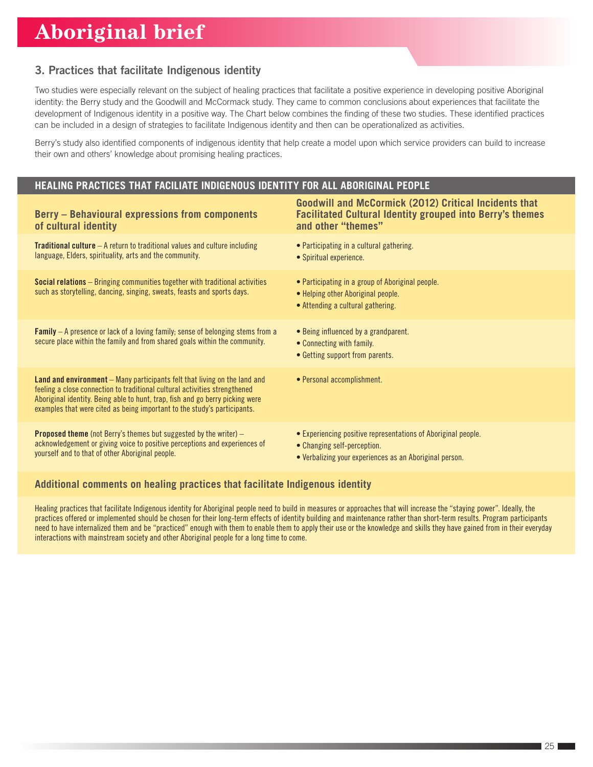## 3. Practices that facilitate Indigenous identity

Two studies were especially relevant on the subject of healing practices that facilitate a positive experience in developing positive Aboriginal identity: the Berry study and the Goodwill and McCormack study. They came to common conclusions about experiences that facilitate the development of Indigenous identity in a positive way. The Chart below combines the finding of these two studies. These identified practices can be included in a design of strategies to facilitate Indigenous identity and then can be operationalized as activities.

Berry's study also identified components of indigenous identity that help create a model upon which service providers can build to increase their own and others' knowledge about promising healing practices.

**HEALING PRACTICES THAT FACILIATE INDIGENOUS IDENTITY FOR ALL ABORIGINAL PEOPLE**

| Berry – Behavioural expressions from components of cultural identity | Goodwill and McCormick (2012) Critical Incidents that Facilitated Cultural Identity grouped into Berry's themes and other "themes" |
|---|---|
| **Traditional culture** – A return to traditional values and culture including language, Elders, spirituality, arts and the community. | • Participating in a cultural gathering.<br>• Spiritual experience. |
| **Social relations** – Bringing communities together with traditional activities such as storytelling, dancing, singing, sweats, feasts and sports days. | • Participating in a group of Aboriginal people.<br>• Helping other Aboriginal people.<br>• Attending a cultural gathering. |
| **Family** – A presence or lack of a loving family; sense of belonging stems from a secure place within the family and from shared goals within the community. | • Being influenced by a grandparent.<br>• Connecting with family.<br>• Getting support from parents. |
| **Land and environment** – Many participants felt that living on the land and feeling a close connection to traditional cultural activities strengthened Aboriginal identity. Being able to hunt, trap, fish and go berry picking were examples that were cited as being important to the study's participants. | • Personal accomplishment. |
| **Proposed theme** (not Berry's themes but suggested by the writer) – acknowledgement or giving voice to positive perceptions and experiences of yourself and to that of other Aboriginal people. | • Experiencing positive representations of Aboriginal people.<br>• Changing self-perception.<br>• Verbalizing your experiences as an Aboriginal person. |

### Additional comments on healing practices that facilitate Indigenous identity

Healing practices that facilitate Indigenous identity for Aboriginal people need to build in measures or approaches that will increase the "staying power". Ideally, the practices offered or implemented should be chosen for their long-term effects of identity building and maintenance rather than short-term results. Program participants need to have internalized them and be "practiced" enough with them to enable them to apply their use or the knowledge and skills they have gained from in their everyday interactions with mainstream society and other Aboriginal people for a long time to come.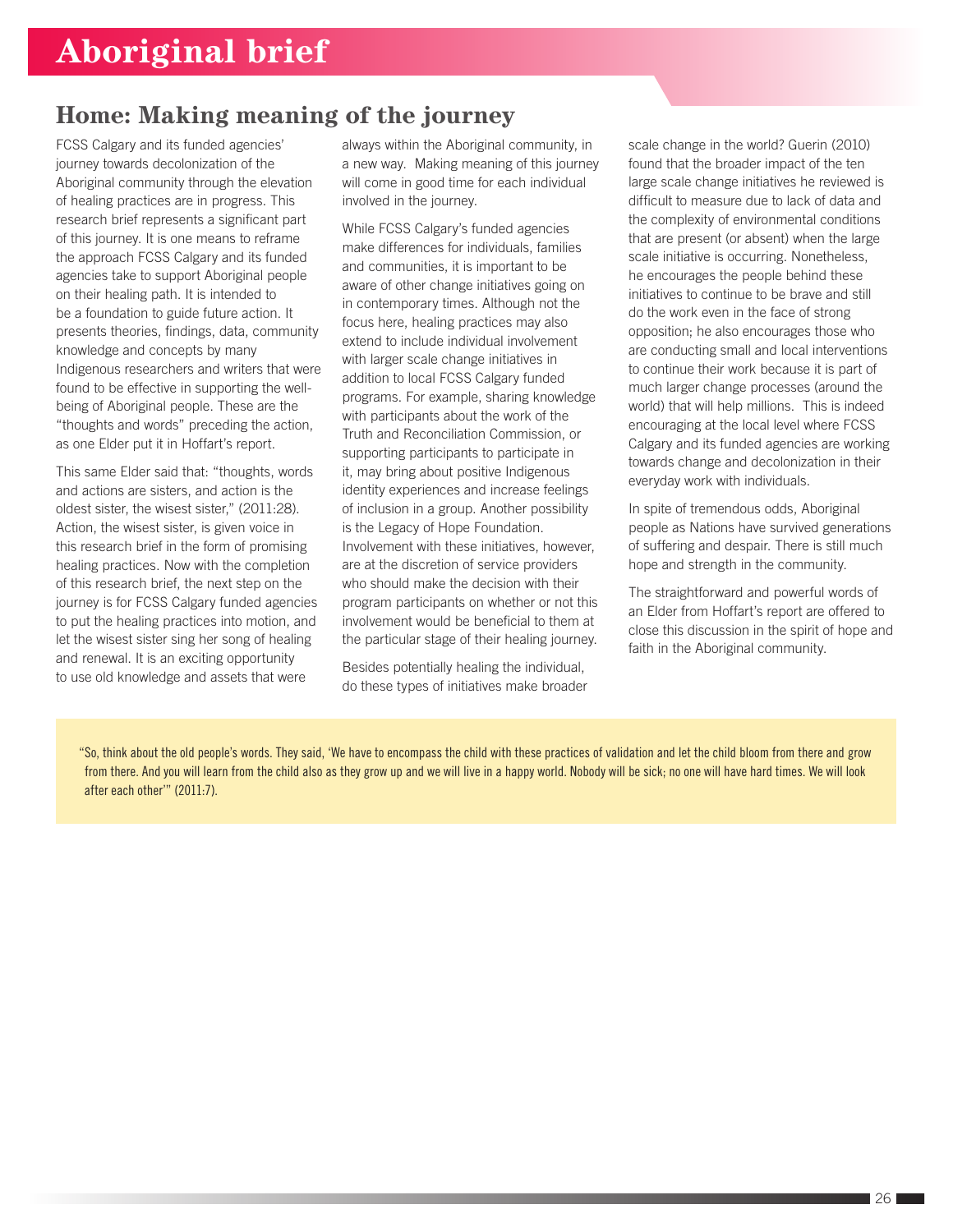# Aboriginal brief

## Home: Making meaning of the journey

FCSS Calgary and its funded agencies' journey towards decolonization of the Aboriginal community through the elevation of healing practices are in progress. This research brief represents a significant part of this journey. It is one means to reframe the approach FCSS Calgary and its funded agencies take to support Aboriginal people on their healing path. It is intended to be a foundation to guide future action. It presents theories, findings, data, community knowledge and concepts by many Indigenous researchers and writers that were found to be effective in supporting the well-being of Aboriginal people. These are the "thoughts and words" preceding the action, as one Elder put it in Hoffart's report.

This same Elder said that: "thoughts, words and actions are sisters, and action is the oldest sister, the wisest sister," (2011:28). Action, the wisest sister, is given voice in this research brief in the form of promising healing practices. Now with the completion of this research brief, the next step on the journey is for FCSS Calgary funded agencies to put the healing practices into motion, and let the wisest sister sing her song of healing and renewal. It is an exciting opportunity to use old knowledge and assets that were always within the Aboriginal community, in a new way. Making meaning of this journey will come in good time for each individual involved in the journey.

While FCSS Calgary's funded agencies make differences for individuals, families and communities, it is important to be aware of other change initiatives going on in contemporary times. Although not the focus here, healing practices may also extend to include individual involvement with larger scale change initiatives in addition to local FCSS Calgary funded programs. For example, sharing knowledge with participants about the work of the Truth and Reconciliation Commission, or supporting participants to participate in it, may bring about positive Indigenous identity experiences and increase feelings of inclusion in a group. Another possibility is the Legacy of Hope Foundation. Involvement with these initiatives, however, are at the discretion of service providers who should make the decision with their program participants on whether or not this involvement would be beneficial to them at the particular stage of their healing journey.

Besides potentially healing the individual, do these types of initiatives make broader scale change in the world? Guerin (2010) found that the broader impact of the ten large scale change initiatives he reviewed is difficult to measure due to lack of data and the complexity of environmental conditions that are present (or absent) when the large scale initiative is occurring. Nonetheless, he encourages the people behind these initiatives to continue to be brave and still do the work even in the face of strong opposition; he also encourages those who are conducting small and local interventions to continue their work because it is part of much larger change processes (around the world) that will help millions. This is indeed encouraging at the local level where FCSS Calgary and its funded agencies are working towards change and decolonization in their everyday work with individuals.

In spite of tremendous odds, Aboriginal people as Nations have survived generations of suffering and despair. There is still much hope and strength in the community.

The straightforward and powerful words of an Elder from Hoffart's report are offered to close this discussion in the spirit of hope and faith in the Aboriginal community.

> "So, think about the old people's words. They said, 'We have to encompass the child with these practices of validation and let the child bloom from there and grow from there. And you will learn from the child also as they grow up and we will live in a happy world. Nobody will be sick; no one will have hard times. We will look after each other'" (2011:7).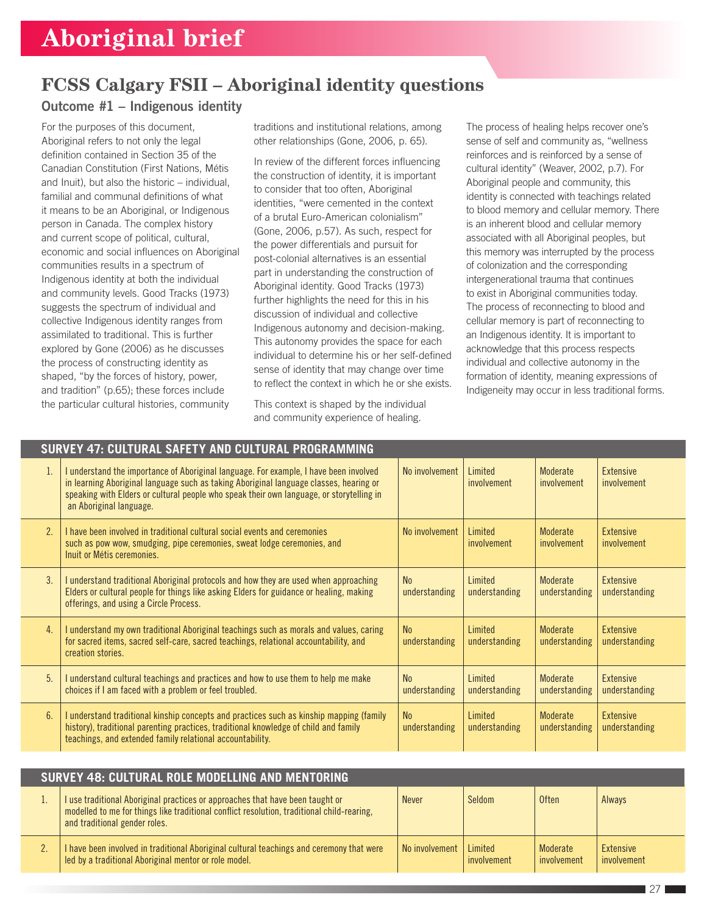# Aboriginal brief

## FCSS Calgary FSII – Aboriginal identity questions

### Outcome #1 – Indigenous identity

For the purposes of this document, Aboriginal refers to not only the legal definition contained in Section 35 of the Canadian Constitution (First Nations, Métis and Inuit), but also the historic – individual, familial and communal definitions of what it means to be an Aboriginal, or Indigenous person in Canada. The complex history and current scope of political, cultural, economic and social influences on Aboriginal communities results in a spectrum of Indigenous identity at both the individual and community levels. Good Tracks (1973) suggests the spectrum of individual and collective Indigenous identity ranges from assimilated to traditional. This is further explored by Gone (2006) as he discusses the process of constructing identity as shaped, "by the forces of history, power, and tradition" (p.65); these forces include the particular cultural histories, community traditions and institutional relations, among other relationships (Gone, 2006, p. 65).

In review of the different forces influencing the construction of identity, it is important to consider that too often, Aboriginal identities, "were cemented in the context of a brutal Euro-American colonialism" (Gone, 2006, p.57). As such, respect for the power differentials and pursuit for post-colonial alternatives is an essential part in understanding the construction of Aboriginal identity. Good Tracks (1973) further highlights the need for this in his discussion of individual and collective Indigenous autonomy and decision-making. This autonomy provides the space for each individual to determine his or her self-defined sense of identity that may change over time to reflect the context in which he or she exists.

This context is shaped by the individual and community experience of healing.

The process of healing helps recover one's sense of self and community as, "wellness reinforces and is reinforced by a sense of cultural identity" (Weaver, 2002, p.7). For Aboriginal people and community, this identity is connected with teachings related to blood memory and cellular memory. There is an inherent blood and cellular memory associated with all Aboriginal peoples, but this memory was interrupted by the process of colonization and the corresponding intergenerational trauma that continues to exist in Aboriginal communities today. The process of reconnecting to blood and cellular memory is part of reconnecting to an Indigenous identity. It is important to acknowledge that this process respects individual and collective autonomy in the formation of identity, meaning expressions of Indigeneity may occur in less traditional forms.

| SURVEY 47: CULTURAL SAFETY AND CULTURAL PROGRAMMING | | | | | |
|---|---|---|---|---|---|
| 1. | I understand the importance of Aboriginal language. For example, I have been involved in learning Aboriginal language such as taking Aboriginal language classes, hearing or speaking with Elders or cultural people who speak their own language, or storytelling in an Aboriginal language. | No involvement | Limited involvement | Moderate involvement | Extensive involvement |
| 2. | I have been involved in traditional cultural social events and ceremonies such as pow wow, smudging, pipe ceremonies, sweat lodge ceremonies, and Inuit or Métis ceremonies. | No involvement | Limited involvement | Moderate involvement | Extensive involvement |
| 3. | I understand traditional Aboriginal protocols and how they are used when approaching Elders or cultural people for things like asking Elders for guidance or healing, making offerings, and using a Circle Process. | No understanding | Limited understanding | Moderate understanding | Extensive understanding |
| 4. | I understand my own traditional Aboriginal teachings such as morals and values, caring for sacred items, sacred self-care, sacred teachings, relational accountability, and creation stories. | No understanding | Limited understanding | Moderate understanding | Extensive understanding |
| 5. | I understand cultural teachings and practices and how to use them to help me make choices if I am faced with a problem or feel troubled. | No understanding | Limited understanding | Moderate understanding | Extensive understanding |
| 6. | I understand traditional kinship concepts and practices such as kinship mapping (family history), traditional parenting practices, traditional knowledge of child and family teachings, and extended family relational accountability. | No understanding | Limited understanding | Moderate understanding | Extensive understanding |

| SURVEY 48: CULTURAL ROLE MODELLING AND MENTORING | | | | | |
|---|---|---|---|---|---|
| 1. | I use traditional Aboriginal practices or approaches that have been taught or modelled to me for things like traditional conflict resolution, traditional child-rearing, and traditional gender roles. | Never | Seldom | Often | Always |
| 2. | I have been involved in traditional Aboriginal cultural teachings and ceremony that were led by a traditional Aboriginal mentor or role model. | No involvement | Limited involvement | Moderate involvement | Extensive involvement |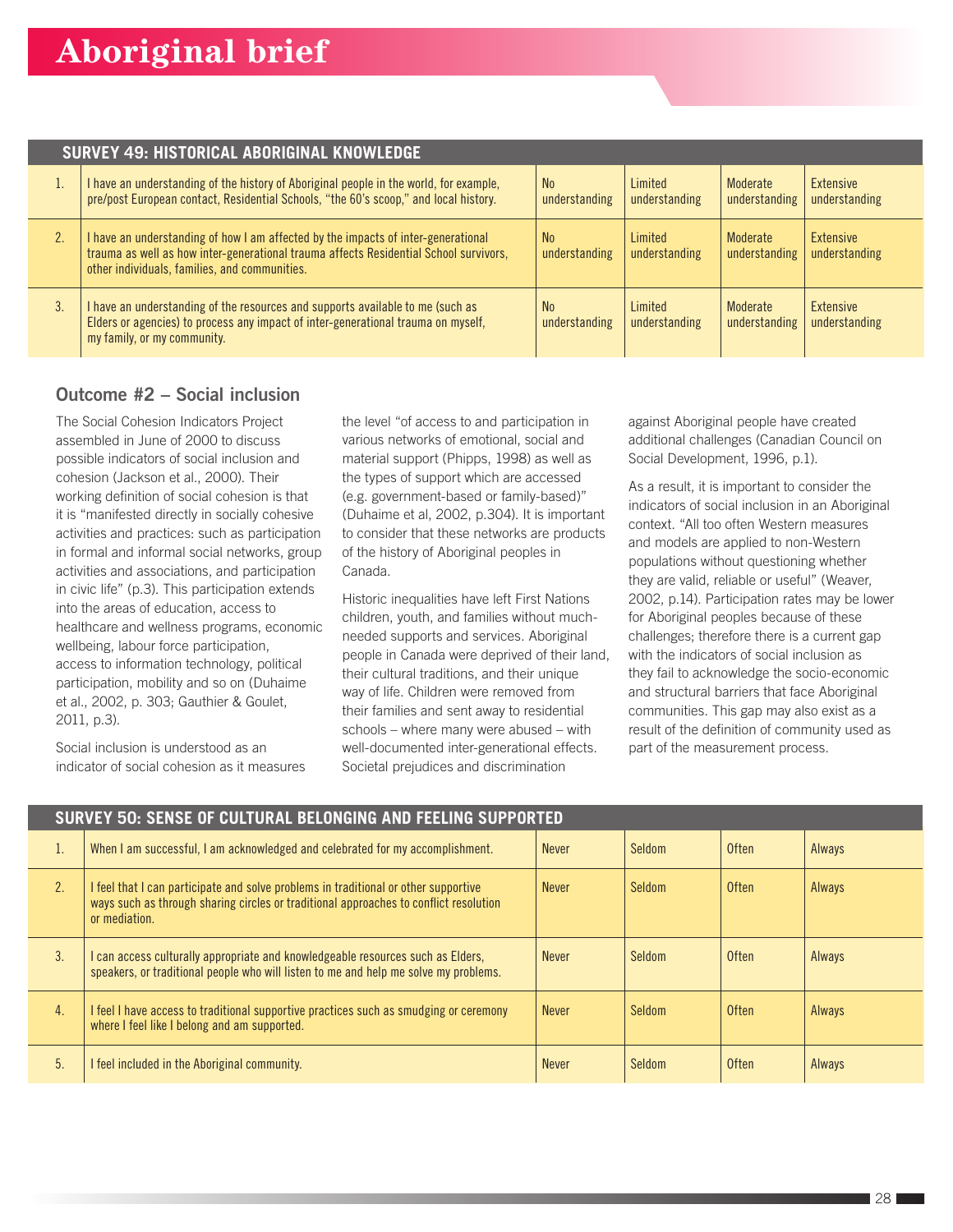# Aboriginal brief

| SURVEY 49: HISTORICAL ABORIGINAL KNOWLEDGE | | | | | |
|---|---|---|---|---|---|
| 1. | I have an understanding of the history of Aboriginal people in the world, for example, pre/post European contact, Residential Schools, "the 60's scoop," and local history. | No understanding | Limited understanding | Moderate understanding | Extensive understanding |
| 2. | I have an understanding of how I am affected by the impacts of inter-generational trauma as well as how inter-generational trauma affects Residential School survivors, other individuals, families, and communities. | No understanding | Limited understanding | Moderate understanding | Extensive understanding |
| 3. | I have an understanding of the resources and supports available to me (such as Elders or agencies) to process any impact of inter-generational trauma on myself, my family, or my community. | No understanding | Limited understanding | Moderate understanding | Extensive understanding |

## Outcome #2 – Social inclusion

The Social Cohesion Indicators Project assembled in June of 2000 to discuss possible indicators of social inclusion and cohesion (Jackson et al., 2000). Their working definition of social cohesion is that it is "manifested directly in socially cohesive activities and practices: such as participation in formal and informal social networks, group activities and associations, and participation in civic life" (p.3). This participation extends into the areas of education, access to healthcare and wellness programs, economic wellbeing, labour force participation, access to information technology, political participation, mobility and so on (Duhaime et al., 2002, p. 303; Gauthier & Goulet, 2011, p.3).

Social inclusion is understood as an indicator of social cohesion as it measures the level "of access to and participation in various networks of emotional, social and material support (Phipps, 1998) as well as the types of support which are accessed (e.g. government-based or family-based)" (Duhaime et al, 2002, p.304). It is important to consider that these networks are products of the history of Aboriginal peoples in Canada.

Historic inequalities have left First Nations children, youth, and families without much-needed supports and services. Aboriginal people in Canada were deprived of their land, their cultural traditions, and their unique way of life. Children were removed from their families and sent away to residential schools – where many were abused – with well-documented inter-generational effects. Societal prejudices and discrimination against Aboriginal people have created additional challenges (Canadian Council on Social Development, 1996, p.1).

As a result, it is important to consider the indicators of social inclusion in an Aboriginal context. "All too often Western measures and models are applied to non-Western populations without questioning whether they are valid, reliable or useful" (Weaver, 2002, p.14). Participation rates may be lower for Aboriginal peoples because of these challenges; therefore there is a current gap with the indicators of social inclusion as they fail to acknowledge the socio-economic and structural barriers that face Aboriginal communities. This gap may also exist as a result of the definition of community used as part of the measurement process.

| SURVEY 50: SENSE OF CULTURAL BELONGING AND FEELING SUPPORTED | | | | | |
|---|---|---|---|---|---|
| 1. | When I am successful, I am acknowledged and celebrated for my accomplishment. | Never | Seldom | Often | Always |
| 2. | I feel that I can participate and solve problems in traditional or other supportive ways such as through sharing circles or traditional approaches to conflict resolution or mediation. | Never | Seldom | Often | Always |
| 3. | I can access culturally appropriate and knowledgeable resources such as Elders, speakers, or traditional people who will listen to me and help me solve my problems. | Never | Seldom | Often | Always |
| 4. | I feel I have access to traditional supportive practices such as smudging or ceremony where I feel like I belong and am supported. | Never | Seldom | Often | Always |
| 5. | I feel included in the Aboriginal community. | Never | Seldom | Often | Always |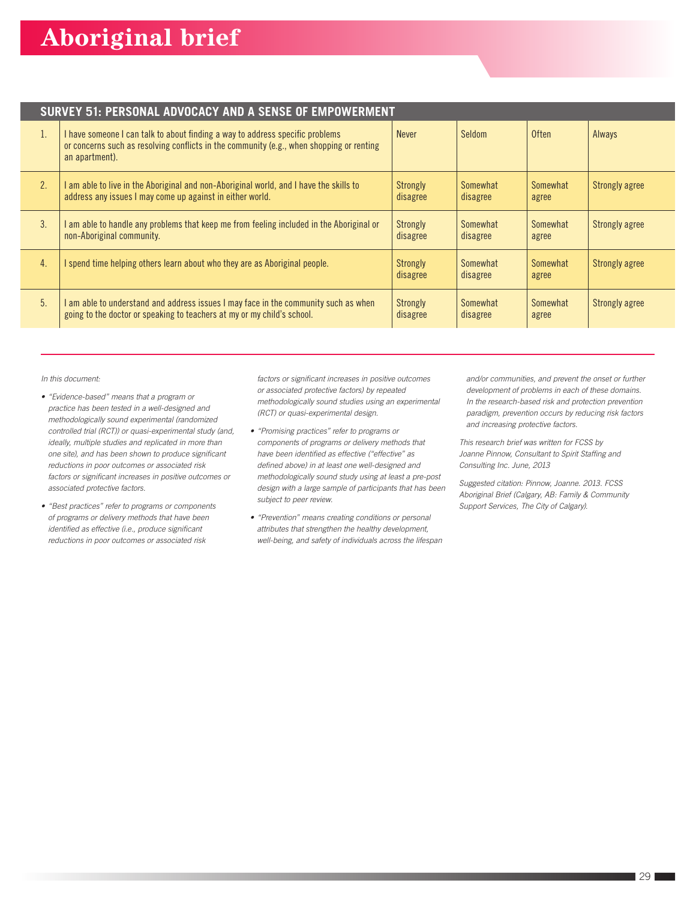## SURVEY 51: PERSONAL ADVOCACY AND A SENSE OF EMPOWERMENT

| | | | | | |
|---|---|---|---|---|---|
| 1. | I have someone I can talk to about finding a way to address specific problems or concerns such as resolving conflicts in the community (e.g., when shopping or renting an apartment). | Never | Seldom | Often | Always |
| 2. | I am able to live in the Aboriginal and non-Aboriginal world, and I have the skills to address any issues I may come up against in either world. | Strongly disagree | Somewhat disagree | Somewhat agree | Strongly agree |
| 3. | I am able to handle any problems that keep me from feeling included in the Aboriginal or non-Aboriginal community. | Strongly disagree | Somewhat disagree | Somewhat agree | Strongly agree |
| 4. | I spend time helping others learn about who they are as Aboriginal people. | Strongly disagree | Somewhat disagree | Somewhat agree | Strongly agree |
| 5. | I am able to understand and address issues I may face in the community such as when going to the doctor or speaking to teachers at my or my child's school. | Strongly disagree | Somewhat disagree | Somewhat agree | Strongly agree |

---

*In this document:*

- *"Evidence-based" means that a program or practice has been tested in a well-designed and methodologically sound experimental (randomized controlled trial (RCT)) or quasi-experimental study (and, ideally, multiple studies and replicated in more than one site), and has been shown to produce significant reductions in poor outcomes or associated risk factors or significant increases in positive outcomes or associated protective factors.*
- *"Best practices" refer to programs or components of programs or delivery methods that have been identified as effective (i.e., produce significant reductions in poor outcomes or associated risk factors or significant increases in positive outcomes or associated protective factors) by repeated methodologically sound studies using an experimental (RCT) or quasi-experimental design.*
- *"Promising practices" refer to programs or components of programs or delivery methods that have been identified as effective ("effective" as defined above) in at least one well-designed and methodologically sound study using at least a pre-post design with a large sample of participants that has been subject to peer review.*
- *"Prevention" means creating conditions or personal attributes that strengthen the healthy development, well-being, and safety of individuals across the lifespan and/or communities, and prevent the onset or further development of problems in each of these domains. In the research-based risk and protection prevention paradigm, prevention occurs by reducing risk factors and increasing protective factors.*

*This research brief was written for FCSS by Joanne Pinnow, Consultant to Spirit Staffing and Consulting Inc. June, 2013*

*Suggested citation: Pinnow, Joanne. 2013. FCSS Aboriginal Brief (Calgary, AB: Family & Community Support Services, The City of Calgary).*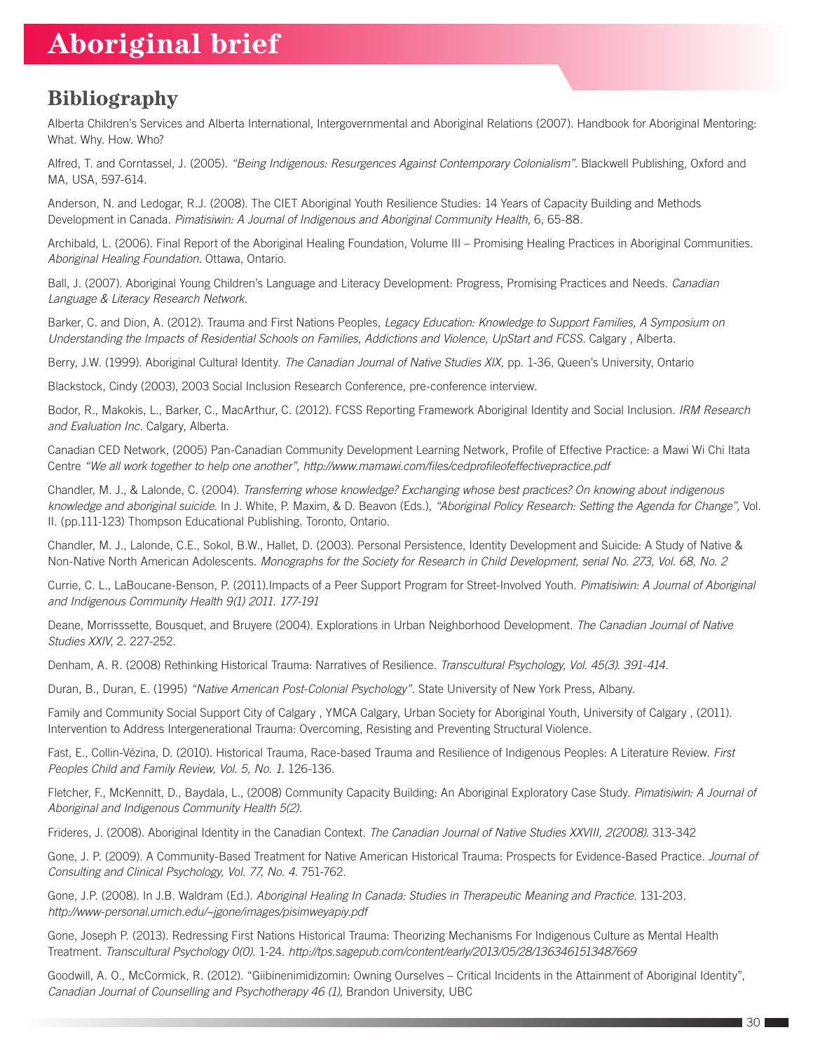# Aboriginal brief

## Bibliography

Alberta Children's Services and Alberta International, Intergovernmental and Aboriginal Relations (2007). Handbook for Aboriginal Mentoring: What. Why. How. Who?

Alfred, T. and Corntassel, J. (2005). *"Being Indigenous: Resurgences Against Contemporary Colonialism".* Blackwell Publishing, Oxford and MA, USA, 597-614.

Anderson, N. and Ledogar, R.J. (2008). The CIET Aboriginal Youth Resilience Studies: 14 Years of Capacity Building and Methods Development in Canada. *Pimatisiwin: A Journal of Indigenous and Aboriginal Community Health,* 6, 65-88.

Archibald, L. (2006). Final Report of the Aboriginal Healing Foundation, Volume III – Promising Healing Practices in Aboriginal Communities. *Aboriginal Healing Foundation.* Ottawa, Ontario.

Ball, J. (2007). Aboriginal Young Children's Language and Literacy Development: Progress, Promising Practices and Needs. *Canadian Language & Literacy Research Network.*

Barker, C. and Dion, A. (2012). Trauma and First Nations Peoples, *Legacy Education: Knowledge to Support Families, A Symposium on Understanding the Impacts of Residential Schools on Families, Addictions and Violence, UpStart and FCSS.* Calgary , Alberta.

Berry, J.W. (1999). Aboriginal Cultural Identity. *The Canadian Journal of Native Studies XIX,* pp. 1-36, Queen's University, Ontario

Blackstock, Cindy (2003), 2003 Social Inclusion Research Conference, pre-conference interview.

Bodor, R., Makokis, L., Barker, C., MacArthur, C. (2012). FCSS Reporting Framework Aboriginal Identity and Social Inclusion. *IRM Research and Evaluation Inc.* Calgary, Alberta.

Canadian CED Network, (2005) Pan-Canadian Community Development Learning Network, Profile of Effective Practice: a Mawi Wi Chi Itata Centre *"We all work together to help one another", http://www.mamawi.com/files/cedprofileofeffectivepractice.pdf*

Chandler, M. J., & Lalonde, C. (2004). *Transferring whose knowledge? Exchanging whose best practices? On knowing about indigenous knowledge and aboriginal suicide.* In J. White, P. Maxim, & D. Beavon (Eds.), *"Aboriginal Policy Research: Setting the Agenda for Change",* Vol. II. (pp.111-123) Thompson Educational Publishing. Toronto, Ontario.

Chandler, M. J., Lalonde, C.E., Sokol, B.W., Hallet, D. (2003). Personal Persistence, Identity Development and Suicide: A Study of Native & Non-Native North American Adolescents. *Monographs for the Society for Research in Child Development, serial No. 273, Vol. 68, No. 2*

Currie, C. L., LaBoucane-Benson, P. (2011).Impacts of a Peer Support Program for Street-Involved Youth. *Pimatisiwin: A Journal of Aboriginal and Indigenous Community Health 9(1) 2011. 177-191*

Deane, Morrisssette, Bousquet, and Bruyere (2004). Explorations in Urban Neighborhood Development. *The Canadian Journal of Native Studies XXIV,* 2. 227-252.

Denham, A. R. (2008) Rethinking Historical Trauma: Narratives of Resilience. *Transcultural Psychology, Vol. 45(3). 391-414.*

Duran, B., Duran, E. (1995) *"Native American Post-Colonial Psychology".* State University of New York Press, Albany.

Family and Community Social Support City of Calgary , YMCA Calgary, Urban Society for Aboriginal Youth, University of Calgary , (2011). Intervention to Address Intergenerational Trauma: Overcoming, Resisting and Preventing Structural Violence.

Fast, E., Collin-Vézina, D. (2010). Historical Trauma, Race-based Trauma and Resilience of Indigenous Peoples: A Literature Review. *First Peoples Child and Family Review, Vol. 5, No. 1.* 126-136.

Fletcher, F., McKennitt, D., Baydala, L., (2008) Community Capacity Building: An Aboriginal Exploratory Case Study. *Pimatisiwin: A Journal of Aboriginal and Indigenous Community Health 5(2).*

Frideres, J. (2008). Aboriginal Identity in the Canadian Context. *The Canadian Journal of Native Studies XXVIII, 2(2008).* 313-342

Gone, J. P. (2009). A Community-Based Treatment for Native American Historical Trauma: Prospects for Evidence-Based Practice. *Journal of Consulting and Clinical Psychology, Vol. 77, No. 4.* 751-762.

Gone, J.P. (2008). In J.B. Waldram (Ed.). *Aboriginal Healing In Canada: Studies in Therapeutic Meaning and Practice.* 131-203. *http://www-personal.umich.edu/~jgone/images/pisimweyapiy.pdf*

Gone, Joseph P. (2013). Redressing First Nations Historical Trauma: Theorizing Mechanisms For Indigenous Culture as Mental Health Treatment. *Transcultural Psychology 0(0).* 1-24. *http://tps.sagepub.com/content/early/2013/05/28/1363461513487669*

Goodwill, A. O., McCormick, R. (2012). "Giibinenimidizomin: Owning Ourselves – Critical Incidents in the Attainment of Aboriginal Identity", *Canadian Journal of Counselling and Psychotherapy 46 (1),* Brandon University, UBC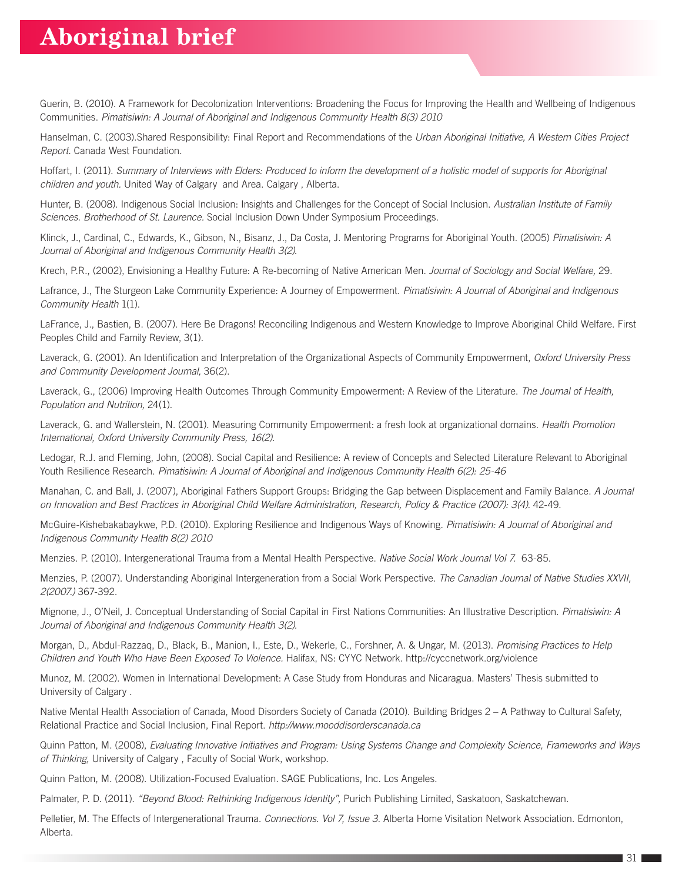Guerin, B. (2010). A Framework for Decolonization Interventions: Broadening the Focus for Improving the Health and Wellbeing of Indigenous Communities. *Pimatisiwin: A Journal of Aboriginal and Indigenous Community Health 8(3) 2010*

Hanselman, C. (2003).Shared Responsibility: Final Report and Recommendations of the *Urban Aboriginal Initiative, A Western Cities Project Report.* Canada West Foundation.

Hoffart, I. (2011). *Summary of Interviews with Elders: Produced to inform the development of a holistic model of supports for Aboriginal children and youth.* United Way of Calgary and Area. Calgary , Alberta.

Hunter, B. (2008). Indigenous Social Inclusion: Insights and Challenges for the Concept of Social Inclusion. *Australian Institute of Family Sciences. Brotherhood of St. Laurence.* Social Inclusion Down Under Symposium Proceedings.

Klinck, J., Cardinal, C., Edwards, K., Gibson, N., Bisanz, J., Da Costa, J. Mentoring Programs for Aboriginal Youth. (2005) *Pimatisiwin: A Journal of Aboriginal and Indigenous Community Health 3(2).*

Krech, P.R., (2002), Envisioning a Healthy Future: A Re-becoming of Native American Men. *Journal of Sociology and Social Welfare,* 29.

Lafrance, J., The Sturgeon Lake Community Experience: A Journey of Empowerment. *Pimatisiwin: A Journal of Aboriginal and Indigenous Community Health* 1(1).

LaFrance, J., Bastien, B. (2007). Here Be Dragons! Reconciling Indigenous and Western Knowledge to Improve Aboriginal Child Welfare. First Peoples Child and Family Review, 3(1).

Laverack, G. (2001). An Identification and Interpretation of the Organizational Aspects of Community Empowerment, *Oxford University Press and Community Development Journal,* 36(2).

Laverack, G., (2006) Improving Health Outcomes Through Community Empowerment: A Review of the Literature. *The Journal of Health, Population and Nutrition,* 24(1).

Laverack, G. and Wallerstein, N. (2001). Measuring Community Empowerment: a fresh look at organizational domains. *Health Promotion International, Oxford University Community Press, 16(2).*

Ledogar, R.J. and Fleming, John, (2008). Social Capital and Resilience: A review of Concepts and Selected Literature Relevant to Aboriginal Youth Resilience Research. *Pimatisiwin: A Journal of Aboriginal and Indigenous Community Health 6(2): 25-46*

Manahan, C. and Ball, J. (2007), Aboriginal Fathers Support Groups: Bridging the Gap between Displacement and Family Balance. *A Journal on Innovation and Best Practices in Aboriginal Child Welfare Administration, Research, Policy & Practice (2007): 3(4).* 42-49.

McGuire-Kishebakabaykwe, P.D. (2010). Exploring Resilience and Indigenous Ways of Knowing. *Pimatisiwin: A Journal of Aboriginal and Indigenous Community Health 8(2) 2010*

Menzies. P. (2010). Intergenerational Trauma from a Mental Health Perspective. *Native Social Work Journal Vol 7.* 63-85.

Menzies, P. (2007). Understanding Aboriginal Intergeneration from a Social Work Perspective. *The Canadian Journal of Native Studies XXVII, 2(2007.)* 367-392.

Mignone, J., O'Neil, J. Conceptual Understanding of Social Capital in First Nations Communities: An Illustrative Description. *Pimatisiwin: A Journal of Aboriginal and Indigenous Community Health 3(2).*

Morgan, D., Abdul-Razzaq, D., Black, B., Manion, I., Este, D., Wekerle, C., Forshner, A. & Ungar, M. (2013). *Promising Practices to Help Children and Youth Who Have Been Exposed To Violence.* Halifax, NS: CYYC Network. http://cyccnetwork.org/violence

Munoz, M. (2002). Women in International Development: A Case Study from Honduras and Nicaragua. Masters' Thesis submitted to University of Calgary .

Native Mental Health Association of Canada, Mood Disorders Society of Canada (2010). Building Bridges 2 – A Pathway to Cultural Safety, Relational Practice and Social Inclusion, Final Report. *http://www.mooddisorderscanada.ca*

Quinn Patton, M. (2008), *Evaluating Innovative Initiatives and Program: Using Systems Change and Complexity Science, Frameworks and Ways of Thinking,* University of Calgary , Faculty of Social Work, workshop.

Quinn Patton, M. (2008). Utilization-Focused Evaluation. SAGE Publications, Inc. Los Angeles.

Palmater, P. D. (2011). *"Beyond Blood: Rethinking Indigenous Identity",* Purich Publishing Limited, Saskatoon, Saskatchewan.

Pelletier, M. The Effects of Intergenerational Trauma. *Connections. Vol 7, Issue 3.* Alberta Home Visitation Network Association. Edmonton, Alberta.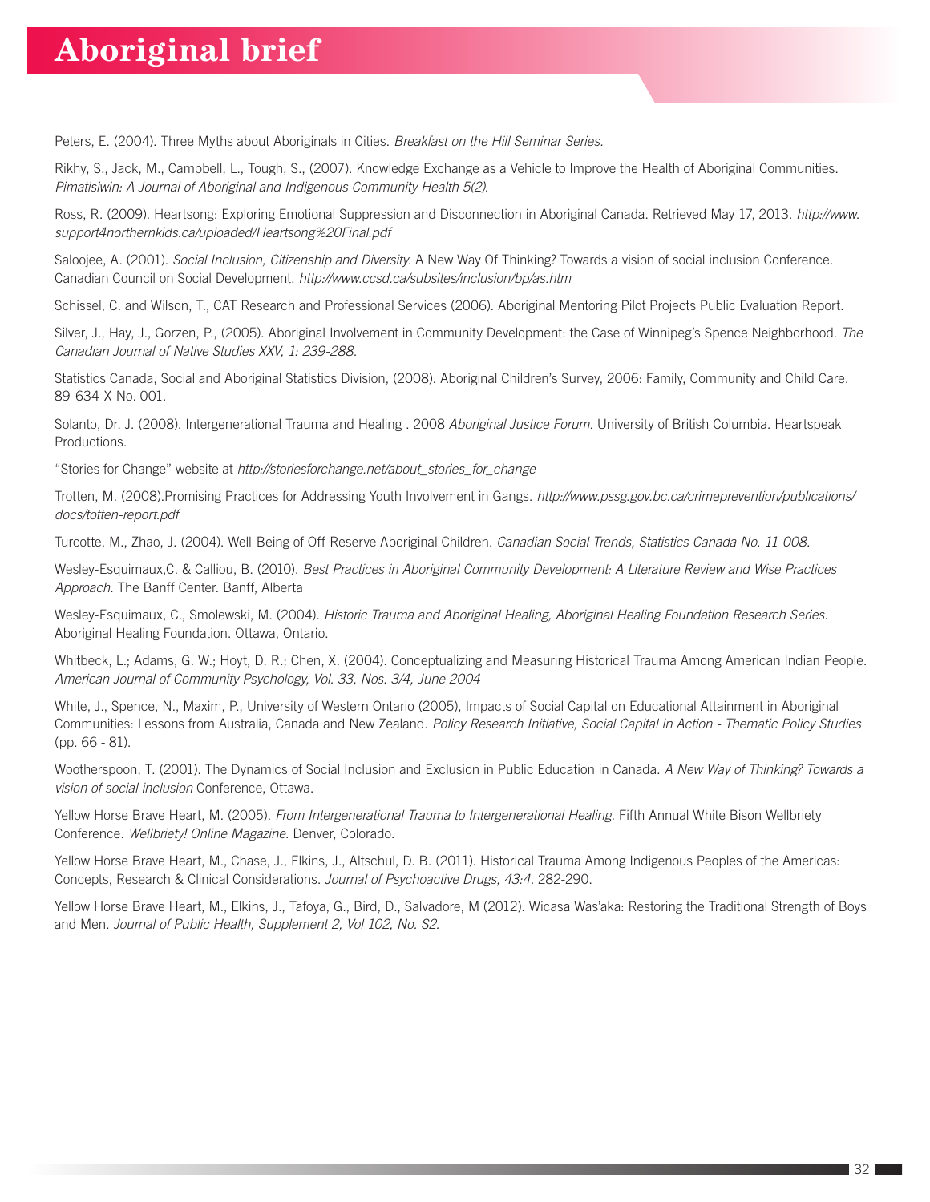Peters, E. (2004). Three Myths about Aboriginals in Cities. *Breakfast on the Hill Seminar Series.*

Rikhy, S., Jack, M., Campbell, L., Tough, S., (2007). Knowledge Exchange as a Vehicle to Improve the Health of Aboriginal Communities. *Pimatisiwin: A Journal of Aboriginal and Indigenous Community Health 5(2).*

Ross, R. (2009). Heartsong: Exploring Emotional Suppression and Disconnection in Aboriginal Canada. Retrieved May 17, 2013. *http://www.support4northernkids.ca/uploaded/Heartsong%20Final.pdf*

Saloojee, A. (2001). *Social Inclusion, Citizenship and Diversity.* A New Way Of Thinking? Towards a vision of social inclusion Conference. Canadian Council on Social Development. *http://www.ccsd.ca/subsites/inclusion/bp/as.htm*

Schissel, C. and Wilson, T., CAT Research and Professional Services (2006). Aboriginal Mentoring Pilot Projects Public Evaluation Report.

Silver, J., Hay, J., Gorzen, P., (2005). Aboriginal Involvement in Community Development: the Case of Winnipeg's Spence Neighborhood. *The Canadian Journal of Native Studies XXV, 1: 239-288.*

Statistics Canada, Social and Aboriginal Statistics Division, (2008). Aboriginal Children's Survey, 2006: Family, Community and Child Care. 89-634-X-No. 001.

Solanto, Dr. J. (2008). Intergenerational Trauma and Healing . 2008 *Aboriginal Justice Forum.* University of British Columbia. Heartspeak Productions.

"Stories for Change" website at *http://storiesforchange.net/about_stories_for_change*

Trotten, M. (2008).Promising Practices for Addressing Youth Involvement in Gangs. *http://www.pssg.gov.bc.ca/crimeprevention/publications/docs/totten-report.pdf*

Turcotte, M., Zhao, J. (2004). Well-Being of Off-Reserve Aboriginal Children. *Canadian Social Trends, Statistics Canada No. 11-008.*

Wesley-Esquimaux,C. & Calliou, B. (2010). *Best Practices in Aboriginal Community Development: A Literature Review and Wise Practices Approach.* The Banff Center. Banff, Alberta

Wesley-Esquimaux, C., Smolewski, M. (2004). *Historic Trauma and Aboriginal Healing, Aboriginal Healing Foundation Research Series.* Aboriginal Healing Foundation. Ottawa, Ontario.

Whitbeck, L.; Adams, G. W.; Hoyt, D. R.; Chen, X. (2004). Conceptualizing and Measuring Historical Trauma Among American Indian People. *American Journal of Community Psychology, Vol. 33, Nos. 3/4, June 2004*

White, J., Spence, N., Maxim, P., University of Western Ontario (2005), Impacts of Social Capital on Educational Attainment in Aboriginal Communities: Lessons from Australia, Canada and New Zealand. *Policy Research Initiative, Social Capital in Action - Thematic Policy Studies* (pp. 66 - 81).

Wootherspoon, T. (2001). The Dynamics of Social Inclusion and Exclusion in Public Education in Canada. *A New Way of Thinking? Towards a vision of social inclusion* Conference, Ottawa.

Yellow Horse Brave Heart, M. (2005). *From Intergenerational Trauma to Intergenerational Healing.* Fifth Annual White Bison Wellbriety Conference. *Wellbriety! Online Magazine.* Denver, Colorado.

Yellow Horse Brave Heart, M., Chase, J., Elkins, J., Altschul, D. B. (2011). Historical Trauma Among Indigenous Peoples of the Americas: Concepts, Research & Clinical Considerations. *Journal of Psychoactive Drugs, 43:4.* 282-290.

Yellow Horse Brave Heart, M., Elkins, J., Tafoya, G., Bird, D., Salvadore, M (2012). Wicasa Was'aka: Restoring the Traditional Strength of Boys and Men. *Journal of Public Health, Supplement 2, Vol 102, No. S2.*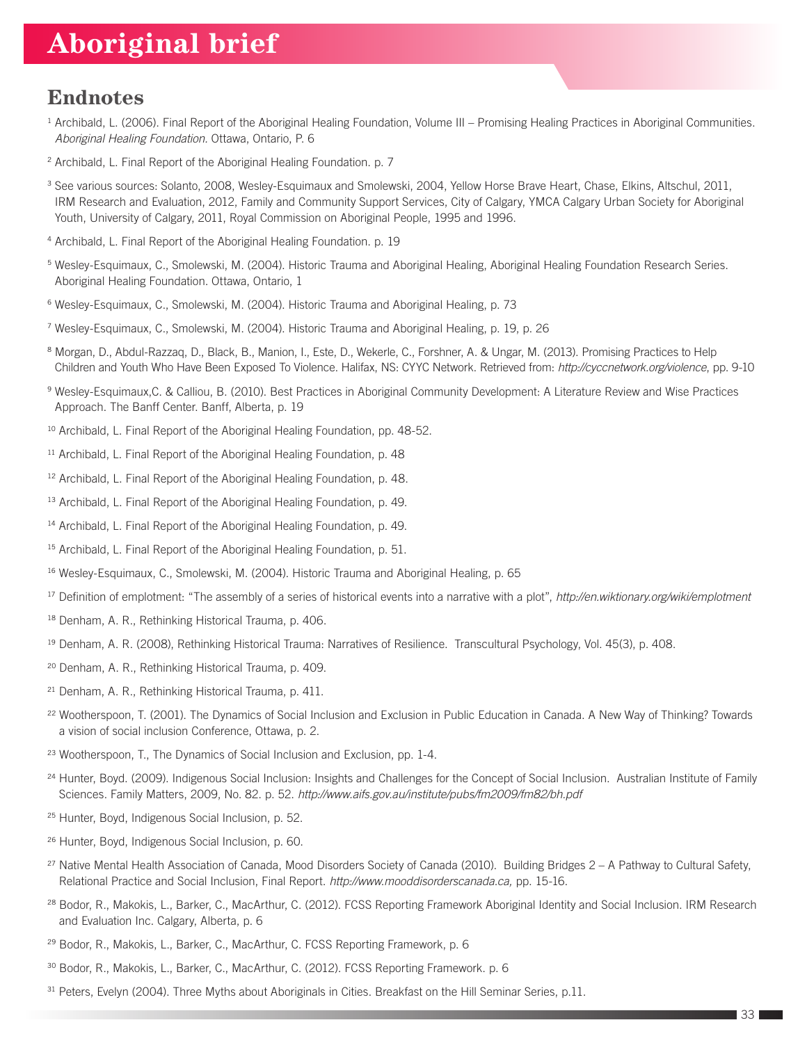## Endnotes

[1] Archibald, L. (2006). Final Report of the Aboriginal Healing Foundation, Volume III – Promising Healing Practices in Aboriginal Communities. *Aboriginal Healing Foundation.* Ottawa, Ontario, P. 6

[2] Archibald, L. Final Report of the Aboriginal Healing Foundation. p. 7

[3] See various sources: Solanto, 2008, Wesley-Esquimaux and Smolewski, 2004, Yellow Horse Brave Heart, Chase, Elkins, Altschul, 2011, IRM Research and Evaluation, 2012, Family and Community Support Services, City of Calgary, YMCA Calgary Urban Society for Aboriginal Youth, University of Calgary, 2011, Royal Commission on Aboriginal People, 1995 and 1996.

[4] Archibald, L. Final Report of the Aboriginal Healing Foundation. p. 19

[5] Wesley-Esquimaux, C., Smolewski, M. (2004). Historic Trauma and Aboriginal Healing, Aboriginal Healing Foundation Research Series. Aboriginal Healing Foundation. Ottawa, Ontario, 1

[6] Wesley-Esquimaux, C., Smolewski, M. (2004). Historic Trauma and Aboriginal Healing, p. 73

[7] Wesley-Esquimaux, C., Smolewski, M. (2004). Historic Trauma and Aboriginal Healing, p. 19, p. 26

[8] Morgan, D., Abdul-Razzaq, D., Black, B., Manion, I., Este, D., Wekerle, C., Forshner, A. & Ungar, M. (2013). Promising Practices to Help Children and Youth Who Have Been Exposed To Violence. Halifax, NS: CYYC Network. Retrieved from: *http://cyccnetwork.org/violence*, pp. 9-10

[9] Wesley-Esquimaux,C. & Calliou, B. (2010). Best Practices in Aboriginal Community Development: A Literature Review and Wise Practices Approach. The Banff Center. Banff, Alberta, p. 19

[10] Archibald, L. Final Report of the Aboriginal Healing Foundation, pp. 48-52.

[11] Archibald, L. Final Report of the Aboriginal Healing Foundation, p. 48

[12] Archibald, L. Final Report of the Aboriginal Healing Foundation, p. 48.

[13] Archibald, L. Final Report of the Aboriginal Healing Foundation, p. 49.

[14] Archibald, L. Final Report of the Aboriginal Healing Foundation, p. 49.

[15] Archibald, L. Final Report of the Aboriginal Healing Foundation, p. 51.

[16] Wesley-Esquimaux, C., Smolewski, M. (2004). Historic Trauma and Aboriginal Healing, p. 65

[17] Definition of emplotment: "The assembly of a series of historical events into a narrative with a plot", *http://en.wiktionary.org/wiki/emplotment*

[18] Denham, A. R., Rethinking Historical Trauma, p. 406.

[19] Denham, A. R. (2008), Rethinking Historical Trauma: Narratives of Resilience. Transcultural Psychology, Vol. 45(3), p. 408.

[20] Denham, A. R., Rethinking Historical Trauma, p. 409.

[21] Denham, A. R., Rethinking Historical Trauma, p. 411.

[22] Wootherspoon, T. (2001). The Dynamics of Social Inclusion and Exclusion in Public Education in Canada. A New Way of Thinking? Towards a vision of social inclusion Conference, Ottawa, p. 2.

[23] Wootherspoon, T., The Dynamics of Social Inclusion and Exclusion, pp. 1-4.

[24] Hunter, Boyd. (2009). Indigenous Social Inclusion: Insights and Challenges for the Concept of Social Inclusion. Australian Institute of Family Sciences. Family Matters, 2009, No. 82. p. 52. *http://www.aifs.gov.au/institute/pubs/fm2009/fm82/bh.pdf*

[25] Hunter, Boyd, Indigenous Social Inclusion, p. 52.

[26] Hunter, Boyd, Indigenous Social Inclusion, p. 60.

[27] Native Mental Health Association of Canada, Mood Disorders Society of Canada (2010). Building Bridges 2 – A Pathway to Cultural Safety, Relational Practice and Social Inclusion, Final Report. *http://www.mooddisorderscanada.ca,* pp. 15-16.

[28] Bodor, R., Makokis, L., Barker, C., MacArthur, C. (2012). FCSS Reporting Framework Aboriginal Identity and Social Inclusion. IRM Research and Evaluation Inc. Calgary, Alberta, p. 6

[29] Bodor, R., Makokis, L., Barker, C., MacArthur, C. FCSS Reporting Framework, p. 6

[30] Bodor, R., Makokis, L., Barker, C., MacArthur, C. (2012). FCSS Reporting Framework. p. 6

[31] Peters, Evelyn (2004). Three Myths about Aboriginals in Cities. Breakfast on the Hill Seminar Series, p.11.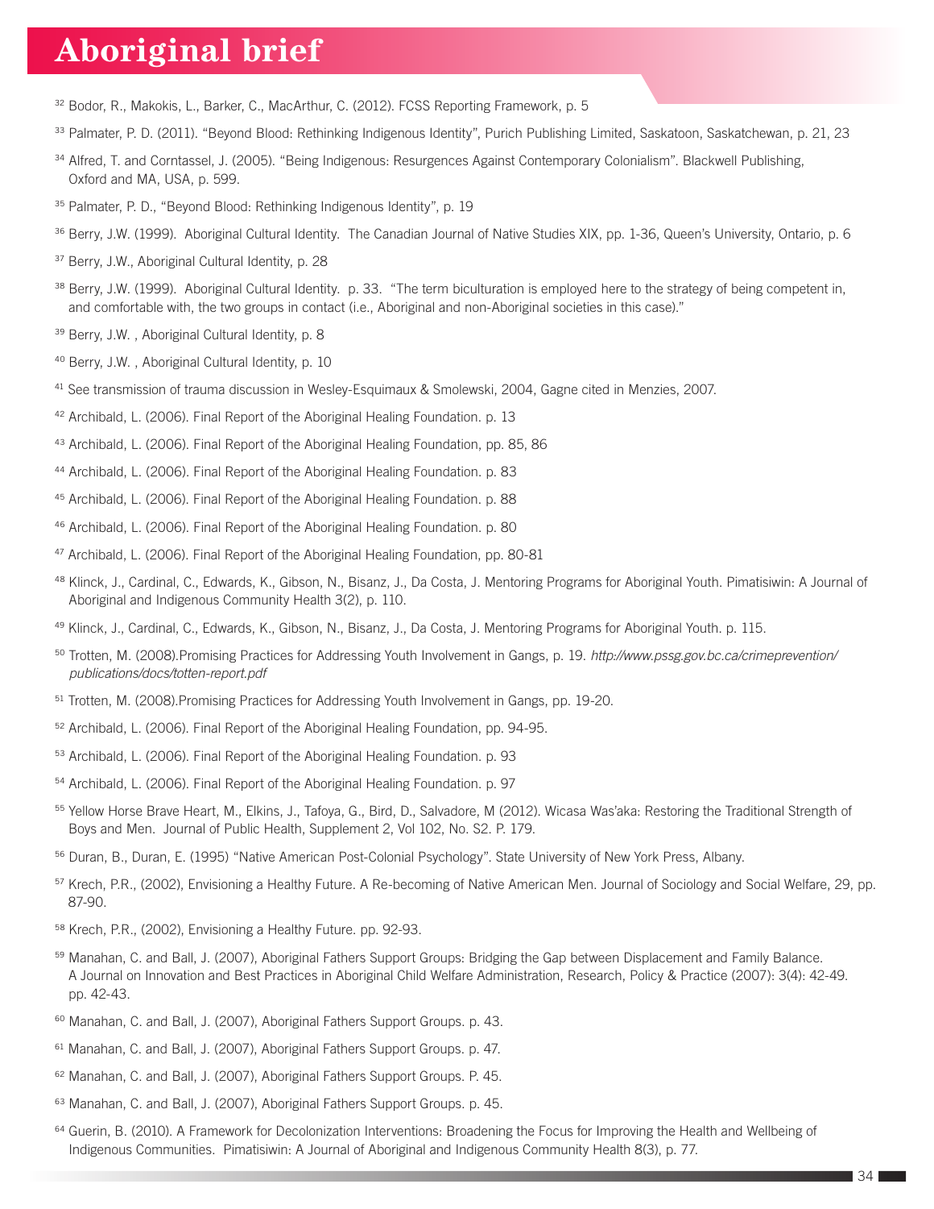# Aboriginal brief

[32] Bodor, R., Makokis, L., Barker, C., MacArthur, C. (2012). FCSS Reporting Framework, p. 5

[33] Palmater, P. D. (2011). "Beyond Blood: Rethinking Indigenous Identity", Purich Publishing Limited, Saskatoon, Saskatchewan, p. 21, 23

[34] Alfred, T. and Corntassel, J. (2005). "Being Indigenous: Resurgences Against Contemporary Colonialism". Blackwell Publishing, Oxford and MA, USA, p. 599.

[35] Palmater, P. D., "Beyond Blood: Rethinking Indigenous Identity", p. 19

[36] Berry, J.W. (1999). Aboriginal Cultural Identity. The Canadian Journal of Native Studies XIX, pp. 1-36, Queen's University, Ontario, p. 6

[37] Berry, J.W., Aboriginal Cultural Identity, p. 28

[38] Berry, J.W. (1999). Aboriginal Cultural Identity. p. 33. "The term biculturation is employed here to the strategy of being competent in, and comfortable with, the two groups in contact (i.e., Aboriginal and non-Aboriginal societies in this case)."

[39] Berry, J.W. , Aboriginal Cultural Identity, p. 8

[40] Berry, J.W. , Aboriginal Cultural Identity, p. 10

[41] See transmission of trauma discussion in Wesley-Esquimaux & Smolewski, 2004, Gagne cited in Menzies, 2007.

[42] Archibald, L. (2006). Final Report of the Aboriginal Healing Foundation. p. 13

[43] Archibald, L. (2006). Final Report of the Aboriginal Healing Foundation, pp. 85, 86

[44] Archibald, L. (2006). Final Report of the Aboriginal Healing Foundation. p. 83

[45] Archibald, L. (2006). Final Report of the Aboriginal Healing Foundation. p. 88

[46] Archibald, L. (2006). Final Report of the Aboriginal Healing Foundation. p. 80

[47] Archibald, L. (2006). Final Report of the Aboriginal Healing Foundation, pp. 80-81

[48] Klinck, J., Cardinal, C., Edwards, K., Gibson, N., Bisanz, J., Da Costa, J. Mentoring Programs for Aboriginal Youth. Pimatisiwin: A Journal of Aboriginal and Indigenous Community Health 3(2), p. 110.

[49] Klinck, J., Cardinal, C., Edwards, K., Gibson, N., Bisanz, J., Da Costa, J. Mentoring Programs for Aboriginal Youth. p. 115.

[50] Trotten, M. (2008).Promising Practices for Addressing Youth Involvement in Gangs, p. 19. *http://www.pssg.gov.bc.ca/crimeprevention/publications/docs/totten-report.pdf*

[51] Trotten, M. (2008).Promising Practices for Addressing Youth Involvement in Gangs, pp. 19-20.

[52] Archibald, L. (2006). Final Report of the Aboriginal Healing Foundation, pp. 94-95.

[53] Archibald, L. (2006). Final Report of the Aboriginal Healing Foundation. p. 93

[54] Archibald, L. (2006). Final Report of the Aboriginal Healing Foundation. p. 97

[55] Yellow Horse Brave Heart, M., Elkins, J., Tafoya, G., Bird, D., Salvadore, M (2012). Wicasa Was'aka: Restoring the Traditional Strength of Boys and Men. Journal of Public Health, Supplement 2, Vol 102, No. S2. P. 179.

[56] Duran, B., Duran, E. (1995) "Native American Post-Colonial Psychology". State University of New York Press, Albany.

[57] Krech, P.R., (2002), Envisioning a Healthy Future. A Re-becoming of Native American Men. Journal of Sociology and Social Welfare, 29, pp. 87-90.

[58] Krech, P.R., (2002), Envisioning a Healthy Future. pp. 92-93.

[59] Manahan, C. and Ball, J. (2007), Aboriginal Fathers Support Groups: Bridging the Gap between Displacement and Family Balance. A Journal on Innovation and Best Practices in Aboriginal Child Welfare Administration, Research, Policy & Practice (2007): 3(4): 42-49. pp. 42-43.

[60] Manahan, C. and Ball, J. (2007), Aboriginal Fathers Support Groups. p. 43.

[61] Manahan, C. and Ball, J. (2007), Aboriginal Fathers Support Groups. p. 47.

[62] Manahan, C. and Ball, J. (2007), Aboriginal Fathers Support Groups. P. 45.

[63] Manahan, C. and Ball, J. (2007), Aboriginal Fathers Support Groups. p. 45.

[64] Guerin, B. (2010). A Framework for Decolonization Interventions: Broadening the Focus for Improving the Health and Wellbeing of Indigenous Communities. Pimatisiwin: A Journal of Aboriginal and Indigenous Community Health 8(3), p. 77.